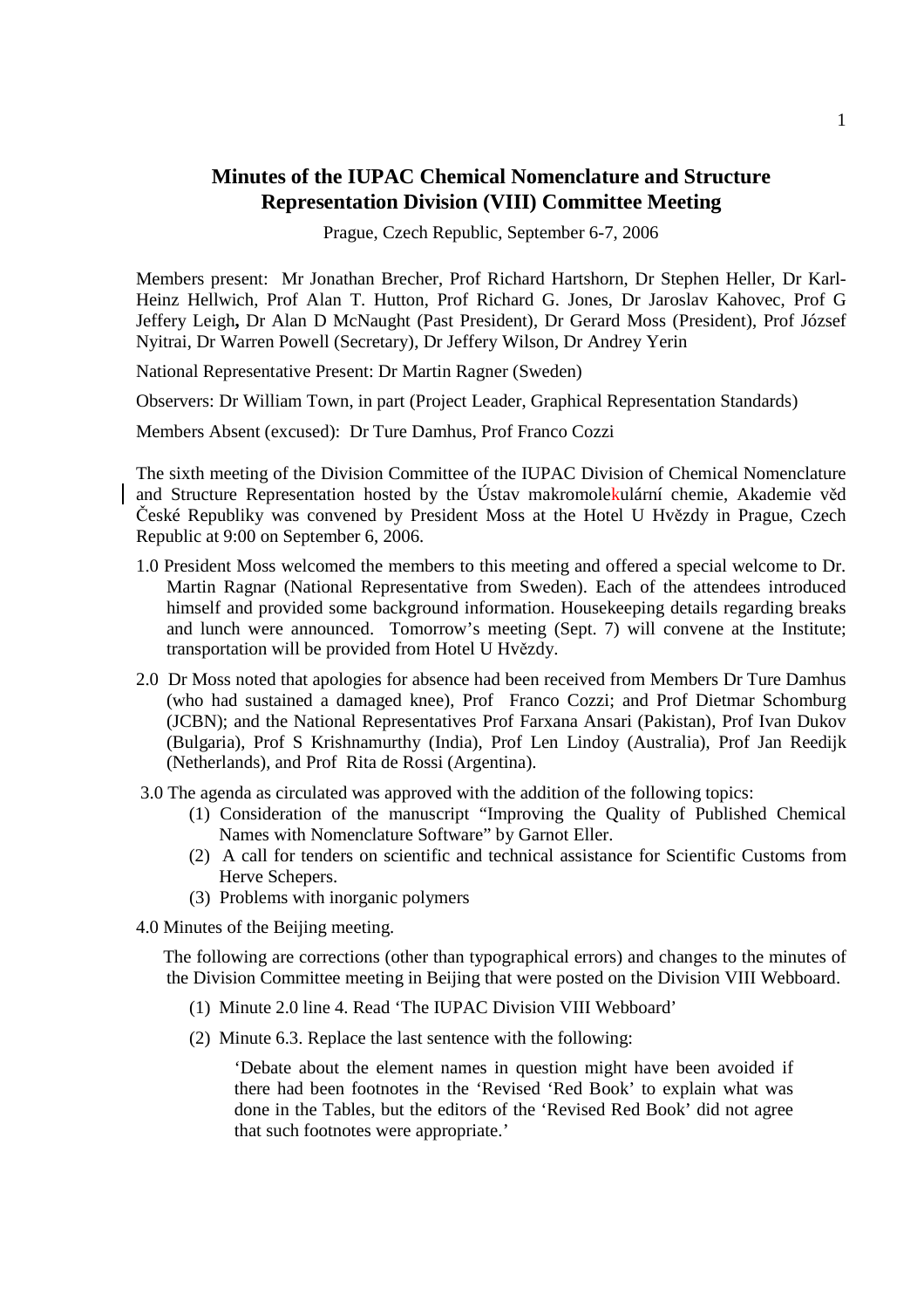# Minutes of the IUPAC Chemical Nomenclature and Structure Representation Division (VIII) Committee Meeting

Prague, Czech Republic, September 6-7, 2006

Members present: Mr Jonathan Brecher, Prof Richard Hartshorn, Dr Stephen Heller, Dr Karl-Heinz Hellwich, Prof Alan T. Hutton, Prof Richard G. Jones, Dr Jaroslav Kahovec, Prof G Jeffery Leigh**,** Dr Alan D McNaught (Past President), Dr Gerard Moss (President), Prof József Nyitrai, Dr Warren Powell (Secretary), Dr Jeffery Wilson, Dr Andrey Yerin

National Representative Present: Dr Martin Ragner (Sweden)

Observers: Dr William Town, in part (Project Leader, Graphical Representation Standards)

Members Absent (excused): Dr Ture Damhus, Prof Franco Cozzi

The sixth meeting of the Division Committee of the IUPAC Division of Chemical Nomenclature and Structure Representation hosted by the Ústav makromolekulární chemie, Akademie věd České Republiky was convened by President Moss at the Hotel U Hvězdy in Prague, Czech Republic at 9:00 on September 6, 2006.

1.0 President Moss welcomed the members to this meeting and offered a special welcome to Dr. Martin Ragnar (National Representative from Sweden). Each of the attendees introduced himself and provided some background information. Housekeeping details regarding breaks and lunch were announced. Tomorrow's meeting (Sept. 7) will convene at the Institute; transportation will be provided from Hotel U Hvězdy.

2.0 Dr Moss noted that apologies for absence had been received from Members Dr Ture Damhus (who had sustained a damaged knee), Prof Franco Cozzi; and Prof Dietmar Schomburg (JCBN); and the National Representatives Prof Farxana Ansari (Pakistan), Prof Ivan Dukov (Bulgaria), Prof S Krishnamurthy (India), Prof Len Lindoy (Australia), Prof Jan Reedijk (Netherlands), and Prof Rita de Rossi (Argentina).

3.0 The agenda as circulated was approved with the addition of the following topics:

(1) Consideration of the manuscript "Improving the Quality of Published Chemical Names with Nomenclature Software" by Garnot Eller.

(2) A call for tenders on scientific and technical assistance for Scientific Customs from Herve Schepers.

(3) Problems with inorganic polymers

4.0 Minutes of the Beijing meeting.

The following are corrections (other than typographical errors) and changes to the minutes of the Division Committee meeting in Beijing that were posted on the Division VIII Webboard.

(1) Minute 2.0 line 4. Read 'The IUPAC Division VIII Webboard'

(2) Minute 6.3. Replace the last sentence with the following:

> 'Debate about the element names in question might have been avoided if there had been footnotes in the 'Revised 'Red Book' to explain what was done in the Tables, but the editors of the 'Revised Red Book' did not agree that such footnotes were appropriate.'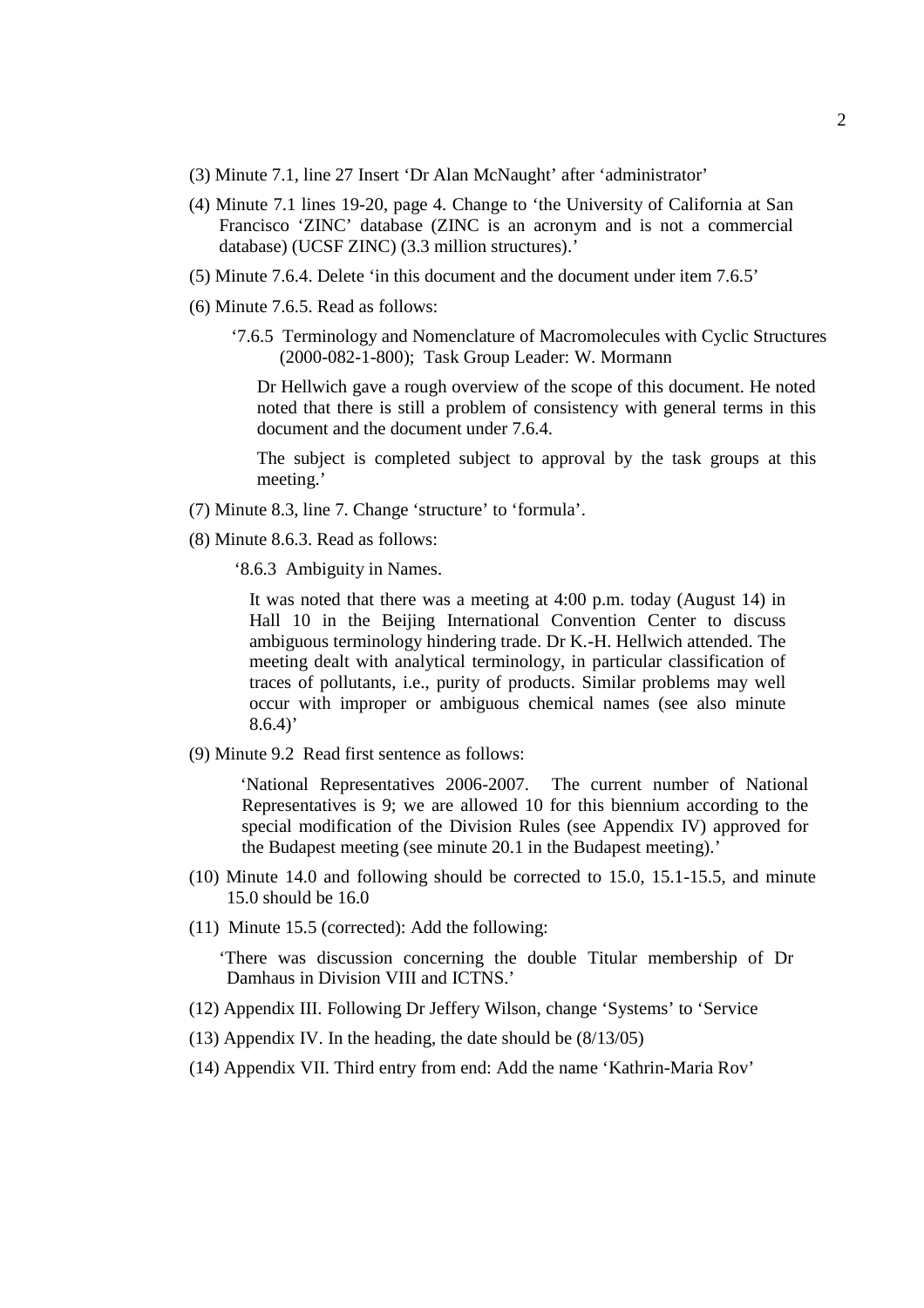(3) Minute 7.1, line 27 Insert ‘Dr Alan McNaught’ after ‘administrator’

(4) Minute 7.1 lines 19-20, page 4. Change to ‘the University of California at San Francisco ‘ZINC’ database (ZINC is an acronym and is not a commercial database) (UCSF ZINC) (3.3 million structures).’

(5) Minute 7.6.4. Delete ‘in this document and the document under item 7.6.5’

(6) Minute 7.6.5. Read as follows:

> ‘7.6.5 Terminology and Nomenclature of Macromolecules with Cyclic Structures (2000-082-1-800); Task Group Leader: W. Mormann
>
> Dr Hellwich gave a rough overview of the scope of this document. He noted noted that there is still a problem of consistency with general terms in this document and the document under 7.6.4.
>
> The subject is completed subject to approval by the task groups at this meeting.’

(7) Minute 8.3, line 7. Change ‘structure’ to ‘formula’.

(8) Minute 8.6.3. Read as follows:

> ‘8.6.3 Ambiguity in Names.
>
> It was noted that there was a meeting at 4:00 p.m. today (August 14) in Hall 10 in the Beijing International Convention Center to discuss ambiguous terminology hindering trade. Dr K.-H. Hellwich attended. The meeting dealt with analytical terminology, in particular classification of traces of pollutants, i.e., purity of products. Similar problems may well occur with improper or ambiguous chemical names (see also minute 8.6.4)’

(9) Minute 9.2 Read first sentence as follows:

> ‘National Representatives 2006-2007. The current number of National Representatives is 9; we are allowed 10 for this biennium according to the special modification of the Division Rules (see Appendix IV) approved for the Budapest meeting (see minute 20.1 in the Budapest meeting).’

(10) Minute 14.0 and following should be corrected to 15.0, 15.1-15.5, and minute 15.0 should be 16.0

(11) Minute 15.5 (corrected): Add the following:

> ‘There was discussion concerning the double Titular membership of Dr Damhaus in Division VIII and ICTNS.’

(12) Appendix III. Following Dr Jeffery Wilson, change ‘Systems’ to ‘Service

(13) Appendix IV. In the heading, the date should be (8/13/05)

(14) Appendix VII. Third entry from end: Add the name ‘Kathrin-Maria Rov’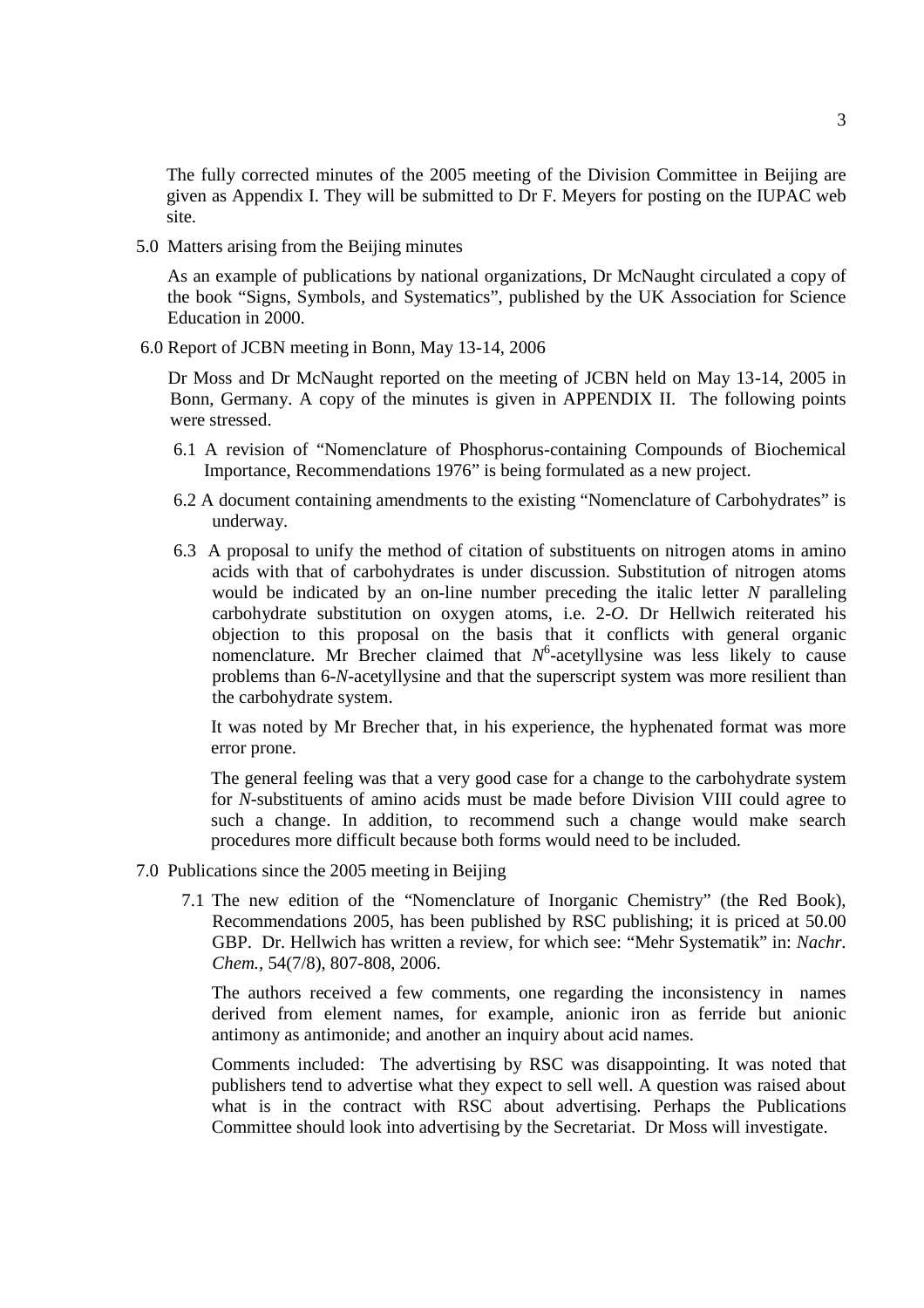The fully corrected minutes of the 2005 meeting of the Division Committee in Beijing are given as Appendix I. They will be submitted to Dr F. Meyers for posting on the IUPAC web site.

5.0 Matters arising from the Beijing minutes

As an example of publications by national organizations, Dr McNaught circulated a copy of the book "Signs, Symbols, and Systematics", published by the UK Association for Science Education in 2000.

6.0 Report of JCBN meeting in Bonn, May 13-14, 2006

Dr Moss and Dr McNaught reported on the meeting of JCBN held on May 13-14, 2005 in Bonn, Germany. A copy of the minutes is given in APPENDIX II. The following points were stressed.

6.1 A revision of "Nomenclature of Phosphorus-containing Compounds of Biochemical Importance, Recommendations 1976" is being formulated as a new project.

6.2 A document containing amendments to the existing "Nomenclature of Carbohydrates" is underway.

6.3 A proposal to unify the method of citation of substituents on nitrogen atoms in amino acids with that of carbohydrates is under discussion. Substitution of nitrogen atoms would be indicated by an on-line number preceding the italic letter *N* paralleling carbohydrate substitution on oxygen atoms, i.e. 2-*O*. Dr Hellwich reiterated his objection to this proposal on the basis that it conflicts with general organic nomenclature. Mr Brecher claimed that $N^6$-acetyllysine was less likely to cause problems than 6-*N*-acetyllysine and that the superscript system was more resilient than the carbohydrate system.

It was noted by Mr Brecher that, in his experience, the hyphenated format was more error prone.

The general feeling was that a very good case for a change to the carbohydrate system for *N*-substituents of amino acids must be made before Division VIII could agree to such a change. In addition, to recommend such a change would make search procedures more difficult because both forms would need to be included.

7.0 Publications since the 2005 meeting in Beijing

7.1 The new edition of the "Nomenclature of Inorganic Chemistry" (the Red Book), Recommendations 2005, has been published by RSC publishing; it is priced at 50.00 GBP. Dr. Hellwich has written a review, for which see: "Mehr Systematik" in: *Nachr. Chem.*, 54(7/8), 807-808, 2006.

The authors received a few comments, one regarding the inconsistency in names derived from element names, for example, anionic iron as ferride but anionic antimony as antimonide; and another an inquiry about acid names.

Comments included: The advertising by RSC was disappointing. It was noted that publishers tend to advertise what they expect to sell well. A question was raised about what is in the contract with RSC about advertising. Perhaps the Publications Committee should look into advertising by the Secretariat. Dr Moss will investigate.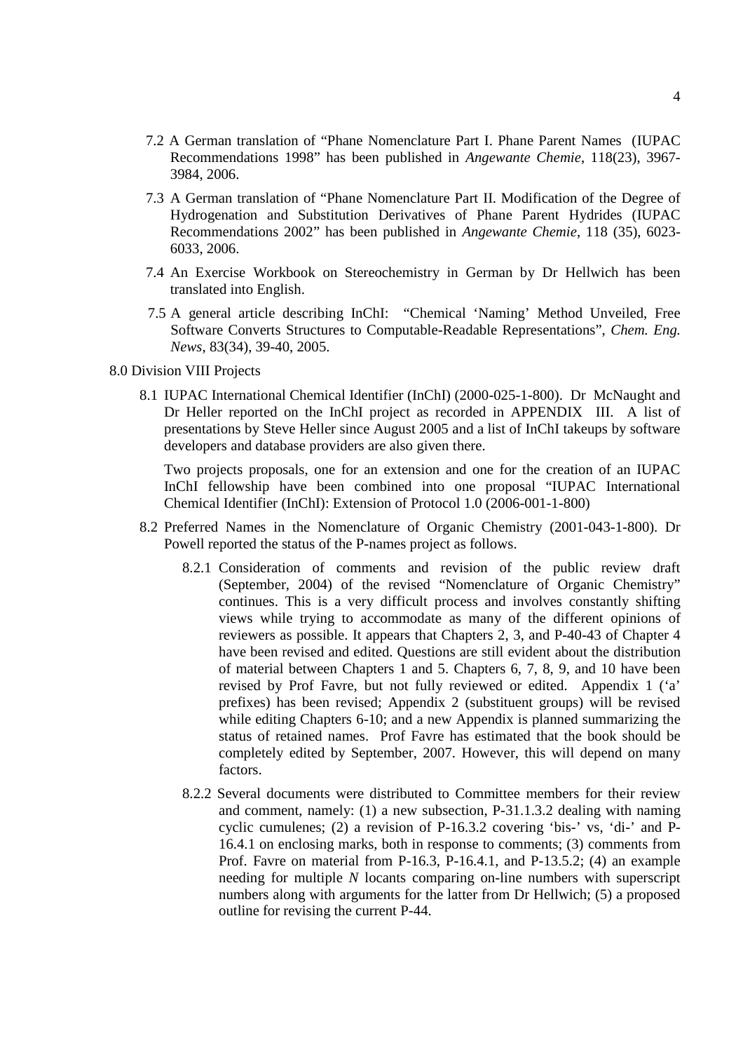7.2 A German translation of "Phane Nomenclature Part I. Phane Parent Names (IUPAC Recommendations 1998" has been published in *Angewante Chemie*, 118(23), 3967-3984, 2006.

7.3 A German translation of "Phane Nomenclature Part II. Modification of the Degree of Hydrogenation and Substitution Derivatives of Phane Parent Hydrides (IUPAC Recommendations 2002" has been published in *Angewante Chemie*, 118 (35), 6023-6033, 2006.

7.4 An Exercise Workbook on Stereochemistry in German by Dr Hellwich has been translated into English.

7.5 A general article describing InChI: "Chemical 'Naming' Method Unveiled, Free Software Converts Structures to Computable-Readable Representations", *Chem. Eng. News*, 83(34), 39-40, 2005.

8.0 Division VIII Projects

8.1 IUPAC International Chemical Identifier (InChI) (2000-025-1-800). Dr McNaught and Dr Heller reported on the InChI project as recorded in APPENDIX III. A list of presentations by Steve Heller since August 2005 and a list of InChI takeups by software developers and database providers are also given there.

Two projects proposals, one for an extension and one for the creation of an IUPAC InChI fellowship have been combined into one proposal "IUPAC International Chemical Identifier (InChI): Extension of Protocol 1.0 (2006-001-1-800)

8.2 Preferred Names in the Nomenclature of Organic Chemistry (2001-043-1-800). Dr Powell reported the status of the P-names project as follows.

8.2.1 Consideration of comments and revision of the public review draft (September, 2004) of the revised "Nomenclature of Organic Chemistry" continues. This is a very difficult process and involves constantly shifting views while trying to accommodate as many of the different opinions of reviewers as possible. It appears that Chapters 2, 3, and P-40-43 of Chapter 4 have been revised and edited. Questions are still evident about the distribution of material between Chapters 1 and 5. Chapters 6, 7, 8, 9, and 10 have been revised by Prof Favre, but not fully reviewed or edited. Appendix 1 ('a' prefixes) has been revised; Appendix 2 (substituent groups) will be revised while editing Chapters 6-10; and a new Appendix is planned summarizing the status of retained names. Prof Favre has estimated that the book should be completely edited by September, 2007. However, this will depend on many factors.

8.2.2 Several documents were distributed to Committee members for their review and comment, namely: (1) a new subsection, P-31.1.3.2 dealing with naming cyclic cumulenes; (2) a revision of P-16.3.2 covering 'bis-' vs, 'di-' and P-16.4.1 on enclosing marks, both in response to comments; (3) comments from Prof. Favre on material from P-16.3, P-16.4.1, and P-13.5.2; (4) an example needing for multiple *N* locants comparing on-line numbers with superscript numbers along with arguments for the latter from Dr Hellwich; (5) a proposed outline for revising the current P-44.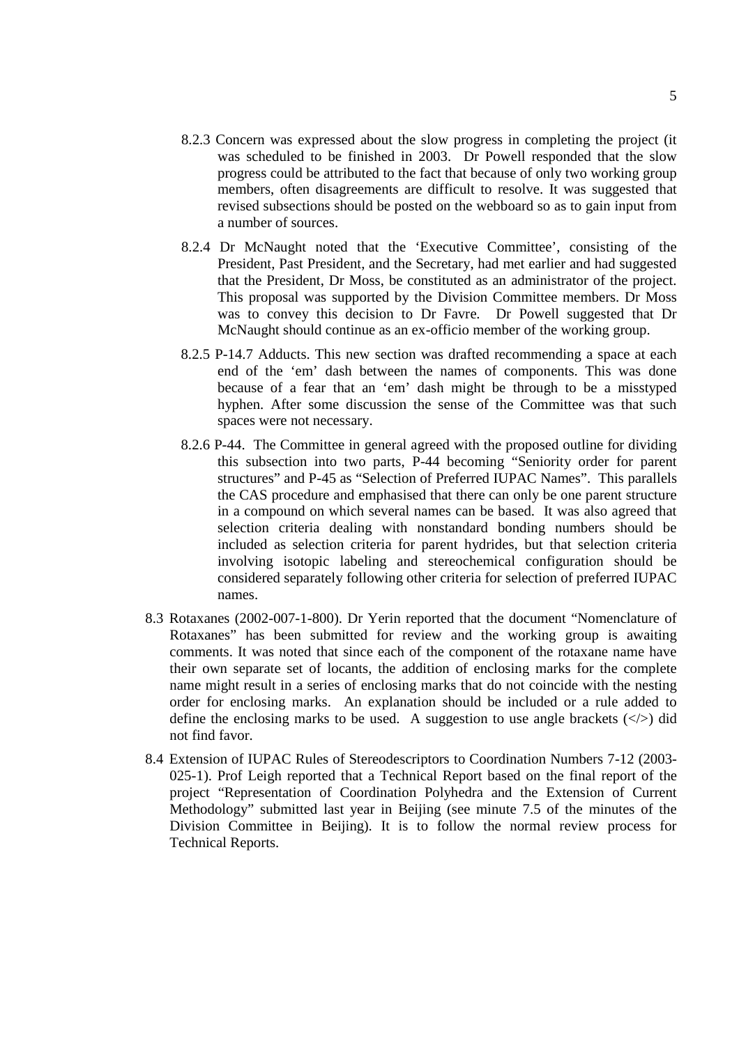8.2.3 Concern was expressed about the slow progress in completing the project (it was scheduled to be finished in 2003. Dr Powell responded that the slow progress could be attributed to the fact that because of only two working group members, often disagreements are difficult to resolve. It was suggested that revised subsections should be posted on the webboard so as to gain input from a number of sources.

8.2.4 Dr McNaught noted that the 'Executive Committee', consisting of the President, Past President, and the Secretary, had met earlier and had suggested that the President, Dr Moss, be constituted as an administrator of the project. This proposal was supported by the Division Committee members. Dr Moss was to convey this decision to Dr Favre. Dr Powell suggested that Dr McNaught should continue as an ex-officio member of the working group.

8.2.5 P-14.7 Adducts. This new section was drafted recommending a space at each end of the 'em' dash between the names of components. This was done because of a fear that an 'em' dash might be through to be a misstyped hyphen. After some discussion the sense of the Committee was that such spaces were not necessary.

8.2.6 P-44. The Committee in general agreed with the proposed outline for dividing this subsection into two parts, P-44 becoming "Seniority order for parent structures" and P-45 as "Selection of Preferred IUPAC Names". This parallels the CAS procedure and emphasised that there can only be one parent structure in a compound on which several names can be based. It was also agreed that selection criteria dealing with nonstandard bonding numbers should be included as selection criteria for parent hydrides, but that selection criteria involving isotopic labeling and stereochemical configuration should be considered separately following other criteria for selection of preferred IUPAC names.

8.3 Rotaxanes (2002-007-1-800). Dr Yerin reported that the document "Nomenclature of Rotaxanes" has been submitted for review and the working group is awaiting comments. It was noted that since each of the component of the rotaxane name have their own separate set of locants, the addition of enclosing marks for the complete name might result in a series of enclosing marks that do not coincide with the nesting order for enclosing marks. An explanation should be included or a rule added to define the enclosing marks to be used. A suggestion to use angle brackets (</>) did not find favor.

8.4 Extension of IUPAC Rules of Stereodescriptors to Coordination Numbers 7-12 (2003-025-1). Prof Leigh reported that a Technical Report based on the final report of the project "Representation of Coordination Polyhedra and the Extension of Current Methodology" submitted last year in Beijing (see minute 7.5 of the minutes of the Division Committee in Beijing). It is to follow the normal review process for Technical Reports.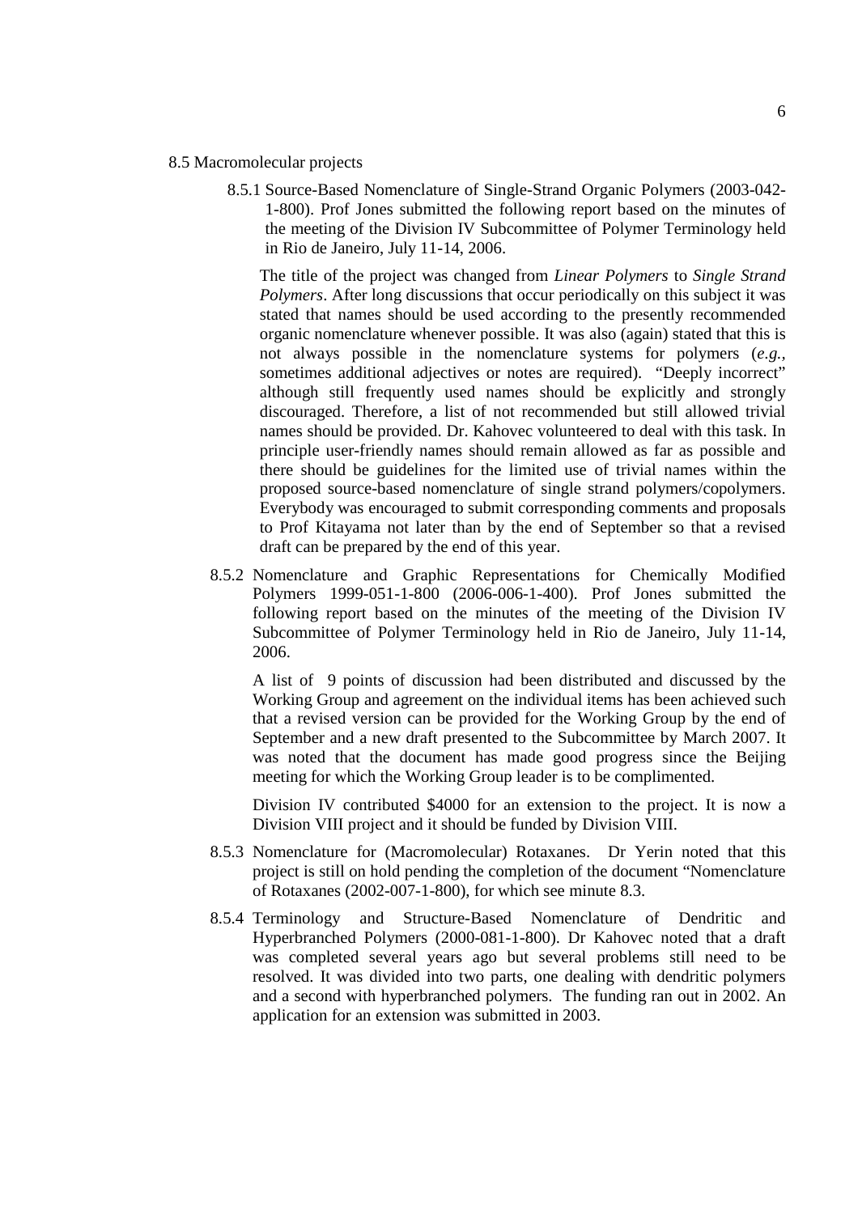8.5 Macromolecular projects

8.5.1 Source-Based Nomenclature of Single-Strand Organic Polymers (2003-042-1-800). Prof Jones submitted the following report based on the minutes of the meeting of the Division IV Subcommittee of Polymer Terminology held in Rio de Janeiro, July 11-14, 2006.

The title of the project was changed from *Linear Polymers* to *Single Strand Polymers*. After long discussions that occur periodically on this subject it was stated that names should be used according to the presently recommended organic nomenclature whenever possible. It was also (again) stated that this is not always possible in the nomenclature systems for polymers (*e.g.*, sometimes additional adjectives or notes are required). "Deeply incorrect" although still frequently used names should be explicitly and strongly discouraged. Therefore, a list of not recommended but still allowed trivial names should be provided. Dr. Kahovec volunteered to deal with this task. In principle user-friendly names should remain allowed as far as possible and there should be guidelines for the limited use of trivial names within the proposed source-based nomenclature of single strand polymers/copolymers. Everybody was encouraged to submit corresponding comments and proposals to Prof Kitayama not later than by the end of September so that a revised draft can be prepared by the end of this year.

8.5.2 Nomenclature and Graphic Representations for Chemically Modified Polymers 1999-051-1-800 (2006-006-1-400). Prof Jones submitted the following report based on the minutes of the meeting of the Division IV Subcommittee of Polymer Terminology held in Rio de Janeiro, July 11-14, 2006.

A list of 9 points of discussion had been distributed and discussed by the Working Group and agreement on the individual items has been achieved such that a revised version can be provided for the Working Group by the end of September and a new draft presented to the Subcommittee by March 2007. It was noted that the document has made good progress since the Beijing meeting for which the Working Group leader is to be complimented.

Division IV contributed \$4000 for an extension to the project. It is now a Division VIII project and it should be funded by Division VIII.

8.5.3 Nomenclature for (Macromolecular) Rotaxanes. Dr Yerin noted that this project is still on hold pending the completion of the document "Nomenclature of Rotaxanes (2002-007-1-800), for which see minute 8.3.

8.5.4 Terminology and Structure-Based Nomenclature of Dendritic and Hyperbranched Polymers (2000-081-1-800). Dr Kahovec noted that a draft was completed several years ago but several problems still need to be resolved. It was divided into two parts, one dealing with dendritic polymers and a second with hyperbranched polymers. The funding ran out in 2002. An application for an extension was submitted in 2003.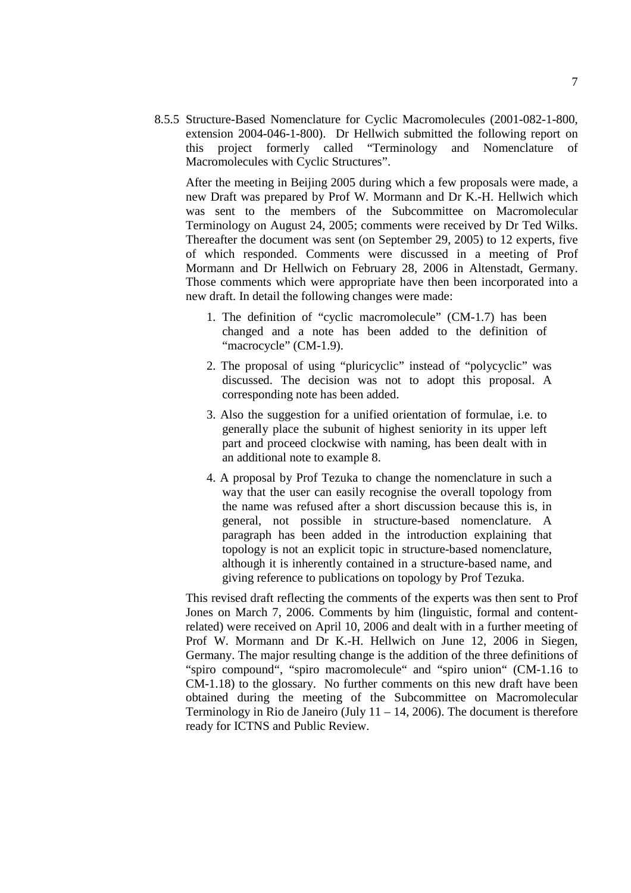8.5.5 Structure-Based Nomenclature for Cyclic Macromolecules (2001-082-1-800, extension 2004-046-1-800). Dr Hellwich submitted the following report on this project formerly called "Terminology and Nomenclature of Macromolecules with Cyclic Structures".

After the meeting in Beijing 2005 during which a few proposals were made, a new Draft was prepared by Prof W. Mormann and Dr K.-H. Hellwich which was sent to the members of the Subcommittee on Macromolecular Terminology on August 24, 2005; comments were received by Dr Ted Wilks. Thereafter the document was sent (on September 29, 2005) to 12 experts, five of which responded. Comments were discussed in a meeting of Prof Mormann and Dr Hellwich on February 28, 2006 in Altenstadt, Germany. Those comments which were appropriate have then been incorporated into a new draft. In detail the following changes were made:

1. The definition of "cyclic macromolecule" (CM-1.7) has been changed and a note has been added to the definition of "macrocycle" (CM-1.9).
2. The proposal of using "pluricyclic" instead of "polycyclic" was discussed. The decision was not to adopt this proposal. A corresponding note has been added.
3. Also the suggestion for a unified orientation of formulae, i.e. to generally place the subunit of highest seniority in its upper left part and proceed clockwise with naming, has been dealt with in an additional note to example 8.
4. A proposal by Prof Tezuka to change the nomenclature in such a way that the user can easily recognise the overall topology from the name was refused after a short discussion because this is, in general, not possible in structure-based nomenclature. A paragraph has been added in the introduction explaining that topology is not an explicit topic in structure-based nomenclature, although it is inherently contained in a structure-based name, and giving reference to publications on topology by Prof Tezuka.

This revised draft reflecting the comments of the experts was then sent to Prof Jones on March 7, 2006. Comments by him (linguistic, formal and content-related) were received on April 10, 2006 and dealt with in a further meeting of Prof W. Mormann and Dr K.-H. Hellwich on June 12, 2006 in Siegen, Germany. The major resulting change is the addition of the three definitions of "spiro compound", "spiro macromolecule" and "spiro union" (CM-1.16 to CM-1.18) to the glossary. No further comments on this new draft have been obtained during the meeting of the Subcommittee on Macromolecular Terminology in Rio de Janeiro (July 11 – 14, 2006). The document is therefore ready for ICTNS and Public Review.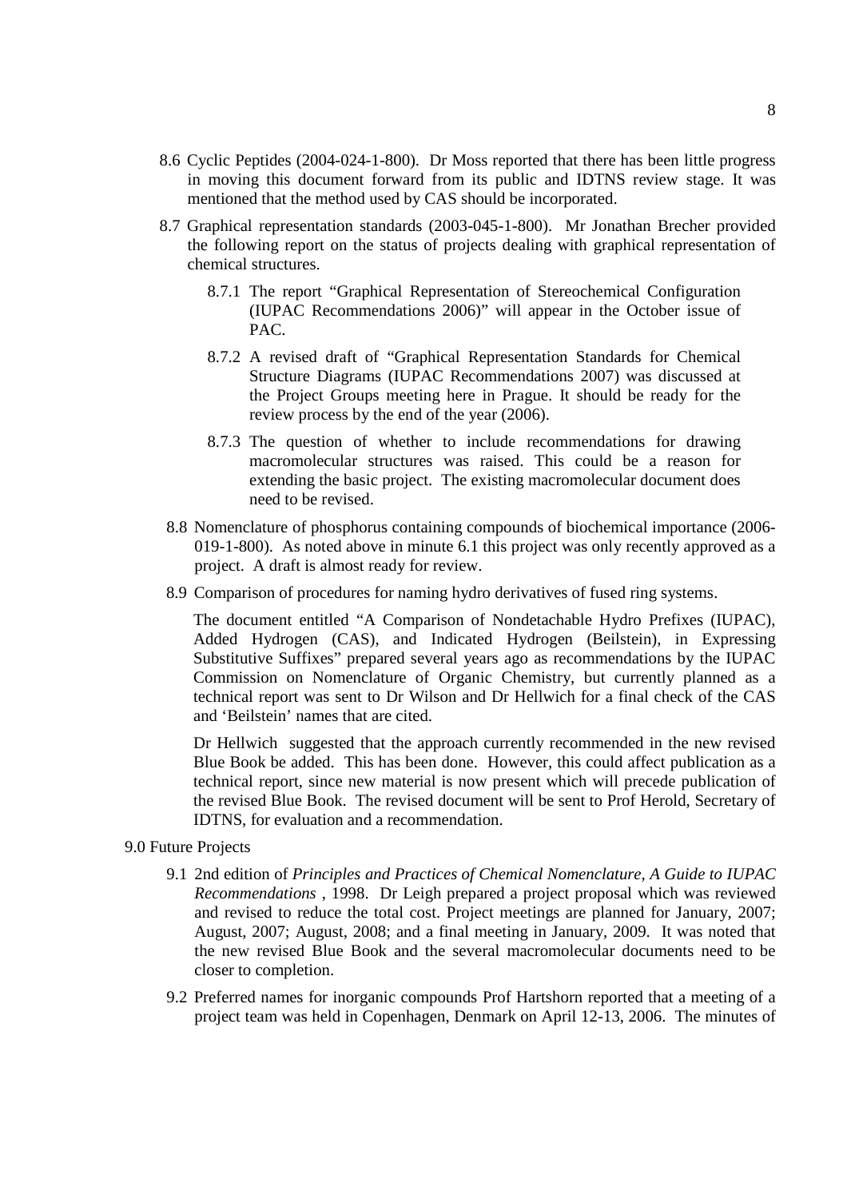8.6 Cyclic Peptides (2004-024-1-800). Dr Moss reported that there has been little progress in moving this document forward from its public and IDTNS review stage. It was mentioned that the method used by CAS should be incorporated.

8.7 Graphical representation standards (2003-045-1-800). Mr Jonathan Brecher provided the following report on the status of projects dealing with graphical representation of chemical structures.

8.7.1 The report "Graphical Representation of Stereochemical Configuration (IUPAC Recommendations 2006)" will appear in the October issue of PAC.

8.7.2 A revised draft of "Graphical Representation Standards for Chemical Structure Diagrams (IUPAC Recommendations 2007) was discussed at the Project Groups meeting here in Prague. It should be ready for the review process by the end of the year (2006).

8.7.3 The question of whether to include recommendations for drawing macromolecular structures was raised. This could be a reason for extending the basic project. The existing macromolecular document does need to be revised.

8.8 Nomenclature of phosphorus containing compounds of biochemical importance (2006-019-1-800). As noted above in minute 6.1 this project was only recently approved as a project. A draft is almost ready for review.

8.9 Comparison of procedures for naming hydro derivatives of fused ring systems.

The document entitled "A Comparison of Nondetachable Hydro Prefixes (IUPAC), Added Hydrogen (CAS), and Indicated Hydrogen (Beilstein), in Expressing Substitutive Suffixes" prepared several years ago as recommendations by the IUPAC Commission on Nomenclature of Organic Chemistry, but currently planned as a technical report was sent to Dr Wilson and Dr Hellwich for a final check of the CAS and 'Beilstein' names that are cited.

Dr Hellwich suggested that the approach currently recommended in the new revised Blue Book be added. This has been done. However, this could affect publication as a technical report, since new material is now present which will precede publication of the revised Blue Book. The revised document will be sent to Prof Herold, Secretary of IDTNS, for evaluation and a recommendation.

9.0 Future Projects

9.1 2nd edition of *Principles and Practices of Chemical Nomenclature, A Guide to IUPAC Recommendations* , 1998. Dr Leigh prepared a project proposal which was reviewed and revised to reduce the total cost. Project meetings are planned for January, 2007; August, 2007; August, 2008; and a final meeting in January, 2009. It was noted that the new revised Blue Book and the several macromolecular documents need to be closer to completion.

9.2 Preferred names for inorganic compounds Prof Hartshorn reported that a meeting of a project team was held in Copenhagen, Denmark on April 12-13, 2006. The minutes of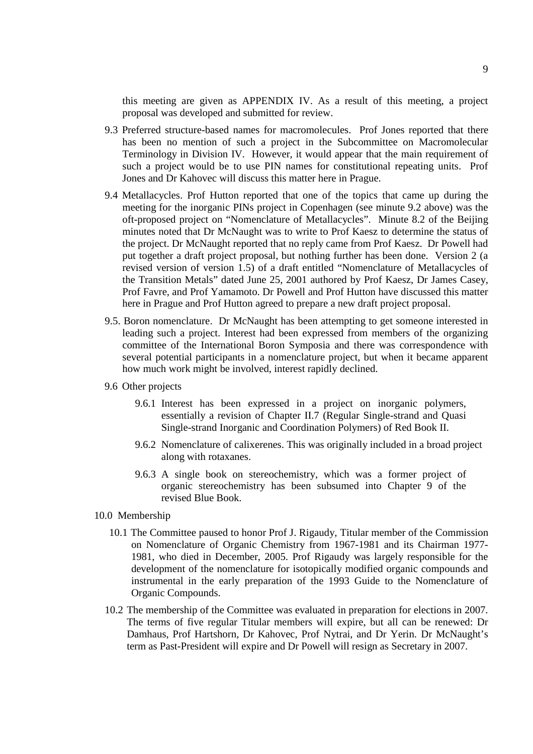this meeting are given as APPENDIX IV. As a result of this meeting, a project proposal was developed and submitted for review.

9.3 Preferred structure-based names for macromolecules. Prof Jones reported that there has been no mention of such a project in the Subcommittee on Macromolecular Terminology in Division IV. However, it would appear that the main requirement of such a project would be to use PIN names for constitutional repeating units. Prof Jones and Dr Kahovec will discuss this matter here in Prague.

9.4 Metallacycles. Prof Hutton reported that one of the topics that came up during the meeting for the inorganic PINs project in Copenhagen (see minute 9.2 above) was the oft-proposed project on "Nomenclature of Metallacycles". Minute 8.2 of the Beijing minutes noted that Dr McNaught was to write to Prof Kaesz to determine the status of the project. Dr McNaught reported that no reply came from Prof Kaesz. Dr Powell had put together a draft project proposal, but nothing further has been done. Version 2 (a revised version of version 1.5) of a draft entitled "Nomenclature of Metallacycles of the Transition Metals" dated June 25, 2001 authored by Prof Kaesz, Dr James Casey, Prof Favre, and Prof Yamamoto. Dr Powell and Prof Hutton have discussed this matter here in Prague and Prof Hutton agreed to prepare a new draft project proposal.

9.5. Boron nomenclature. Dr McNaught has been attempting to get someone interested in leading such a project. Interest had been expressed from members of the organizing committee of the International Boron Symposia and there was correspondence with several potential participants in a nomenclature project, but when it became apparent how much work might be involved, interest rapidly declined.

9.6 Other projects

9.6.1 Interest has been expressed in a project on inorganic polymers, essentially a revision of Chapter II.7 (Regular Single-strand and Quasi Single-strand Inorganic and Coordination Polymers) of Red Book II.

9.6.2 Nomenclature of calixerenes. This was originally included in a broad project along with rotaxanes.

9.6.3 A single book on stereochemistry, which was a former project of organic stereochemistry has been subsumed into Chapter 9 of the revised Blue Book.

10.0 Membership

10.1 The Committee paused to honor Prof J. Rigaudy, Titular member of the Commission on Nomenclature of Organic Chemistry from 1967-1981 and its Chairman 1977-1981, who died in December, 2005. Prof Rigaudy was largely responsible for the development of the nomenclature for isotopically modified organic compounds and instrumental in the early preparation of the 1993 Guide to the Nomenclature of Organic Compounds.

10.2 The membership of the Committee was evaluated in preparation for elections in 2007. The terms of five regular Titular members will expire, but all can be renewed: Dr Damhaus, Prof Hartshorn, Dr Kahovec, Prof Nytrai, and Dr Yerin. Dr McNaught's term as Past-President will expire and Dr Powell will resign as Secretary in 2007.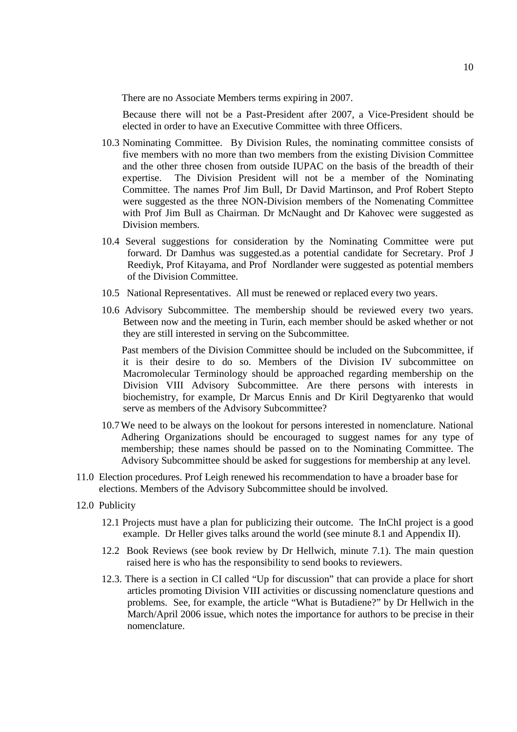There are no Associate Members terms expiring in 2007.

Because there will not be a Past-President after 2007, a Vice-President should be elected in order to have an Executive Committee with three Officers.

10.3 Nominating Committee. By Division Rules, the nominating committee consists of five members with no more than two members from the existing Division Committee and the other three chosen from outside IUPAC on the basis of the breadth of their expertise. The Division President will not be a member of the Nominating Committee. The names Prof Jim Bull, Dr David Martinson, and Prof Robert Stepto were suggested as the three NON-Division members of the Nomenating Committee with Prof Jim Bull as Chairman. Dr McNaught and Dr Kahovec were suggested as Division members.

10.4 Several suggestions for consideration by the Nominating Committee were put forward. Dr Damhus was suggested.as a potential candidate for Secretary. Prof J Reediyk, Prof Kitayama, and Prof Nordlander were suggested as potential members of the Division Committee.

10.5 National Representatives. All must be renewed or replaced every two years.

10.6 Advisory Subcommittee. The membership should be reviewed every two years. Between now and the meeting in Turin, each member should be asked whether or not they are still interested in serving on the Subcommittee.

Past members of the Division Committee should be included on the Subcommittee, if it is their desire to do so. Members of the Division IV subcommittee on Macromolecular Terminology should be approached regarding membership on the Division VIII Advisory Subcommittee. Are there persons with interests in biochemistry, for example, Dr Marcus Ennis and Dr Kiril Degtyarenko that would serve as members of the Advisory Subcommittee?

10.7 We need to be always on the lookout for persons interested in nomenclature. National Adhering Organizations should be encouraged to suggest names for any type of membership; these names should be passed on to the Nominating Committee. The Advisory Subcommittee should be asked for suggestions for membership at any level.

11.0 Election procedures. Prof Leigh renewed his recommendation to have a broader base for elections. Members of the Advisory Subcommittee should be involved.

12.0 Publicity

12.1 Projects must have a plan for publicizing their outcome. The InChI project is a good example. Dr Heller gives talks around the world (see minute 8.1 and Appendix II).

12.2 Book Reviews (see book review by Dr Hellwich, minute 7.1). The main question raised here is who has the responsibility to send books to reviewers.

12.3. There is a section in CI called "Up for discussion" that can provide a place for short articles promoting Division VIII activities or discussing nomenclature questions and problems. See, for example, the article "What is Butadiene?" by Dr Hellwich in the March/April 2006 issue, which notes the importance for authors to be precise in their nomenclature.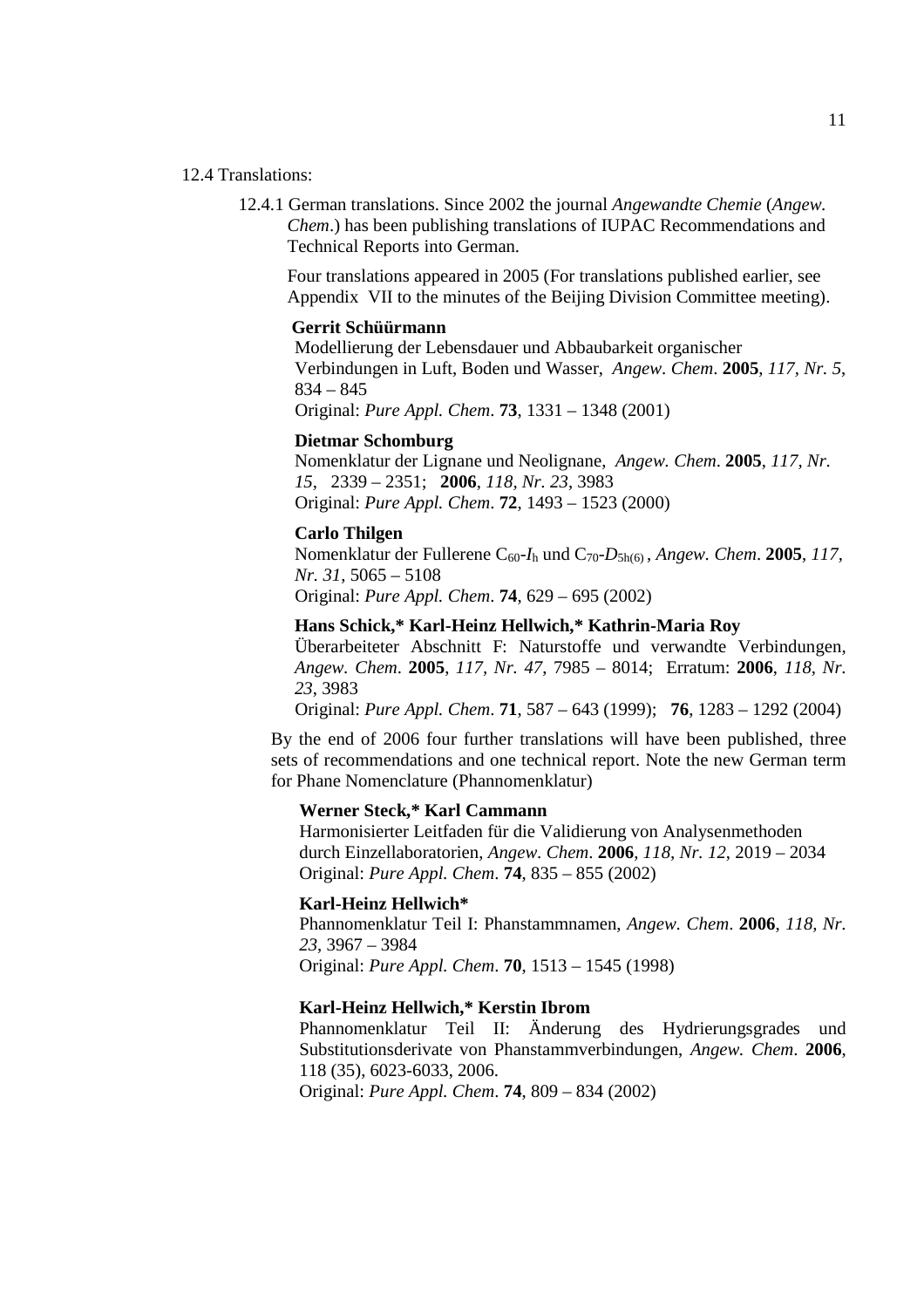12.4 Translations:

12.4.1 German translations. Since 2002 the journal *Angewandte Chemie* (*Angew. Chem*.) has been publishing translations of IUPAC Recommendations and Technical Reports into German.

Four translations appeared in 2005 (For translations published earlier, see Appendix VII to the minutes of the Beijing Division Committee meeting).

**Gerrit Schüürmann**
Modellierung der Lebensdauer und Abbaubarkeit organischer Verbindungen in Luft, Boden und Wasser, *Angew. Chem*. **2005**, *117, Nr. 5*, 834 – 845
Original: *Pure Appl. Chem*. **73**, 1331 – 1348 (2001)

**Dietmar Schomburg**
Nomenklatur der Lignane und Neolignane, *Angew. Chem*. **2005**, *117, Nr. 15*, 2339 – 2351; **2006**, *118, Nr. 23*, 3983
Original: *Pure Appl. Chem*. **72**, 1493 – 1523 (2000)

**Carlo Thilgen**
Nomenklatur der Fullerene $C_{60}$-$I_h$ und $C_{70}$-$D_{5h(6)}$, *Angew. Chem*. **2005**, *117, Nr. 31*, 5065 – 5108
Original: *Pure Appl. Chem*. **74**, 629 – 695 (2002)

**Hans Schick,* Karl-Heinz Hellwich,* Kathrin-Maria Roy**
Überarbeiteter Abschnitt F: Naturstoffe und verwandte Verbindungen, *Angew. Chem*. **2005**, *117, Nr. 47*, 7985 – 8014; Erratum: **2006**, *118, Nr. 23*, 3983
Original: *Pure Appl. Chem*. **71**, 587 – 643 (1999); **76**, 1283 – 1292 (2004)

By the end of 2006 four further translations will have been published, three sets of recommendations and one technical report. Note the new German term for Phane Nomenclature (Phannomenklatur)

**Werner Steck,* Karl Cammann**
Harmonisierter Leitfaden für die Validierung von Analysenmethoden durch Einzellaboratorien, *Angew. Chem*. **2006**, *118, Nr. 12*, 2019 – 2034
Original: *Pure Appl. Chem*. **74**, 835 – 855 (2002)

**Karl-Heinz Hellwich***
Phannomenklatur Teil I: Phanstammnamen, *Angew. Chem*. **2006**, *118, Nr. 23*, 3967 – 3984
Original: *Pure Appl. Chem*. **70**, 1513 – 1545 (1998)

**Karl-Heinz Hellwich,* Kerstin Ibrom**
Phannomenklatur Teil II: Änderung des Hydrierungsgrades und Substitutionsderivate von Phanstammverbindungen, *Angew. Chem*. **2006**, 118 (35), 6023-6033, 2006.
Original: *Pure Appl. Chem*. **74**, 809 – 834 (2002)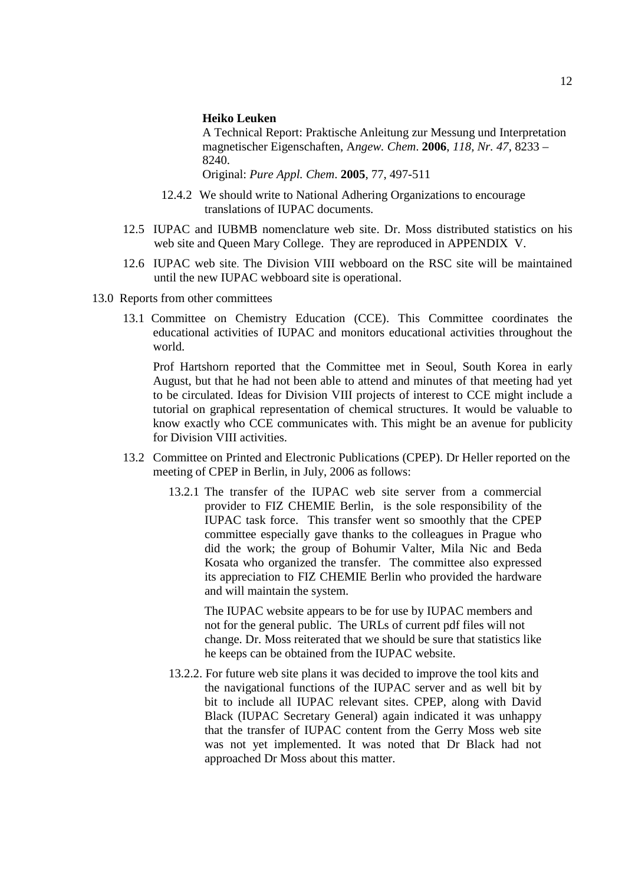**Heiko Leuken**

A Technical Report: Praktische Anleitung zur Messung und Interpretation magnetischer Eigenschaften, A*ngew. Chem*. **2006**, *118, Nr. 47*, 8233 – 8240.

Original: *Pure Appl. Chem*. **2005**, 77, 497-511

12.4.2 We should write to National Adhering Organizations to encourage translations of IUPAC documents.

12.5 IUPAC and IUBMB nomenclature web site. Dr. Moss distributed statistics on his web site and Queen Mary College. They are reproduced in APPENDIX V.

12.6 IUPAC web site. The Division VIII webboard on the RSC site will be maintained until the new IUPAC webboard site is operational.

13.0 Reports from other committees

13.1 Committee on Chemistry Education (CCE). This Committee coordinates the educational activities of IUPAC and monitors educational activities throughout the world.

Prof Hartshorn reported that the Committee met in Seoul, South Korea in early August, but that he had not been able to attend and minutes of that meeting had yet to be circulated. Ideas for Division VIII projects of interest to CCE might include a tutorial on graphical representation of chemical structures. It would be valuable to know exactly who CCE communicates with. This might be an avenue for publicity for Division VIII activities.

13.2 Committee on Printed and Electronic Publications (CPEP). Dr Heller reported on the meeting of CPEP in Berlin, in July, 2006 as follows:

13.2.1 The transfer of the IUPAC web site server from a commercial provider to FIZ CHEMIE Berlin, is the sole responsibility of the IUPAC task force. This transfer went so smoothly that the CPEP committee especially gave thanks to the colleagues in Prague who did the work; the group of Bohumir Valter, Mila Nic and Beda Kosata who organized the transfer. The committee also expressed its appreciation to FIZ CHEMIE Berlin who provided the hardware and will maintain the system.

The IUPAC website appears to be for use by IUPAC members and not for the general public. The URLs of current pdf files will not change. Dr. Moss reiterated that we should be sure that statistics like he keeps can be obtained from the IUPAC website.

13.2.2. For future web site plans it was decided to improve the tool kits and the navigational functions of the IUPAC server and as well bit by bit to include all IUPAC relevant sites. CPEP, along with David Black (IUPAC Secretary General) again indicated it was unhappy that the transfer of IUPAC content from the Gerry Moss web site was not yet implemented. It was noted that Dr Black had not approached Dr Moss about this matter.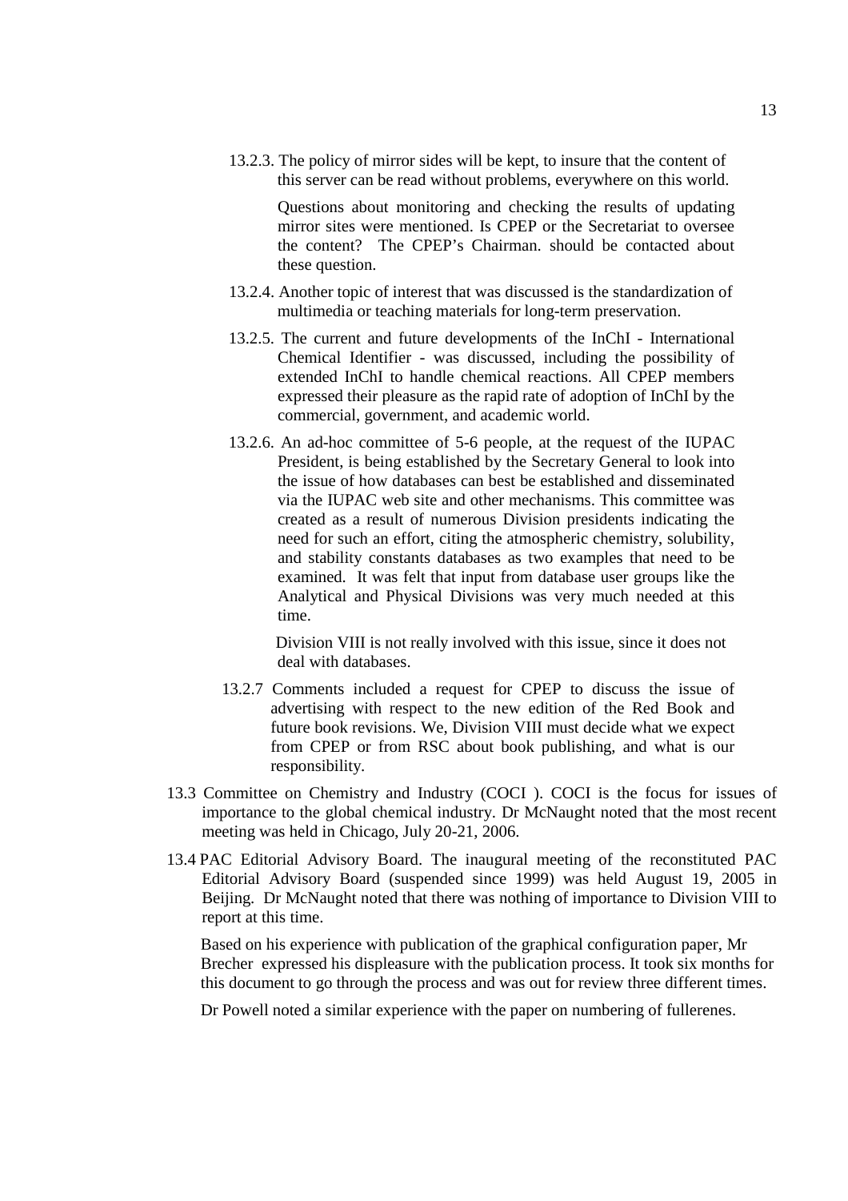13.2.3. The policy of mirror sides will be kept, to insure that the content of this server can be read without problems, everywhere on this world.

Questions about monitoring and checking the results of updating mirror sites were mentioned. Is CPEP or the Secretariat to oversee the content? The CPEP's Chairman. should be contacted about these question.

13.2.4. Another topic of interest that was discussed is the standardization of multimedia or teaching materials for long-term preservation.

13.2.5. The current and future developments of the InChI - International Chemical Identifier - was discussed, including the possibility of extended InChI to handle chemical reactions. All CPEP members expressed their pleasure as the rapid rate of adoption of InChI by the commercial, government, and academic world.

13.2.6. An ad-hoc committee of 5-6 people, at the request of the IUPAC President, is being established by the Secretary General to look into the issue of how databases can best be established and disseminated via the IUPAC web site and other mechanisms. This committee was created as a result of numerous Division presidents indicating the need for such an effort, citing the atmospheric chemistry, solubility, and stability constants databases as two examples that need to be examined. It was felt that input from database user groups like the Analytical and Physical Divisions was very much needed at this time.

Division VIII is not really involved with this issue, since it does not deal with databases.

13.2.7 Comments included a request for CPEP to discuss the issue of advertising with respect to the new edition of the Red Book and future book revisions. We, Division VIII must decide what we expect from CPEP or from RSC about book publishing, and what is our responsibility.

13.3 Committee on Chemistry and Industry (COCI ). COCI is the focus for issues of importance to the global chemical industry. Dr McNaught noted that the most recent meeting was held in Chicago, July 20-21, 2006.

13.4 PAC Editorial Advisory Board. The inaugural meeting of the reconstituted PAC Editorial Advisory Board (suspended since 1999) was held August 19, 2005 in Beijing. Dr McNaught noted that there was nothing of importance to Division VIII to report at this time.

Based on his experience with publication of the graphical configuration paper, Mr Brecher expressed his displeasure with the publication process. It took six months for this document to go through the process and was out for review three different times.

Dr Powell noted a similar experience with the paper on numbering of fullerenes.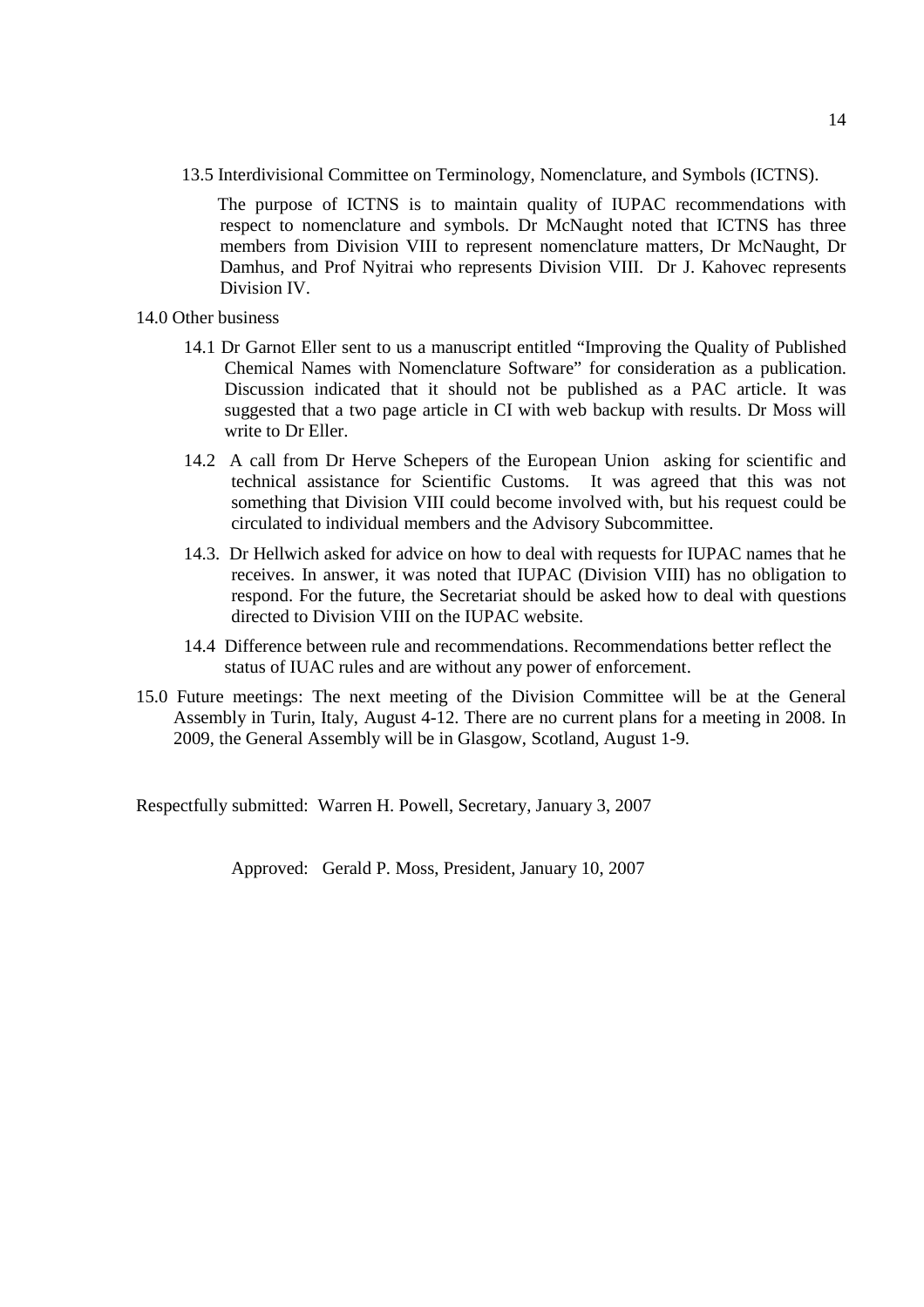13.5 Interdivisional Committee on Terminology, Nomenclature, and Symbols (ICTNS).

The purpose of ICTNS is to maintain quality of IUPAC recommendations with respect to nomenclature and symbols. Dr McNaught noted that ICTNS has three members from Division VIII to represent nomenclature matters, Dr McNaught, Dr Damhus, and Prof Nyitrai who represents Division VIII. Dr J. Kahovec represents Division IV.

14.0 Other business

14.1 Dr Garnot Eller sent to us a manuscript entitled "Improving the Quality of Published Chemical Names with Nomenclature Software" for consideration as a publication. Discussion indicated that it should not be published as a PAC article. It was suggested that a two page article in CI with web backup with results. Dr Moss will write to Dr Eller.

14.2 A call from Dr Herve Schepers of the European Union asking for scientific and technical assistance for Scientific Customs. It was agreed that this was not something that Division VIII could become involved with, but his request could be circulated to individual members and the Advisory Subcommittee.

14.3. Dr Hellwich asked for advice on how to deal with requests for IUPAC names that he receives. In answer, it was noted that IUPAC (Division VIII) has no obligation to respond. For the future, the Secretariat should be asked how to deal with questions directed to Division VIII on the IUPAC website.

14.4 Difference between rule and recommendations. Recommendations better reflect the status of IUAC rules and are without any power of enforcement.

15.0 Future meetings: The next meeting of the Division Committee will be at the General Assembly in Turin, Italy, August 4-12. There are no current plans for a meeting in 2008. In 2009, the General Assembly will be in Glasgow, Scotland, August 1-9.

Respectfully submitted: Warren H. Powell, Secretary, January 3, 2007

Approved: Gerald P. Moss, President, January 10, 2007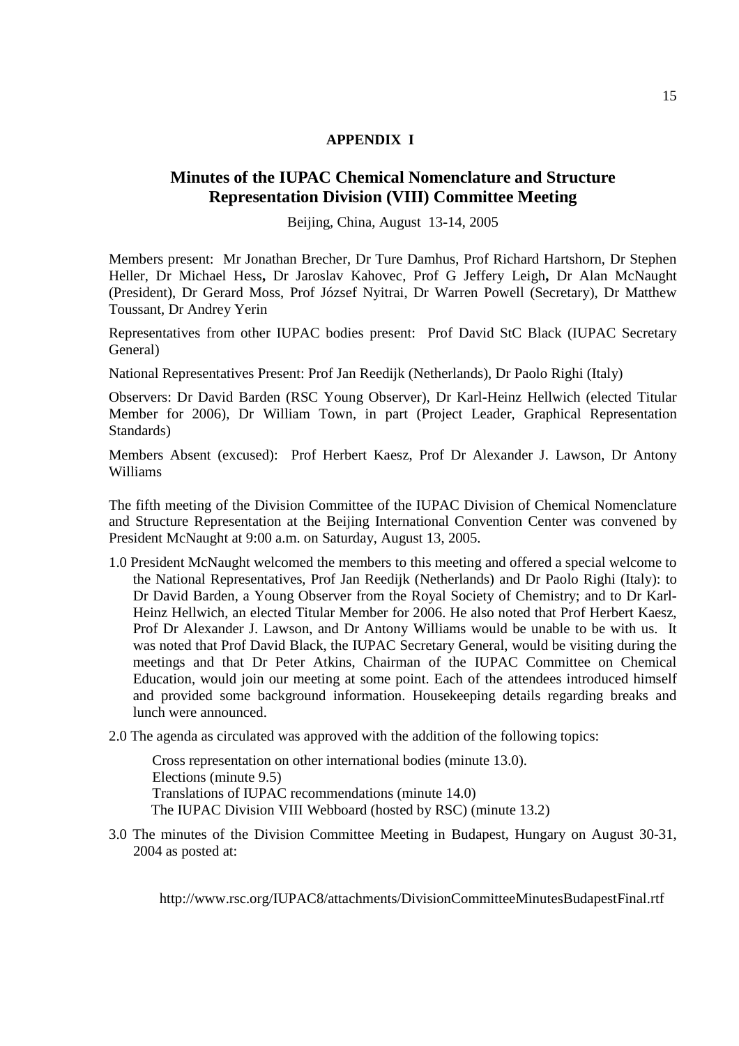**APPENDIX I**

## Minutes of the IUPAC Chemical Nomenclature and Structure Representation Division (VIII) Committee Meeting

Beijing, China, August 13-14, 2005

Members present: Mr Jonathan Brecher, Dr Ture Damhus, Prof Richard Hartshorn, Dr Stephen Heller, Dr Michael Hess, Dr Jaroslav Kahovec, Prof G Jeffery Leigh, Dr Alan McNaught (President), Dr Gerard Moss, Prof József Nyitrai, Dr Warren Powell (Secretary), Dr Matthew Toussant, Dr Andrey Yerin

Representatives from other IUPAC bodies present: Prof David StC Black (IUPAC Secretary General)

National Representatives Present: Prof Jan Reedijk (Netherlands), Dr Paolo Righi (Italy)

Observers: Dr David Barden (RSC Young Observer), Dr Karl-Heinz Hellwich (elected Titular Member for 2006), Dr William Town, in part (Project Leader, Graphical Representation Standards)

Members Absent (excused): Prof Herbert Kaesz, Prof Dr Alexander J. Lawson, Dr Antony Williams

The fifth meeting of the Division Committee of the IUPAC Division of Chemical Nomenclature and Structure Representation at the Beijing International Convention Center was convened by President McNaught at 9:00 a.m. on Saturday, August 13, 2005.

1.0 President McNaught welcomed the members to this meeting and offered a special welcome to the National Representatives, Prof Jan Reedijk (Netherlands) and Dr Paolo Righi (Italy): to Dr David Barden, a Young Observer from the Royal Society of Chemistry; and to Dr Karl-Heinz Hellwich, an elected Titular Member for 2006. He also noted that Prof Herbert Kaesz, Prof Dr Alexander J. Lawson, and Dr Antony Williams would be unable to be with us. It was noted that Prof David Black, the IUPAC Secretary General, would be visiting during the meetings and that Dr Peter Atkins, Chairman of the IUPAC Committee on Chemical Education, would join our meeting at some point. Each of the attendees introduced himself and provided some background information. Housekeeping details regarding breaks and lunch were announced.

2.0 The agenda as circulated was approved with the addition of the following topics:

Cross representation on other international bodies (minute 13.0).
Elections (minute 9.5)
Translations of IUPAC recommendations (minute 14.0)
The IUPAC Division VIII Webboard (hosted by RSC) (minute 13.2)

3.0 The minutes of the Division Committee Meeting in Budapest, Hungary on August 30-31, 2004 as posted at:

http://www.rsc.org/IUPAC8/attachments/DivisionCommitteeMinutesBudapestFinal.rtf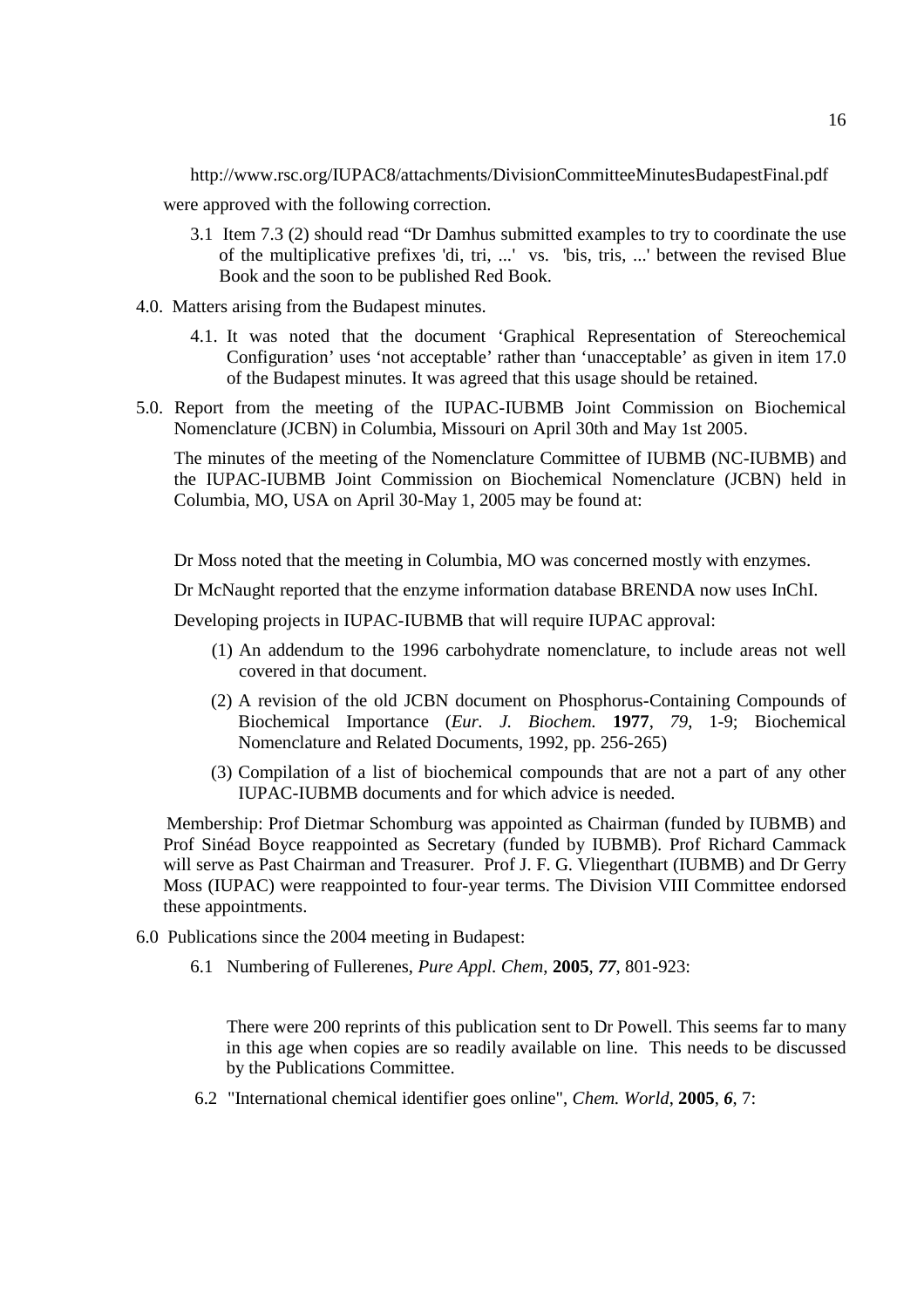http://www.rsc.org/IUPAC8/attachments/DivisionCommitteeMinutesBudapestFinal.pdf

were approved with the following correction.

3.1 Item 7.3 (2) should read "Dr Damhus submitted examples to try to coordinate the use of the multiplicative prefixes 'di, tri, ...' vs. 'bis, tris, ...' between the revised Blue Book and the soon to be published Red Book.

4.0. Matters arising from the Budapest minutes.

4.1. It was noted that the document 'Graphical Representation of Stereochemical Configuration' uses 'not acceptable' rather than 'unacceptable' as given in item 17.0 of the Budapest minutes. It was agreed that this usage should be retained.

5.0. Report from the meeting of the IUPAC-IUBMB Joint Commission on Biochemical Nomenclature (JCBN) in Columbia, Missouri on April 30th and May 1st 2005.

The minutes of the meeting of the Nomenclature Committee of IUBMB (NC-IUBMB) and the IUPAC-IUBMB Joint Commission on Biochemical Nomenclature (JCBN) held in Columbia, MO, USA on April 30-May 1, 2005 may be found at:

Dr Moss noted that the meeting in Columbia, MO was concerned mostly with enzymes.

Dr McNaught reported that the enzyme information database BRENDA now uses InChI.

Developing projects in IUPAC-IUBMB that will require IUPAC approval:

(1) An addendum to the 1996 carbohydrate nomenclature, to include areas not well covered in that document.

(2) A revision of the old JCBN document on Phosphorus-Containing Compounds of Biochemical Importance (*Eur. J. Biochem.* **1977**, *79*, 1-9; Biochemical Nomenclature and Related Documents, 1992, pp. 256-265)

(3) Compilation of a list of biochemical compounds that are not a part of any other IUPAC-IUBMB documents and for which advice is needed.

Membership: Prof Dietmar Schomburg was appointed as Chairman (funded by IUBMB) and Prof Sinéad Boyce reappointed as Secretary (funded by IUBMB). Prof Richard Cammack will serve as Past Chairman and Treasurer. Prof J. F. G. Vliegenthart (IUBMB) and Dr Gerry Moss (IUPAC) were reappointed to four-year terms. The Division VIII Committee endorsed these appointments.

6.0 Publications since the 2004 meeting in Budapest:

6.1 Numbering of Fullerenes, *Pure Appl. Chem*, **2005**, *77*, 801-923:

There were 200 reprints of this publication sent to Dr Powell. This seems far to many in this age when copies are so readily available on line. This needs to be discussed by the Publications Committee.

6.2 "International chemical identifier goes online", *Chem. World*, **2005**, *6*, 7: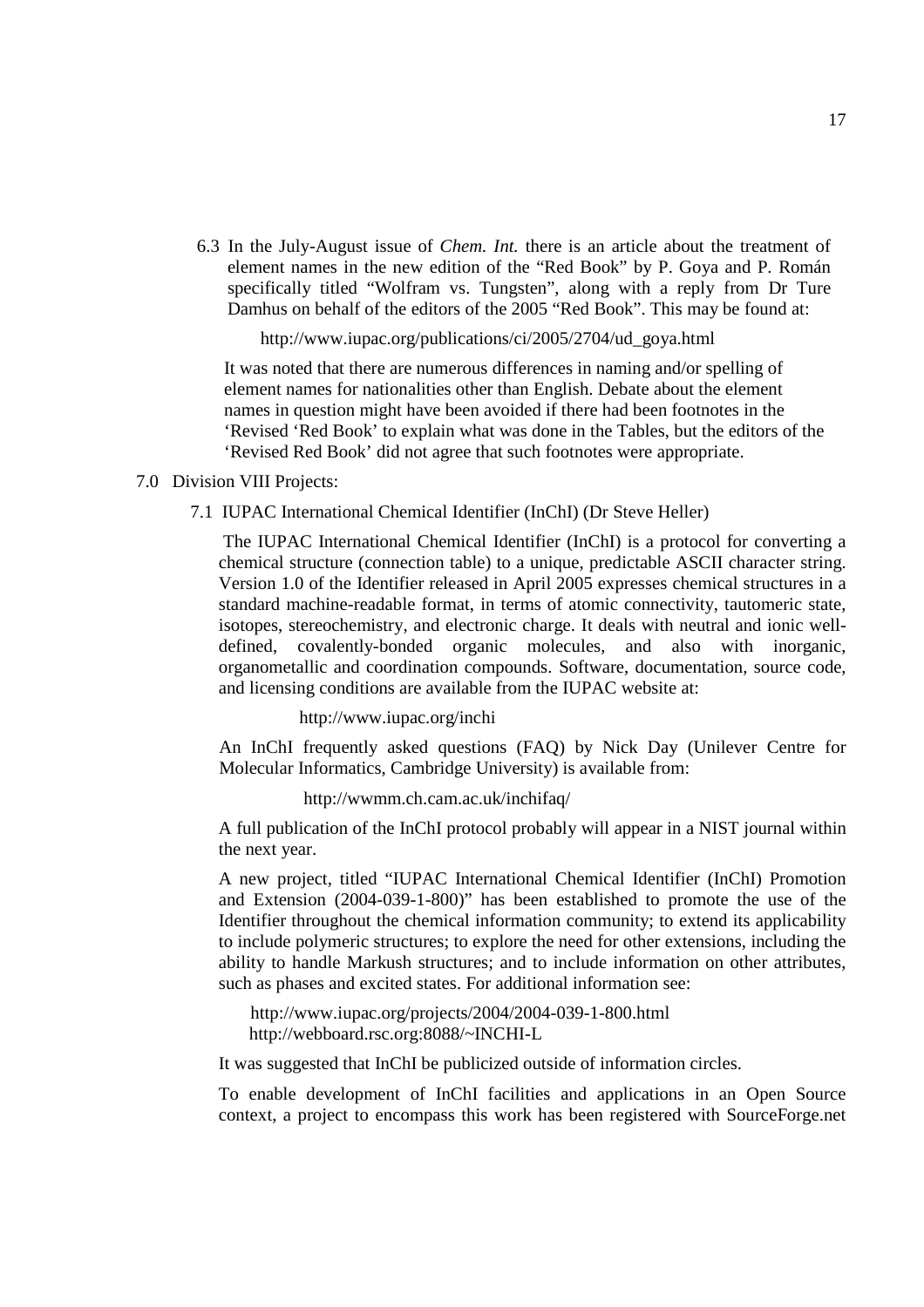6.3 In the July-August issue of *Chem. Int.* there is an article about the treatment of element names in the new edition of the "Red Book" by P. Goya and P. Román specifically titled "Wolfram vs. Tungsten", along with a reply from Dr Ture Damhus on behalf of the editors of the 2005 "Red Book". This may be found at:

http://www.iupac.org/publications/ci/2005/2704/ud_goya.html

It was noted that there are numerous differences in naming and/or spelling of element names for nationalities other than English. Debate about the element names in question might have been avoided if there had been footnotes in the 'Revised 'Red Book' to explain what was done in the Tables, but the editors of the 'Revised Red Book' did not agree that such footnotes were appropriate.

7.0 Division VIII Projects:

7.1 IUPAC International Chemical Identifier (InChI) (Dr Steve Heller)

The IUPAC International Chemical Identifier (InChI) is a protocol for converting a chemical structure (connection table) to a unique, predictable ASCII character string. Version 1.0 of the Identifier released in April 2005 expresses chemical structures in a standard machine-readable format, in terms of atomic connectivity, tautomeric state, isotopes, stereochemistry, and electronic charge. It deals with neutral and ionic well-defined, covalently-bonded organic molecules, and also with inorganic, organometallic and coordination compounds. Software, documentation, source code, and licensing conditions are available from the IUPAC website at:

http://www.iupac.org/inchi

An InChI frequently asked questions (FAQ) by Nick Day (Unilever Centre for Molecular Informatics, Cambridge University) is available from:

http://wwmm.ch.cam.ac.uk/inchifaq/

A full publication of the InChI protocol probably will appear in a NIST journal within the next year.

A new project, titled "IUPAC International Chemical Identifier (InChI) Promotion and Extension (2004-039-1-800)" has been established to promote the use of the Identifier throughout the chemical information community; to extend its applicability to include polymeric structures; to explore the need for other extensions, including the ability to handle Markush structures; and to include information on other attributes, such as phases and excited states. For additional information see:

http://www.iupac.org/projects/2004/2004-039-1-800.html
http://webboard.rsc.org:8088/~INCHI-L

It was suggested that InChI be publicized outside of information circles.

To enable development of InChI facilities and applications in an Open Source context, a project to encompass this work has been registered with SourceForge.net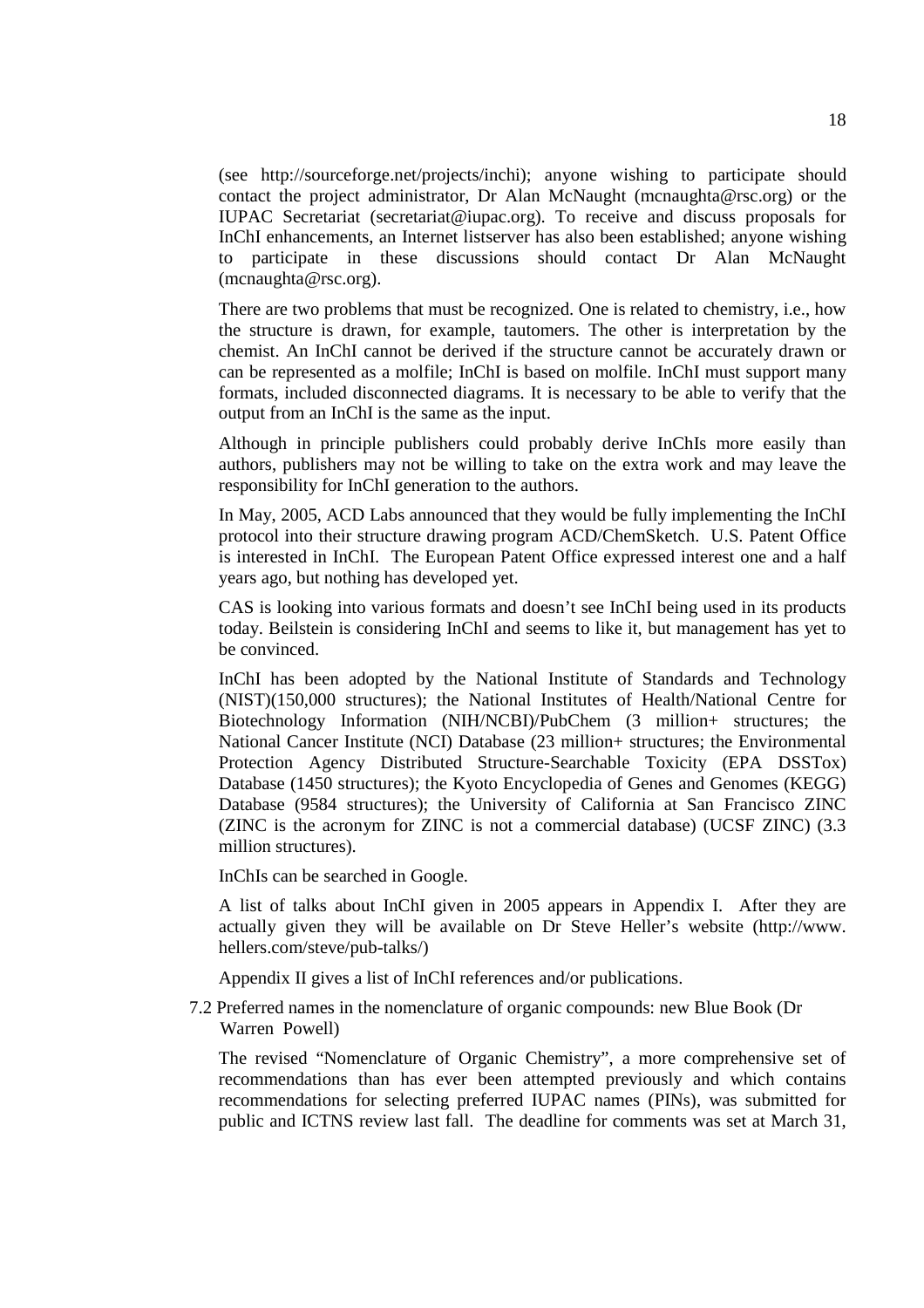(see http://sourceforge.net/projects/inchi); anyone wishing to participate should contact the project administrator, Dr Alan McNaught (mcnaughta@rsc.org) or the IUPAC Secretariat (secretariat@iupac.org). To receive and discuss proposals for InChI enhancements, an Internet listserver has also been established; anyone wishing to participate in these discussions should contact Dr Alan McNaught (mcnaughta@rsc.org).

There are two problems that must be recognized. One is related to chemistry, i.e., how the structure is drawn, for example, tautomers. The other is interpretation by the chemist. An InChI cannot be derived if the structure cannot be accurately drawn or can be represented as a molfile; InChI is based on molfile. InChI must support many formats, included disconnected diagrams. It is necessary to be able to verify that the output from an InChI is the same as the input.

Although in principle publishers could probably derive InChIs more easily than authors, publishers may not be willing to take on the extra work and may leave the responsibility for InChI generation to the authors.

In May, 2005, ACD Labs announced that they would be fully implementing the InChI protocol into their structure drawing program ACD/ChemSketch. U.S. Patent Office is interested in InChI. The European Patent Office expressed interest one and a half years ago, but nothing has developed yet.

CAS is looking into various formats and doesn't see InChI being used in its products today. Beilstein is considering InChI and seems to like it, but management has yet to be convinced.

InChI has been adopted by the National Institute of Standards and Technology (NIST)(150,000 structures); the National Institutes of Health/National Centre for Biotechnology Information (NIH/NCBI)/PubChem (3 million+ structures; the National Cancer Institute (NCI) Database (23 million+ structures; the Environmental Protection Agency Distributed Structure-Searchable Toxicity (EPA DSSTox) Database (1450 structures); the Kyoto Encyclopedia of Genes and Genomes (KEGG) Database (9584 structures); the University of California at San Francisco ZINC (ZINC is the acronym for ZINC is not a commercial database) (UCSF ZINC) (3.3 million structures).

InChIs can be searched in Google.

A list of talks about InChI given in 2005 appears in Appendix I. After they are actually given they will be available on Dr Steve Heller's website (http://www.hellers.com/steve/pub-talks/)

Appendix II gives a list of InChI references and/or publications.

### 7.2 Preferred names in the nomenclature of organic compounds: new Blue Book (Dr Warren Powell)

The revised "Nomenclature of Organic Chemistry", a more comprehensive set of recommendations than has ever been attempted previously and which contains recommendations for selecting preferred IUPAC names (PINs), was submitted for public and ICTNS review last fall. The deadline for comments was set at March 31,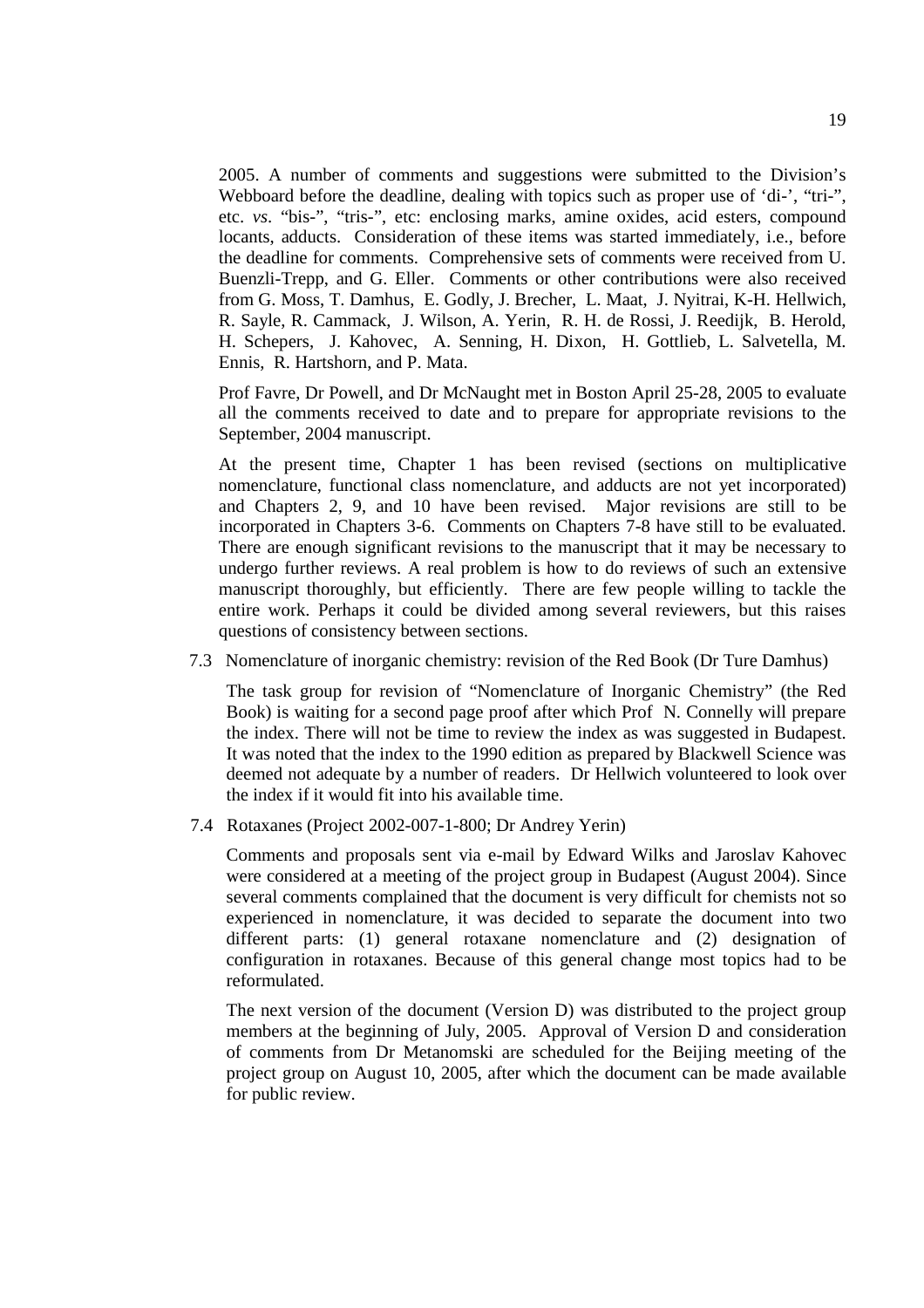2005. A number of comments and suggestions were submitted to the Division's Webboard before the deadline, dealing with topics such as proper use of 'di-', "tri-", etc. *vs*. "bis-", "tris-", etc: enclosing marks, amine oxides, acid esters, compound locants, adducts. Consideration of these items was started immediately, i.e., before the deadline for comments. Comprehensive sets of comments were received from U. Buenzli-Trepp, and G. Eller. Comments or other contributions were also received from G. Moss, T. Damhus, E. Godly, J. Brecher, L. Maat, J. Nyitrai, K-H. Hellwich, R. Sayle, R. Cammack, J. Wilson, A. Yerin, R. H. de Rossi, J. Reedijk, B. Herold, H. Schepers, J. Kahovec, A. Senning, H. Dixon, H. Gottlieb, L. Salvetella, M. Ennis, R. Hartshorn, and P. Mata.

Prof Favre, Dr Powell, and Dr McNaught met in Boston April 25-28, 2005 to evaluate all the comments received to date and to prepare for appropriate revisions to the September, 2004 manuscript.

At the present time, Chapter 1 has been revised (sections on multiplicative nomenclature, functional class nomenclature, and adducts are not yet incorporated) and Chapters 2, 9, and 10 have been revised. Major revisions are still to be incorporated in Chapters 3-6. Comments on Chapters 7-8 have still to be evaluated. There are enough significant revisions to the manuscript that it may be necessary to undergo further reviews. A real problem is how to do reviews of such an extensive manuscript thoroughly, but efficiently. There are few people willing to tackle the entire work. Perhaps it could be divided among several reviewers, but this raises questions of consistency between sections.

7.3 Nomenclature of inorganic chemistry: revision of the Red Book (Dr Ture Damhus)

The task group for revision of "Nomenclature of Inorganic Chemistry" (the Red Book) is waiting for a second page proof after which Prof N. Connelly will prepare the index. There will not be time to review the index as was suggested in Budapest. It was noted that the index to the 1990 edition as prepared by Blackwell Science was deemed not adequate by a number of readers. Dr Hellwich volunteered to look over the index if it would fit into his available time.

7.4 Rotaxanes (Project 2002-007-1-800; Dr Andrey Yerin)

Comments and proposals sent via e-mail by Edward Wilks and Jaroslav Kahovec were considered at a meeting of the project group in Budapest (August 2004). Since several comments complained that the document is very difficult for chemists not so experienced in nomenclature, it was decided to separate the document into two different parts: (1) general rotaxane nomenclature and (2) designation of configuration in rotaxanes. Because of this general change most topics had to be reformulated.

The next version of the document (Version D) was distributed to the project group members at the beginning of July, 2005. Approval of Version D and consideration of comments from Dr Metanomski are scheduled for the Beijing meeting of the project group on August 10, 2005, after which the document can be made available for public review.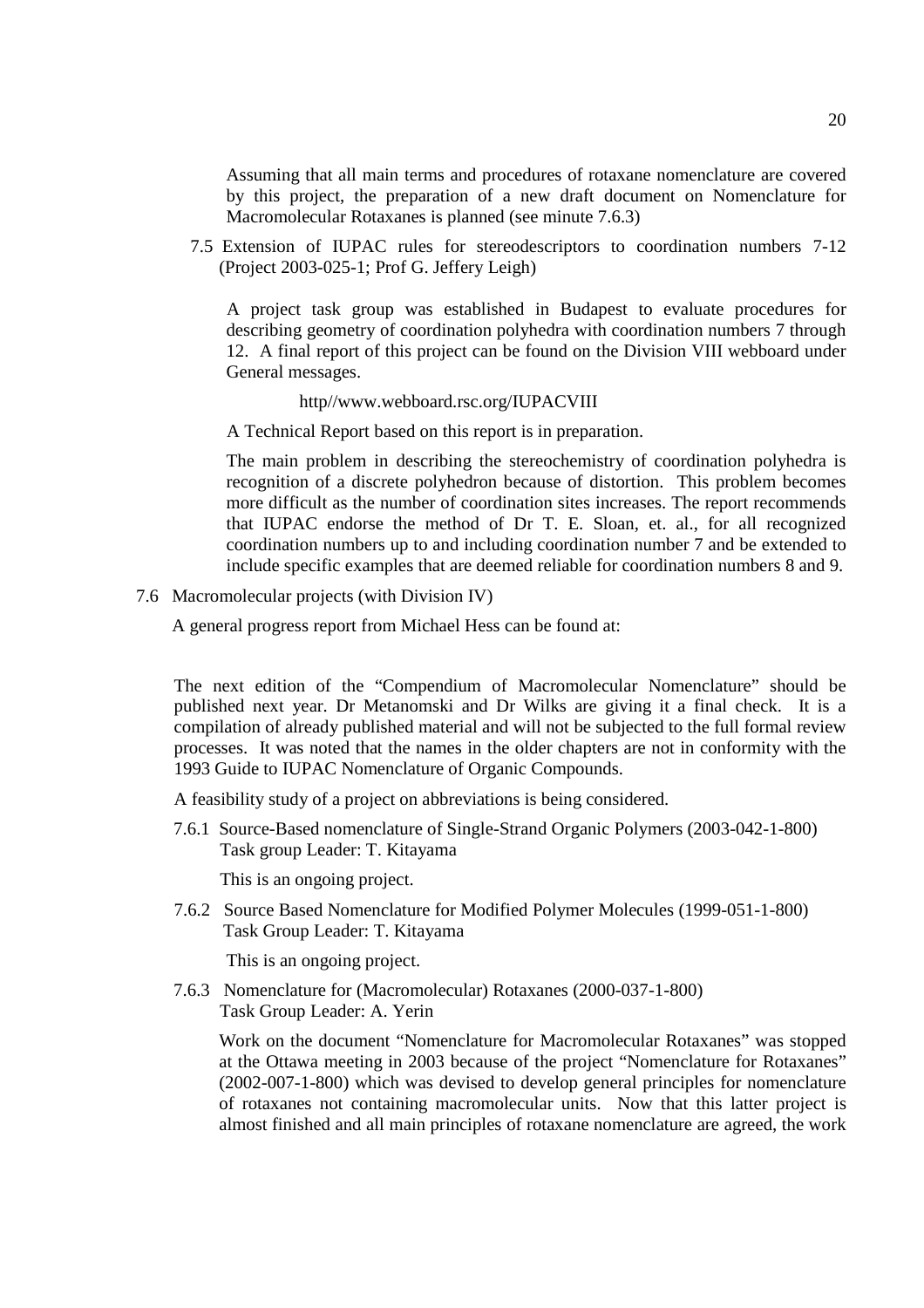Assuming that all main terms and procedures of rotaxane nomenclature are covered by this project, the preparation of a new draft document on Nomenclature for Macromolecular Rotaxanes is planned (see minute 7.6.3)

7.5 Extension of IUPAC rules for stereodescriptors to coordination numbers 7-12 (Project 2003-025-1; Prof G. Jeffery Leigh)

A project task group was established in Budapest to evaluate procedures for describing geometry of coordination polyhedra with coordination numbers 7 through 12. A final report of this project can be found on the Division VIII webboard under General messages.

http//www.webboard.rsc.org/IUPACVIII

A Technical Report based on this report is in preparation.

The main problem in describing the stereochemistry of coordination polyhedra is recognition of a discrete polyhedron because of distortion. This problem becomes more difficult as the number of coordination sites increases. The report recommends that IUPAC endorse the method of Dr T. E. Sloan, et. al., for all recognized coordination numbers up to and including coordination number 7 and be extended to include specific examples that are deemed reliable for coordination numbers 8 and 9.

7.6 Macromolecular projects (with Division IV)

A general progress report from Michael Hess can be found at:

The next edition of the "Compendium of Macromolecular Nomenclature" should be published next year. Dr Metanomski and Dr Wilks are giving it a final check. It is a compilation of already published material and will not be subjected to the full formal review processes. It was noted that the names in the older chapters are not in conformity with the 1993 Guide to IUPAC Nomenclature of Organic Compounds.

A feasibility study of a project on abbreviations is being considered.

7.6.1 Source-Based nomenclature of Single-Strand Organic Polymers (2003-042-1-800)
Task group Leader: T. Kitayama

This is an ongoing project.

7.6.2 Source Based Nomenclature for Modified Polymer Molecules (1999-051-1-800)
Task Group Leader: T. Kitayama

This is an ongoing project.

7.6.3 Nomenclature for (Macromolecular) Rotaxanes (2000-037-1-800)
Task Group Leader: A. Yerin

Work on the document "Nomenclature for Macromolecular Rotaxanes" was stopped at the Ottawa meeting in 2003 because of the project "Nomenclature for Rotaxanes" (2002-007-1-800) which was devised to develop general principles for nomenclature of rotaxanes not containing macromolecular units. Now that this latter project is almost finished and all main principles of rotaxane nomenclature are agreed, the work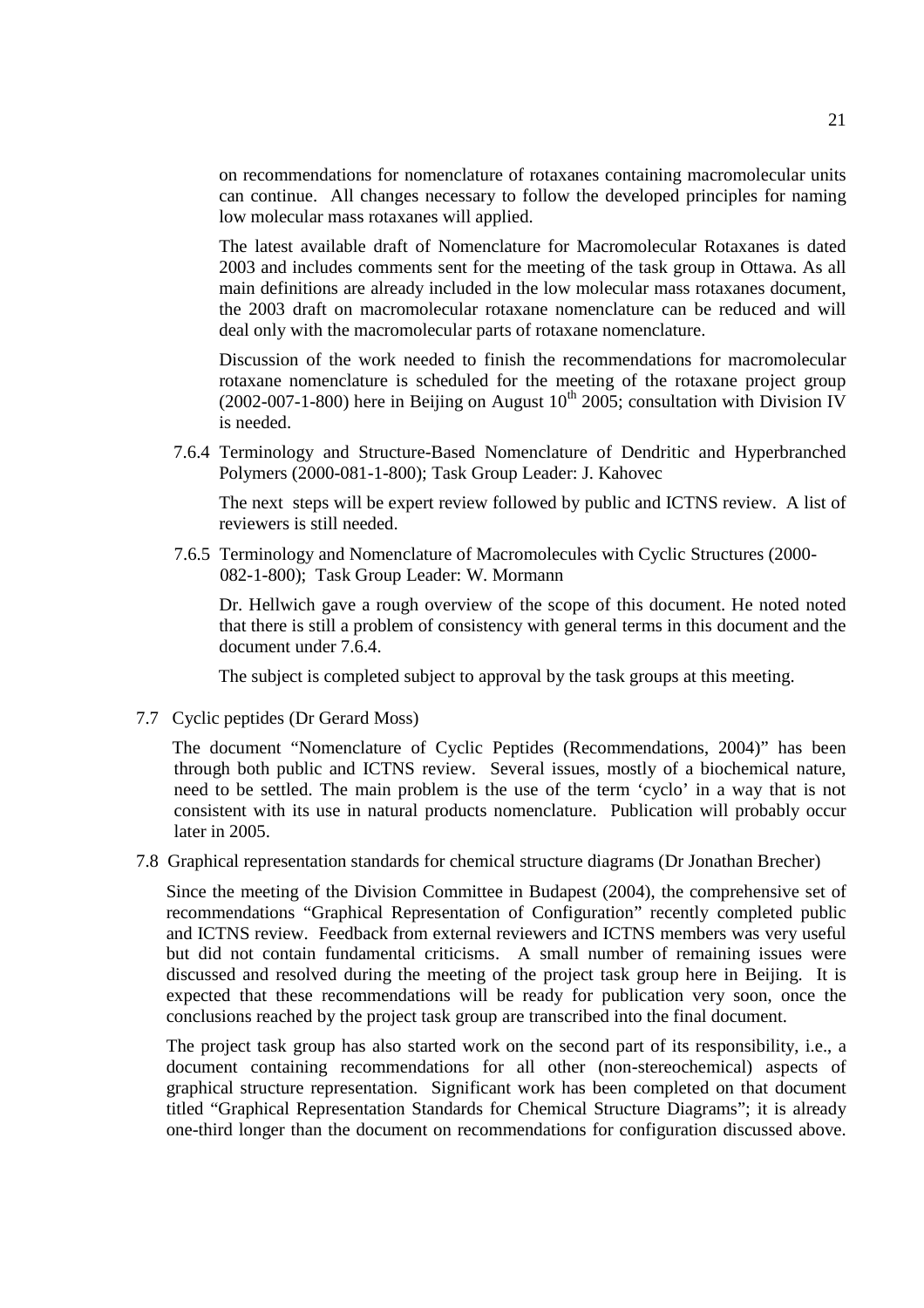on recommendations for nomenclature of rotaxanes containing macromolecular units can continue. All changes necessary to follow the developed principles for naming low molecular mass rotaxanes will applied.

The latest available draft of Nomenclature for Macromolecular Rotaxanes is dated 2003 and includes comments sent for the meeting of the task group in Ottawa. As all main definitions are already included in the low molecular mass rotaxanes document, the 2003 draft on macromolecular rotaxane nomenclature can be reduced and will deal only with the macromolecular parts of rotaxane nomenclature.

Discussion of the work needed to finish the recommendations for macromolecular rotaxane nomenclature is scheduled for the meeting of the rotaxane project group (2002-007-1-800) here in Beijing on August 10th 2005; consultation with Division IV is needed.

7.6.4 Terminology and Structure-Based Nomenclature of Dendritic and Hyperbranched Polymers (2000-081-1-800); Task Group Leader: J. Kahovec

The next steps will be expert review followed by public and ICTNS review. A list of reviewers is still needed.

7.6.5 Terminology and Nomenclature of Macromolecules with Cyclic Structures (2000-082-1-800); Task Group Leader: W. Mormann

Dr. Hellwich gave a rough overview of the scope of this document. He noted noted that there is still a problem of consistency with general terms in this document and the document under 7.6.4.

The subject is completed subject to approval by the task groups at this meeting.

7.7 Cyclic peptides (Dr Gerard Moss)

The document "Nomenclature of Cyclic Peptides (Recommendations, 2004)" has been through both public and ICTNS review. Several issues, mostly of a biochemical nature, need to be settled. The main problem is the use of the term 'cyclo' in a way that is not consistent with its use in natural products nomenclature. Publication will probably occur later in 2005.

7.8 Graphical representation standards for chemical structure diagrams (Dr Jonathan Brecher)

Since the meeting of the Division Committee in Budapest (2004), the comprehensive set of recommendations "Graphical Representation of Configuration" recently completed public and ICTNS review. Feedback from external reviewers and ICTNS members was very useful but did not contain fundamental criticisms. A small number of remaining issues were discussed and resolved during the meeting of the project task group here in Beijing. It is expected that these recommendations will be ready for publication very soon, once the conclusions reached by the project task group are transcribed into the final document.

The project task group has also started work on the second part of its responsibility, i.e., a document containing recommendations for all other (non-stereochemical) aspects of graphical structure representation. Significant work has been completed on that document titled "Graphical Representation Standards for Chemical Structure Diagrams"; it is already one-third longer than the document on recommendations for configuration discussed above.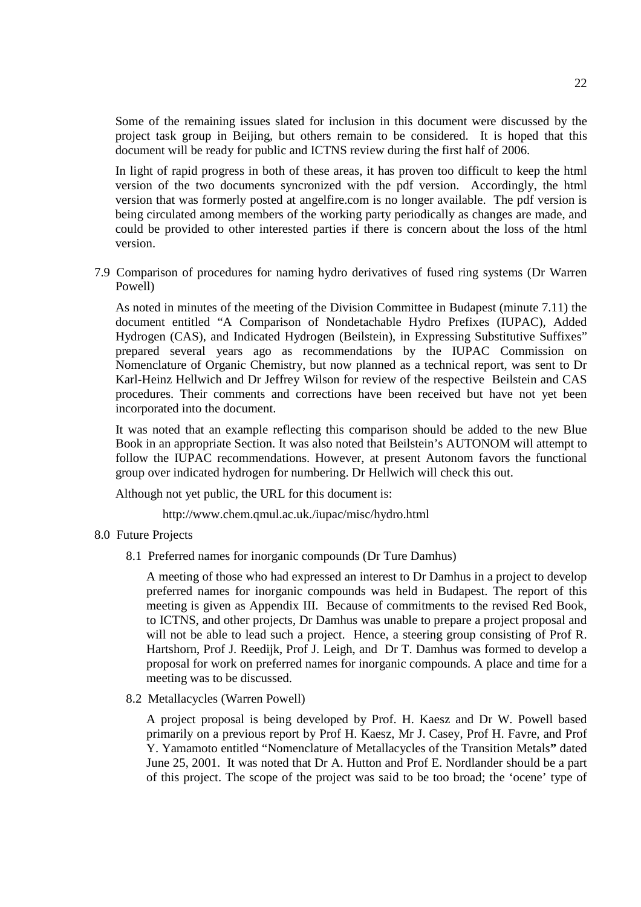Some of the remaining issues slated for inclusion in this document were discussed by the project task group in Beijing, but others remain to be considered. It is hoped that this document will be ready for public and ICTNS review during the first half of 2006.

In light of rapid progress in both of these areas, it has proven too difficult to keep the html version of the two documents syncronized with the pdf version. Accordingly, the html version that was formerly posted at angelfire.com is no longer available. The pdf version is being circulated among members of the working party periodically as changes are made, and could be provided to other interested parties if there is concern about the loss of the html version.

7.9 Comparison of procedures for naming hydro derivatives of fused ring systems (Dr Warren Powell)

As noted in minutes of the meeting of the Division Committee in Budapest (minute 7.11) the document entitled "A Comparison of Nondetachable Hydro Prefixes (IUPAC), Added Hydrogen (CAS), and Indicated Hydrogen (Beilstein), in Expressing Substitutive Suffixes" prepared several years ago as recommendations by the IUPAC Commission on Nomenclature of Organic Chemistry, but now planned as a technical report, was sent to Dr Karl-Heinz Hellwich and Dr Jeffrey Wilson for review of the respective Beilstein and CAS procedures. Their comments and corrections have been received but have not yet been incorporated into the document.

It was noted that an example reflecting this comparison should be added to the new Blue Book in an appropriate Section. It was also noted that Beilstein's AUTONOM will attempt to follow the IUPAC recommendations. However, at present Autonom favors the functional group over indicated hydrogen for numbering. Dr Hellwich will check this out.

Although not yet public, the URL for this document is:

http://www.chem.qmul.ac.uk./iupac/misc/hydro.html

8.0 Future Projects

8.1 Preferred names for inorganic compounds (Dr Ture Damhus)

A meeting of those who had expressed an interest to Dr Damhus in a project to develop preferred names for inorganic compounds was held in Budapest. The report of this meeting is given as Appendix III. Because of commitments to the revised Red Book, to ICTNS, and other projects, Dr Damhus was unable to prepare a project proposal and will not be able to lead such a project. Hence, a steering group consisting of Prof R. Hartshorn, Prof J. Reedijk, Prof J. Leigh, and Dr T. Damhus was formed to develop a proposal for work on preferred names for inorganic compounds. A place and time for a meeting was to be discussed.

8.2 Metallacycles (Warren Powell)

A project proposal is being developed by Prof. H. Kaesz and Dr W. Powell based primarily on a previous report by Prof H. Kaesz, Mr J. Casey, Prof H. Favre, and Prof Y. Yamamoto entitled "Nomenclature of Metallacycles of the Transition Metals**"** dated June 25, 2001. It was noted that Dr A. Hutton and Prof E. Nordlander should be a part of this project. The scope of the project was said to be too broad; the 'ocene' type of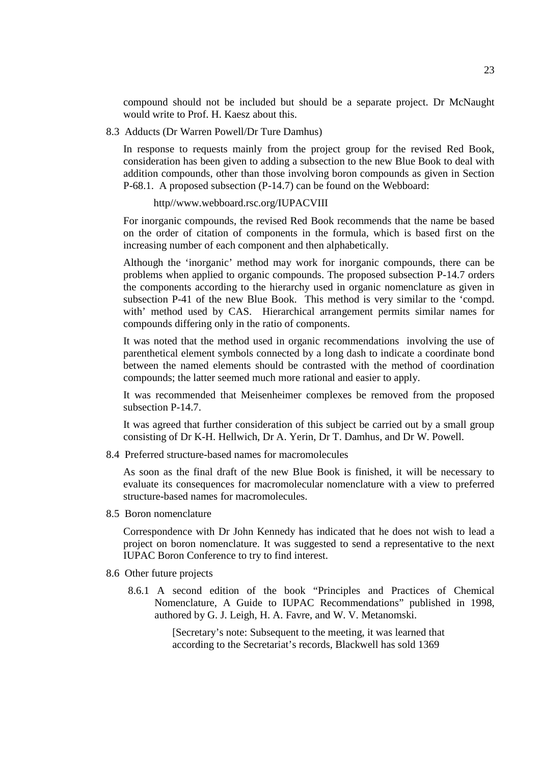compound should not be included but should be a separate project. Dr McNaught would write to Prof. H. Kaesz about this.

8.3 Adducts (Dr Warren Powell/Dr Ture Damhus)

In response to requests mainly from the project group for the revised Red Book, consideration has been given to adding a subsection to the new Blue Book to deal with addition compounds, other than those involving boron compounds as given in Section P-68.1. A proposed subsection (P-14.7) can be found on the Webboard:

http//www.webboard.rsc.org/IUPACVIII

For inorganic compounds, the revised Red Book recommends that the name be based on the order of citation of components in the formula, which is based first on the increasing number of each component and then alphabetically.

Although the 'inorganic' method may work for inorganic compounds, there can be problems when applied to organic compounds. The proposed subsection P-14.7 orders the components according to the hierarchy used in organic nomenclature as given in subsection P-41 of the new Blue Book. This method is very similar to the 'compd. with' method used by CAS. Hierarchical arrangement permits similar names for compounds differing only in the ratio of components.

It was noted that the method used in organic recommendations involving the use of parenthetical element symbols connected by a long dash to indicate a coordinate bond between the named elements should be contrasted with the method of coordination compounds; the latter seemed much more rational and easier to apply.

It was recommended that Meisenheimer complexes be removed from the proposed subsection P-14.7.

It was agreed that further consideration of this subject be carried out by a small group consisting of Dr K-H. Hellwich, Dr A. Yerin, Dr T. Damhus, and Dr W. Powell.

8.4 Preferred structure-based names for macromolecules

As soon as the final draft of the new Blue Book is finished, it will be necessary to evaluate its consequences for macromolecular nomenclature with a view to preferred structure-based names for macromolecules.

8.5 Boron nomenclature

Correspondence with Dr John Kennedy has indicated that he does not wish to lead a project on boron nomenclature. It was suggested to send a representative to the next IUPAC Boron Conference to try to find interest.

8.6 Other future projects

8.6.1 A second edition of the book "Principles and Practices of Chemical Nomenclature, A Guide to IUPAC Recommendations" published in 1998, authored by G. J. Leigh, H. A. Favre, and W. V. Metanomski.

[Secretary's note: Subsequent to the meeting, it was learned that according to the Secretariat's records, Blackwell has sold 1369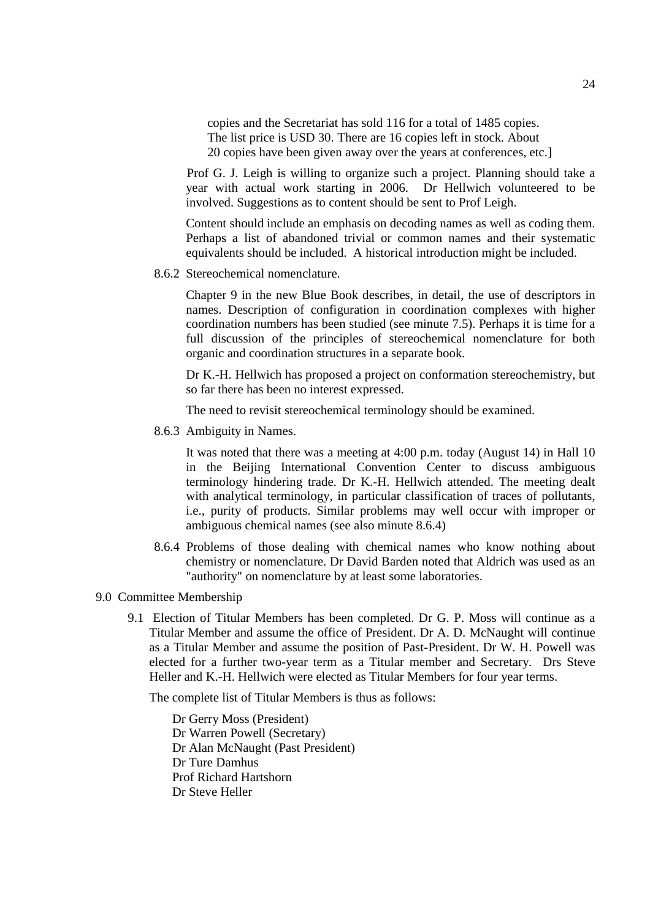copies and the Secretariat has sold 116 for a total of 1485 copies. The list price is USD 30. There are 16 copies left in stock. About 20 copies have been given away over the years at conferences, etc.]

Prof G. J. Leigh is willing to organize such a project. Planning should take a year with actual work starting in 2006. Dr Hellwich volunteered to be involved. Suggestions as to content should be sent to Prof Leigh.

Content should include an emphasis on decoding names as well as coding them. Perhaps a list of abandoned trivial or common names and their systematic equivalents should be included. A historical introduction might be included.

8.6.2 Stereochemical nomenclature.

Chapter 9 in the new Blue Book describes, in detail, the use of descriptors in names. Description of configuration in coordination complexes with higher coordination numbers has been studied (see minute 7.5). Perhaps it is time for a full discussion of the principles of stereochemical nomenclature for both organic and coordination structures in a separate book.

Dr K.-H. Hellwich has proposed a project on conformation stereochemistry, but so far there has been no interest expressed.

The need to revisit stereochemical terminology should be examined.

8.6.3 Ambiguity in Names.

It was noted that there was a meeting at 4:00 p.m. today (August 14) in Hall 10 in the Beijing International Convention Center to discuss ambiguous terminology hindering trade. Dr K.-H. Hellwich attended. The meeting dealt with analytical terminology, in particular classification of traces of pollutants, i.e., purity of products. Similar problems may well occur with improper or ambiguous chemical names (see also minute 8.6.4)

8.6.4 Problems of those dealing with chemical names who know nothing about chemistry or nomenclature. Dr David Barden noted that Aldrich was used as an "authority" on nomenclature by at least some laboratories.

9.0 Committee Membership

9.1 Election of Titular Members has been completed. Dr G. P. Moss will continue as a Titular Member and assume the office of President. Dr A. D. McNaught will continue as a Titular Member and assume the position of Past-President. Dr W. H. Powell was elected for a further two-year term as a Titular member and Secretary. Drs Steve Heller and K.-H. Hellwich were elected as Titular Members for four year terms.

The complete list of Titular Members is thus as follows:

Dr Gerry Moss (President)
Dr Warren Powell (Secretary)
Dr Alan McNaught (Past President)
Dr Ture Damhus
Prof Richard Hartshorn
Dr Steve Heller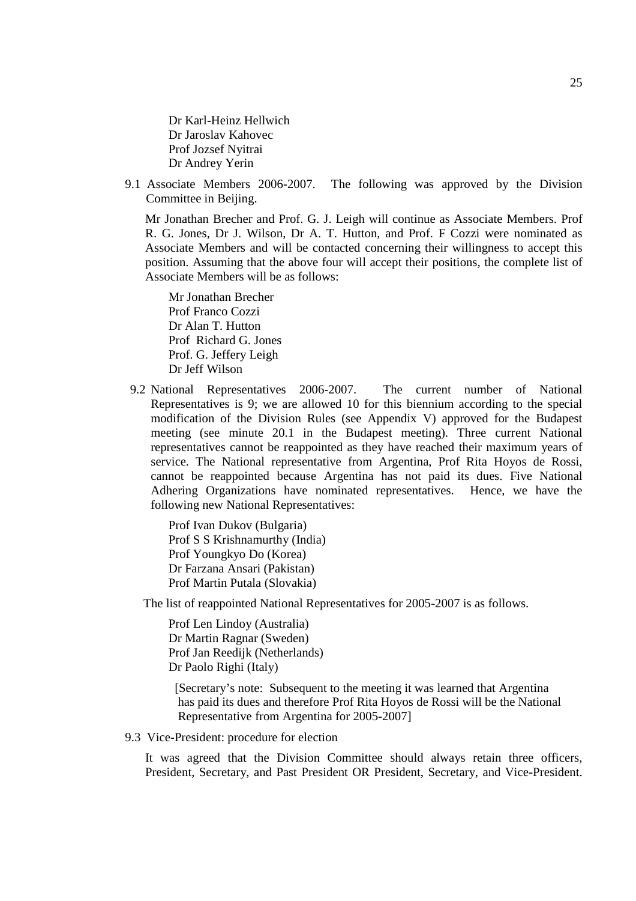Dr Karl-Heinz Hellwich
Dr Jaroslav Kahovec
Prof Jozsef Nyitrai
Dr Andrey Yerin

9.1 Associate Members 2006-2007. The following was approved by the Division Committee in Beijing.

Mr Jonathan Brecher and Prof. G. J. Leigh will continue as Associate Members. Prof R. G. Jones, Dr J. Wilson, Dr A. T. Hutton, and Prof. F Cozzi were nominated as Associate Members and will be contacted concerning their willingness to accept this position. Assuming that the above four will accept their positions, the complete list of Associate Members will be as follows:

Mr Jonathan Brecher
Prof Franco Cozzi
Dr Alan T. Hutton
Prof Richard G. Jones
Prof. G. Jeffery Leigh
Dr Jeff Wilson

9.2 National Representatives 2006-2007. The current number of National Representatives is 9; we are allowed 10 for this biennium according to the special modification of the Division Rules (see Appendix V) approved for the Budapest meeting (see minute 20.1 in the Budapest meeting). Three current National representatives cannot be reappointed as they have reached their maximum years of service. The National representative from Argentina, Prof Rita Hoyos de Rossi, cannot be reappointed because Argentina has not paid its dues. Five National Adhering Organizations have nominated representatives. Hence, we have the following new National Representatives:

Prof Ivan Dukov (Bulgaria)
Prof S S Krishnamurthy (India)
Prof Youngkyo Do (Korea)
Dr Farzana Ansari (Pakistan)
Prof Martin Putala (Slovakia)

The list of reappointed National Representatives for 2005-2007 is as follows.

Prof Len Lindoy (Australia)
Dr Martin Ragnar (Sweden)
Prof Jan Reedijk (Netherlands)
Dr Paolo Righi (Italy)

[Secretary's note: Subsequent to the meeting it was learned that Argentina has paid its dues and therefore Prof Rita Hoyos de Rossi will be the National Representative from Argentina for 2005-2007]

9.3 Vice-President: procedure for election

It was agreed that the Division Committee should always retain three officers, President, Secretary, and Past President OR President, Secretary, and Vice-President.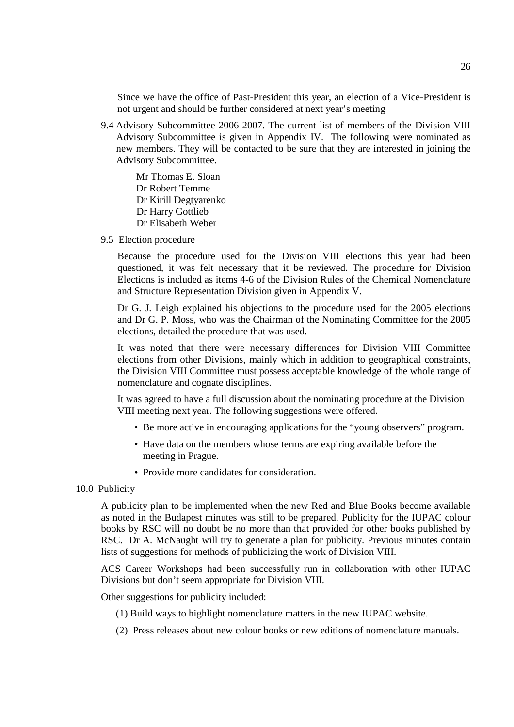Since we have the office of Past-President this year, an election of a Vice-President is not urgent and should be further considered at next year's meeting

9.4 Advisory Subcommittee 2006-2007. The current list of members of the Division VIII Advisory Subcommittee is given in Appendix IV. The following were nominated as new members. They will be contacted to be sure that they are interested in joining the Advisory Subcommittee.

Mr Thomas E. Sloan
Dr Robert Temme
Dr Kirill Degtyarenko
Dr Harry Gottlieb
Dr Elisabeth Weber

9.5 Election procedure

Because the procedure used for the Division VIII elections this year had been questioned, it was felt necessary that it be reviewed. The procedure for Division Elections is included as items 4-6 of the Division Rules of the Chemical Nomenclature and Structure Representation Division given in Appendix V.

Dr G. J. Leigh explained his objections to the procedure used for the 2005 elections and Dr G. P. Moss, who was the Chairman of the Nominating Committee for the 2005 elections, detailed the procedure that was used.

It was noted that there were necessary differences for Division VIII Committee elections from other Divisions, mainly which in addition to geographical constraints, the Division VIII Committee must possess acceptable knowledge of the whole range of nomenclature and cognate disciplines.

It was agreed to have a full discussion about the nominating procedure at the Division VIII meeting next year. The following suggestions were offered.

- Be more active in encouraging applications for the "young observers" program.
- Have data on the members whose terms are expiring available before the meeting in Prague.
- Provide more candidates for consideration.

10.0 Publicity

A publicity plan to be implemented when the new Red and Blue Books become available as noted in the Budapest minutes was still to be prepared. Publicity for the IUPAC colour books by RSC will no doubt be no more than that provided for other books published by RSC. Dr A. McNaught will try to generate a plan for publicity. Previous minutes contain lists of suggestions for methods of publicizing the work of Division VIII.

ACS Career Workshops had been successfully run in collaboration with other IUPAC Divisions but don't seem appropriate for Division VIII.

Other suggestions for publicity included:

(1) Build ways to highlight nomenclature matters in the new IUPAC website.

(2) Press releases about new colour books or new editions of nomenclature manuals.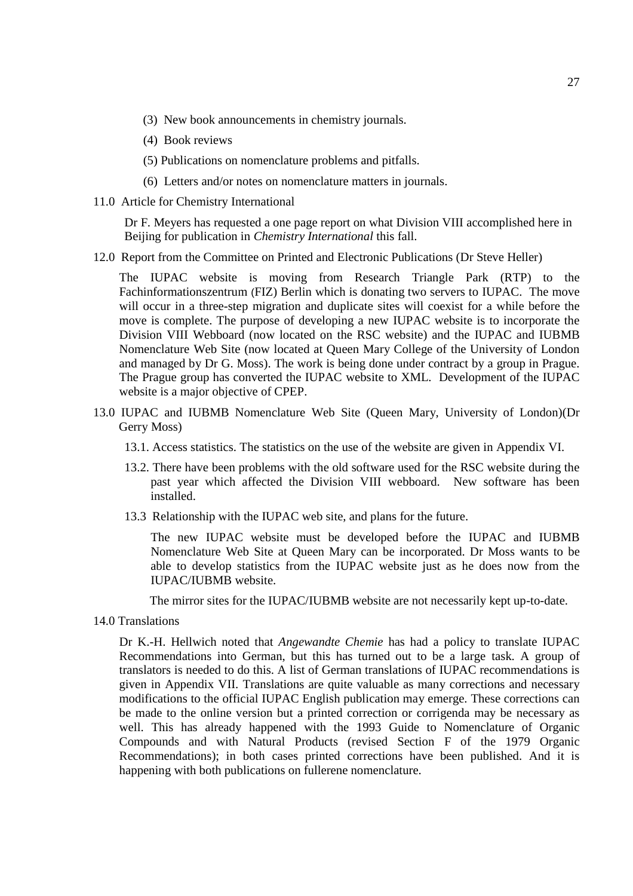(3) New book announcements in chemistry journals.

(4) Book reviews

(5) Publications on nomenclature problems and pitfalls.

(6) Letters and/or notes on nomenclature matters in journals.

11.0 Article for Chemistry International

Dr F. Meyers has requested a one page report on what Division VIII accomplished here in Beijing for publication in *Chemistry International* this fall.

12.0 Report from the Committee on Printed and Electronic Publications (Dr Steve Heller)

The IUPAC website is moving from Research Triangle Park (RTP) to the Fachinformationszentrum (FIZ) Berlin which is donating two servers to IUPAC. The move will occur in a three-step migration and duplicate sites will coexist for a while before the move is complete. The purpose of developing a new IUPAC website is to incorporate the Division VIII Webboard (now located on the RSC website) and the IUPAC and IUBMB Nomenclature Web Site (now located at Queen Mary College of the University of London and managed by Dr G. Moss). The work is being done under contract by a group in Prague. The Prague group has converted the IUPAC website to XML. Development of the IUPAC website is a major objective of CPEP.

13.0 IUPAC and IUBMB Nomenclature Web Site (Queen Mary, University of London)(Dr Gerry Moss)

13.1. Access statistics. The statistics on the use of the website are given in Appendix VI.

13.2. There have been problems with the old software used for the RSC website during the past year which affected the Division VIII webboard. New software has been installed.

13.3 Relationship with the IUPAC web site, and plans for the future.

The new IUPAC website must be developed before the IUPAC and IUBMB Nomenclature Web Site at Queen Mary can be incorporated. Dr Moss wants to be able to develop statistics from the IUPAC website just as he does now from the IUPAC/IUBMB website.

The mirror sites for the IUPAC/IUBMB website are not necessarily kept up-to-date.

14.0 Translations

Dr K.-H. Hellwich noted that *Angewandte Chemie* has had a policy to translate IUPAC Recommendations into German, but this has turned out to be a large task. A group of translators is needed to do this. A list of German translations of IUPAC recommendations is given in Appendix VII. Translations are quite valuable as many corrections and necessary modifications to the official IUPAC English publication may emerge. These corrections can be made to the online version but a printed correction or corrigenda may be necessary as well. This has already happened with the 1993 Guide to Nomenclature of Organic Compounds and with Natural Products (revised Section F of the 1979 Organic Recommendations); in both cases printed corrections have been published. And it is happening with both publications on fullerene nomenclature.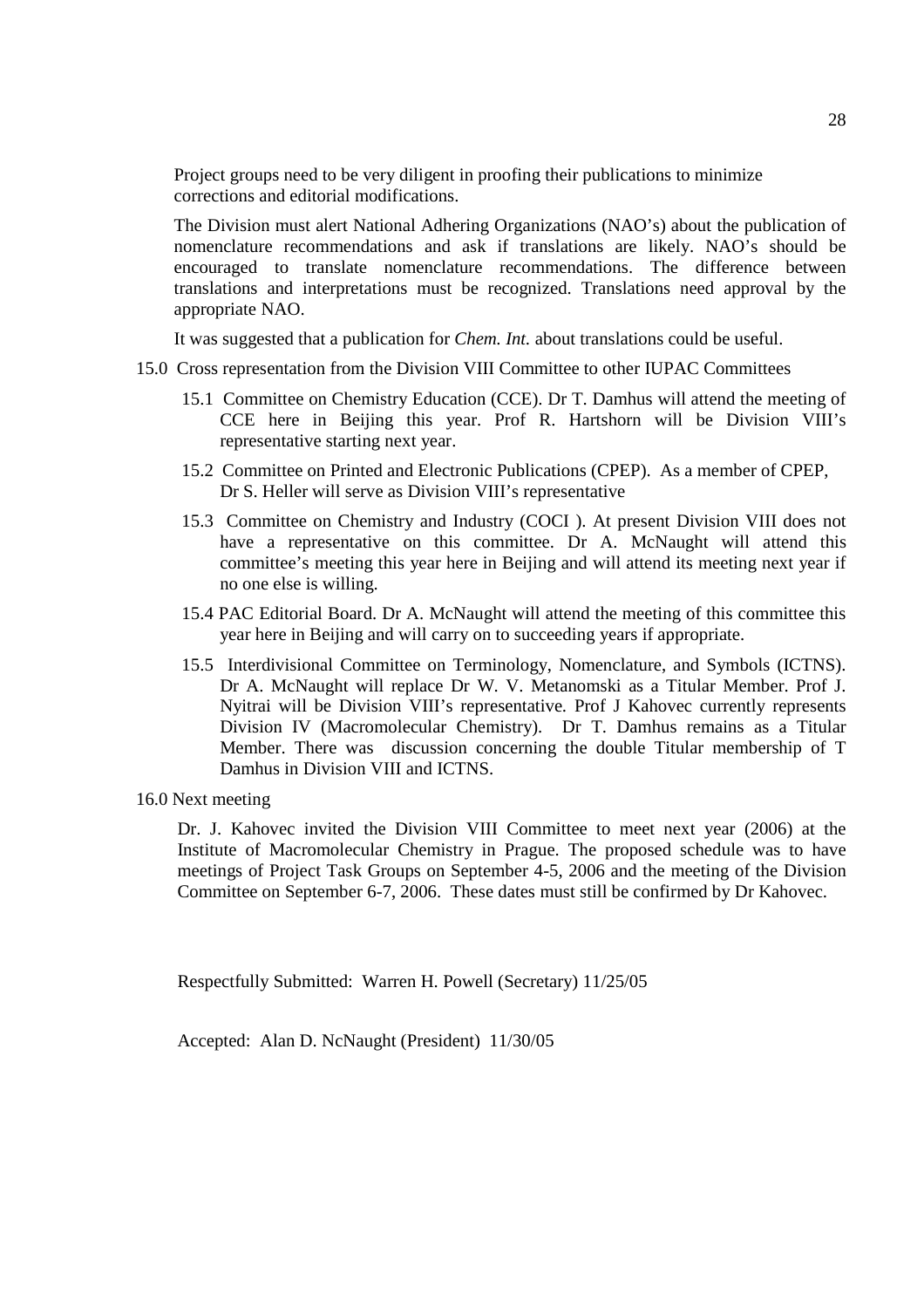Project groups need to be very diligent in proofing their publications to minimize corrections and editorial modifications.

The Division must alert National Adhering Organizations (NAO's) about the publication of nomenclature recommendations and ask if translations are likely. NAO's should be encouraged to translate nomenclature recommendations. The difference between translations and interpretations must be recognized. Translations need approval by the appropriate NAO.

It was suggested that a publication for *Chem. Int.* about translations could be useful.

15.0 Cross representation from the Division VIII Committee to other IUPAC Committees

15.1 Committee on Chemistry Education (CCE). Dr T. Damhus will attend the meeting of CCE here in Beijing this year. Prof R. Hartshorn will be Division VIII's representative starting next year.

15.2 Committee on Printed and Electronic Publications (CPEP). As a member of CPEP, Dr S. Heller will serve as Division VIII's representative

15.3 Committee on Chemistry and Industry (COCI ). At present Division VIII does not have a representative on this committee. Dr A. McNaught will attend this committee's meeting this year here in Beijing and will attend its meeting next year if no one else is willing.

15.4 PAC Editorial Board. Dr A. McNaught will attend the meeting of this committee this year here in Beijing and will carry on to succeeding years if appropriate.

15.5 Interdivisional Committee on Terminology, Nomenclature, and Symbols (ICTNS). Dr A. McNaught will replace Dr W. V. Metanomski as a Titular Member. Prof J. Nyitrai will be Division VIII's representative. Prof J Kahovec currently represents Division IV (Macromolecular Chemistry). Dr T. Damhus remains as a Titular Member. There was discussion concerning the double Titular membership of T Damhus in Division VIII and ICTNS.

16.0 Next meeting

Dr. J. Kahovec invited the Division VIII Committee to meet next year (2006) at the Institute of Macromolecular Chemistry in Prague. The proposed schedule was to have meetings of Project Task Groups on September 4-5, 2006 and the meeting of the Division Committee on September 6-7, 2006. These dates must still be confirmed by Dr Kahovec.

Respectfully Submitted: Warren H. Powell (Secretary) 11/25/05

Accepted: Alan D. NcNaught (President) 11/30/05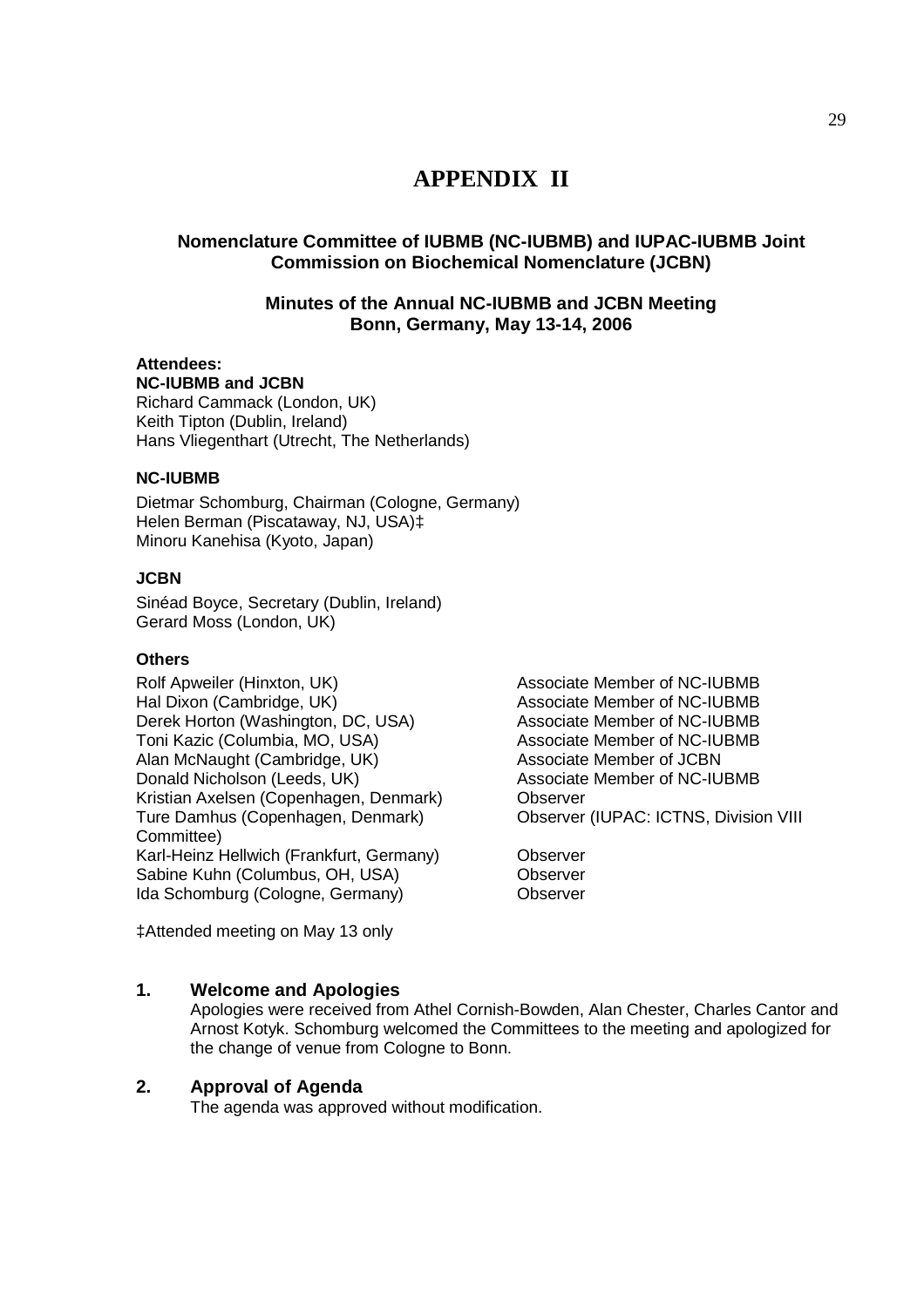# APPENDIX II

## Nomenclature Committee of IUBMB (NC-IUBMB) and IUPAC-IUBMB Joint Commission on Biochemical Nomenclature (JCBN)

### Minutes of the Annual NC-IUBMB and JCBN Meeting Bonn, Germany, May 13-14, 2006

**Attendees:**

**NC-IUBMB and JCBN**

Richard Cammack (London, UK)
Keith Tipton (Dublin, Ireland)
Hans Vliegenthart (Utrecht, The Netherlands)

**NC-IUBMB**

Dietmar Schomburg, Chairman (Cologne, Germany)
Helen Berman (Piscataway, NJ, USA)‡
Minoru Kanehisa (Kyoto, Japan)

**JCBN**

Sinéad Boyce, Secretary (Dublin, Ireland)
Gerard Moss (London, UK)

**Others**

| | |
|---|---|
| Rolf Apweiler (Hinxton, UK) | Associate Member of NC-IUBMB |
| Hal Dixon (Cambridge, UK) | Associate Member of NC-IUBMB |
| Derek Horton (Washington, DC, USA) | Associate Member of NC-IUBMB |
| Toni Kazic (Columbia, MO, USA) | Associate Member of NC-IUBMB |
| Alan McNaught (Cambridge, UK) | Associate Member of JCBN |
| Donald Nicholson (Leeds, UK) | Associate Member of NC-IUBMB |
| Kristian Axelsen (Copenhagen, Denmark) | Observer |
| Ture Damhus (Copenhagen, Denmark) | Observer (IUPAC: ICTNS, Division VIII Committee) |
| Karl-Heinz Hellwich (Frankfurt, Germany) | Observer |
| Sabine Kuhn (Columbus, OH, USA) | Observer |
| Ida Schomburg (Cologne, Germany) | Observer |

‡Attended meeting on May 13 only

**1. Welcome and Apologies**

Apologies were received from Athel Cornish-Bowden, Alan Chester, Charles Cantor and Arnost Kotyk. Schomburg welcomed the Committees to the meeting and apologized for the change of venue from Cologne to Bonn.

**2. Approval of Agenda**

The agenda was approved without modification.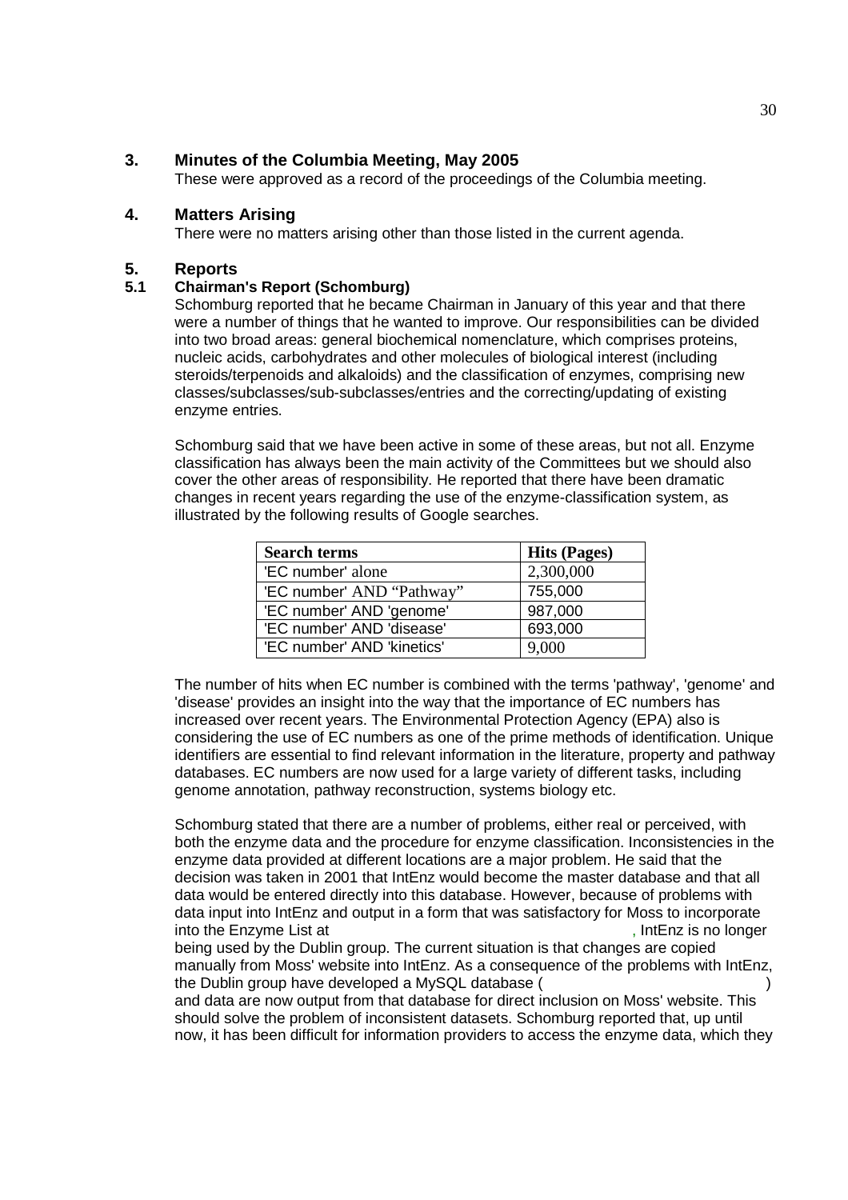## 3. Minutes of the Columbia Meeting, May 2005

These were approved as a record of the proceedings of the Columbia meeting.

## 4. Matters Arising

There were no matters arising other than those listed in the current agenda.

## 5. Reports

### 5.1 Chairman's Report (Schomburg)

Schomburg reported that he became Chairman in January of this year and that there were a number of things that he wanted to improve. Our responsibilities can be divided into two broad areas: general biochemical nomenclature, which comprises proteins, nucleic acids, carbohydrates and other molecules of biological interest (including steroids/terpenoids and alkaloids) and the classification of enzymes, comprising new classes/subclasses/sub-subclasses/entries and the correcting/updating of existing enzyme entries.

Schomburg said that we have been active in some of these areas, but not all. Enzyme classification has always been the main activity of the Committees but we should also cover the other areas of responsibility. He reported that there have been dramatic changes in recent years regarding the use of the enzyme-classification system, as illustrated by the following results of Google searches.

| Search terms | Hits (Pages) |
|---|---|
| 'EC number' alone | 2,300,000 |
| 'EC number' AND "Pathway" | 755,000 |
| 'EC number' AND 'genome' | 987,000 |
| 'EC number' AND 'disease' | 693,000 |
| 'EC number' AND 'kinetics' | 9,000 |

The number of hits when EC number is combined with the terms 'pathway', 'genome' and 'disease' provides an insight into the way that the importance of EC numbers has increased over recent years. The Environmental Protection Agency (EPA) also is considering the use of EC numbers as one of the prime methods of identification. Unique identifiers are essential to find relevant information in the literature, property and pathway databases. EC numbers are now used for a large variety of different tasks, including genome annotation, pathway reconstruction, systems biology etc.

Schomburg stated that there are a number of problems, either real or perceived, with both the enzyme data and the procedure for enzyme classification. Inconsistencies in the enzyme data provided at different locations are a major problem. He said that the decision was taken in 2001 that IntEnz would become the master database and that all data would be entered directly into this database. However, because of problems with data input into IntEnz and output in a form that was satisfactory for Moss to incorporate into the Enzyme List at , IntEnz is no longer being used by the Dublin group. The current situation is that changes are copied manually from Moss' website into IntEnz. As a consequence of the problems with IntEnz, the Dublin group have developed a MySQL database ( ) and data are now output from that database for direct inclusion on Moss' website. This should solve the problem of inconsistent datasets. Schomburg reported that, up until now, it has been difficult for information providers to access the enzyme data, which they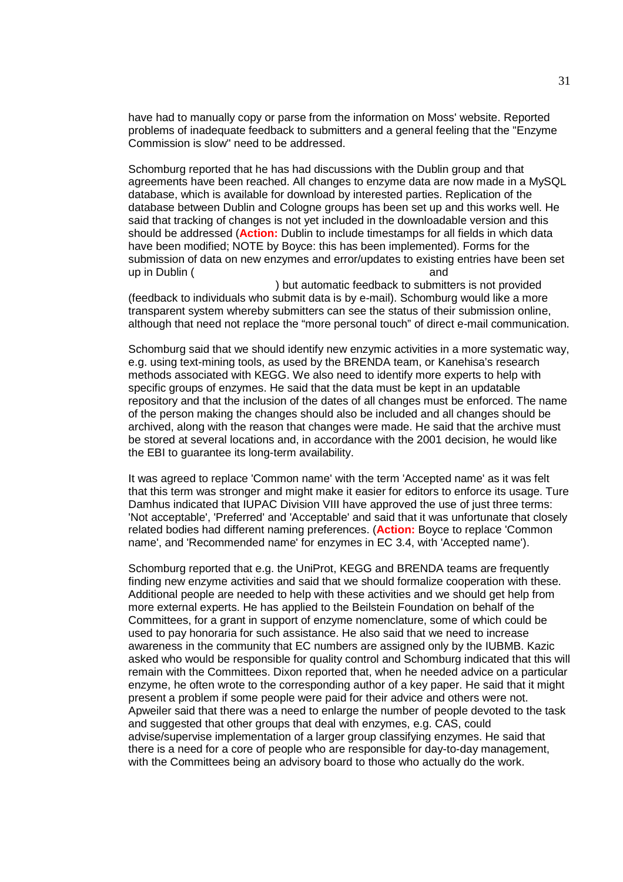have had to manually copy or parse from the information on Moss' website. Reported problems of inadequate feedback to submitters and a general feeling that the "Enzyme Commission is slow" need to be addressed.

Schomburg reported that he has had discussions with the Dublin group and that agreements have been reached. All changes to enzyme data are now made in a MySQL database, which is available for download by interested parties. Replication of the database between Dublin and Cologne groups has been set up and this works well. He said that tracking of changes is not yet included in the downloadable version and this should be addressed (**Action:** Dublin to include timestamps for all fields in which data have been modified; NOTE by Boyce: this has been implemented). Forms for the submission of data on new enzymes and error/updates to existing entries have been set up in Dublin ( and ) but automatic feedback to submitters is not provided (feedback to individuals who submit data is by e-mail). Schomburg would like a more transparent system whereby submitters can see the status of their submission online, although that need not replace the "more personal touch" of direct e-mail communication.

Schomburg said that we should identify new enzymic activities in a more systematic way, e.g. using text-mining tools, as used by the BRENDA team, or Kanehisa's research methods associated with KEGG. We also need to identify more experts to help with specific groups of enzymes. He said that the data must be kept in an updatable repository and that the inclusion of the dates of all changes must be enforced. The name of the person making the changes should also be included and all changes should be archived, along with the reason that changes were made. He said that the archive must be stored at several locations and, in accordance with the 2001 decision, he would like the EBI to guarantee its long-term availability.

It was agreed to replace 'Common name' with the term 'Accepted name' as it was felt that this term was stronger and might make it easier for editors to enforce its usage. Ture Damhus indicated that IUPAC Division VIII have approved the use of just three terms: 'Not acceptable', 'Preferred' and 'Acceptable' and said that it was unfortunate that closely related bodies had different naming preferences. (**Action:** Boyce to replace 'Common name', and 'Recommended name' for enzymes in EC 3.4, with 'Accepted name').

Schomburg reported that e.g. the UniProt, KEGG and BRENDA teams are frequently finding new enzyme activities and said that we should formalize cooperation with these. Additional people are needed to help with these activities and we should get help from more external experts. He has applied to the Beilstein Foundation on behalf of the Committees, for a grant in support of enzyme nomenclature, some of which could be used to pay honoraria for such assistance. He also said that we need to increase awareness in the community that EC numbers are assigned only by the IUBMB. Kazic asked who would be responsible for quality control and Schomburg indicated that this will remain with the Committees. Dixon reported that, when he needed advice on a particular enzyme, he often wrote to the corresponding author of a key paper. He said that it might present a problem if some people were paid for their advice and others were not. Apweiler said that there was a need to enlarge the number of people devoted to the task and suggested that other groups that deal with enzymes, e.g. CAS, could advise/supervise implementation of a larger group classifying enzymes. He said that there is a need for a core of people who are responsible for day-to-day management, with the Committees being an advisory board to those who actually do the work.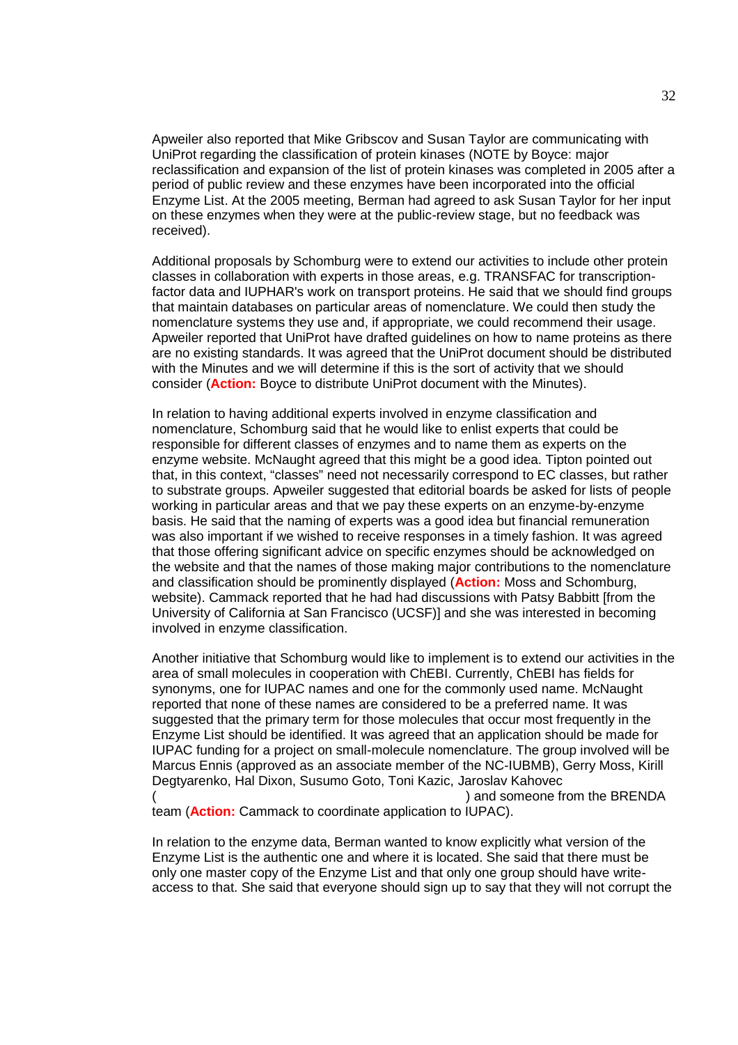Apweiler also reported that Mike Gribscov and Susan Taylor are communicating with UniProt regarding the classification of protein kinases (NOTE by Boyce: major reclassification and expansion of the list of protein kinases was completed in 2005 after a period of public review and these enzymes have been incorporated into the official Enzyme List. At the 2005 meeting, Berman had agreed to ask Susan Taylor for her input on these enzymes when they were at the public-review stage, but no feedback was received).

Additional proposals by Schomburg were to extend our activities to include other protein classes in collaboration with experts in those areas, e.g. TRANSFAC for transcription-factor data and IUPHAR's work on transport proteins. He said that we should find groups that maintain databases on particular areas of nomenclature. We could then study the nomenclature systems they use and, if appropriate, we could recommend their usage. Apweiler reported that UniProt have drafted guidelines on how to name proteins as there are no existing standards. It was agreed that the UniProt document should be distributed with the Minutes and we will determine if this is the sort of activity that we should consider (**Action:** Boyce to distribute UniProt document with the Minutes).

In relation to having additional experts involved in enzyme classification and nomenclature, Schomburg said that he would like to enlist experts that could be responsible for different classes of enzymes and to name them as experts on the enzyme website. McNaught agreed that this might be a good idea. Tipton pointed out that, in this context, "classes" need not necessarily correspond to EC classes, but rather to substrate groups. Apweiler suggested that editorial boards be asked for lists of people working in particular areas and that we pay these experts on an enzyme-by-enzyme basis. He said that the naming of experts was a good idea but financial remuneration was also important if we wished to receive responses in a timely fashion. It was agreed that those offering significant advice on specific enzymes should be acknowledged on the website and that the names of those making major contributions to the nomenclature and classification should be prominently displayed (**Action:** Moss and Schomburg, website). Cammack reported that he had had discussions with Patsy Babbitt [from the University of California at San Francisco (UCSF)] and she was interested in becoming involved in enzyme classification.

Another initiative that Schomburg would like to implement is to extend our activities in the area of small molecules in cooperation with ChEBI. Currently, ChEBI has fields for synonyms, one for IUPAC names and one for the commonly used name. McNaught reported that none of these names are considered to be a preferred name. It was suggested that the primary term for those molecules that occur most frequently in the Enzyme List should be identified. It was agreed that an application should be made for IUPAC funding for a project on small-molecule nomenclature. The group involved will be Marcus Ennis (approved as an associate member of the NC-IUBMB), Gerry Moss, Kirill Degtyarenko, Hal Dixon, Susumo Goto, Toni Kazic, Jaroslav Kahovec ( ) and someone from the BRENDA team (**Action:** Cammack to coordinate application to IUPAC).

In relation to the enzyme data, Berman wanted to know explicitly what version of the Enzyme List is the authentic one and where it is located. She said that there must be only one master copy of the Enzyme List and that only one group should have write-access to that. She said that everyone should sign up to say that they will not corrupt the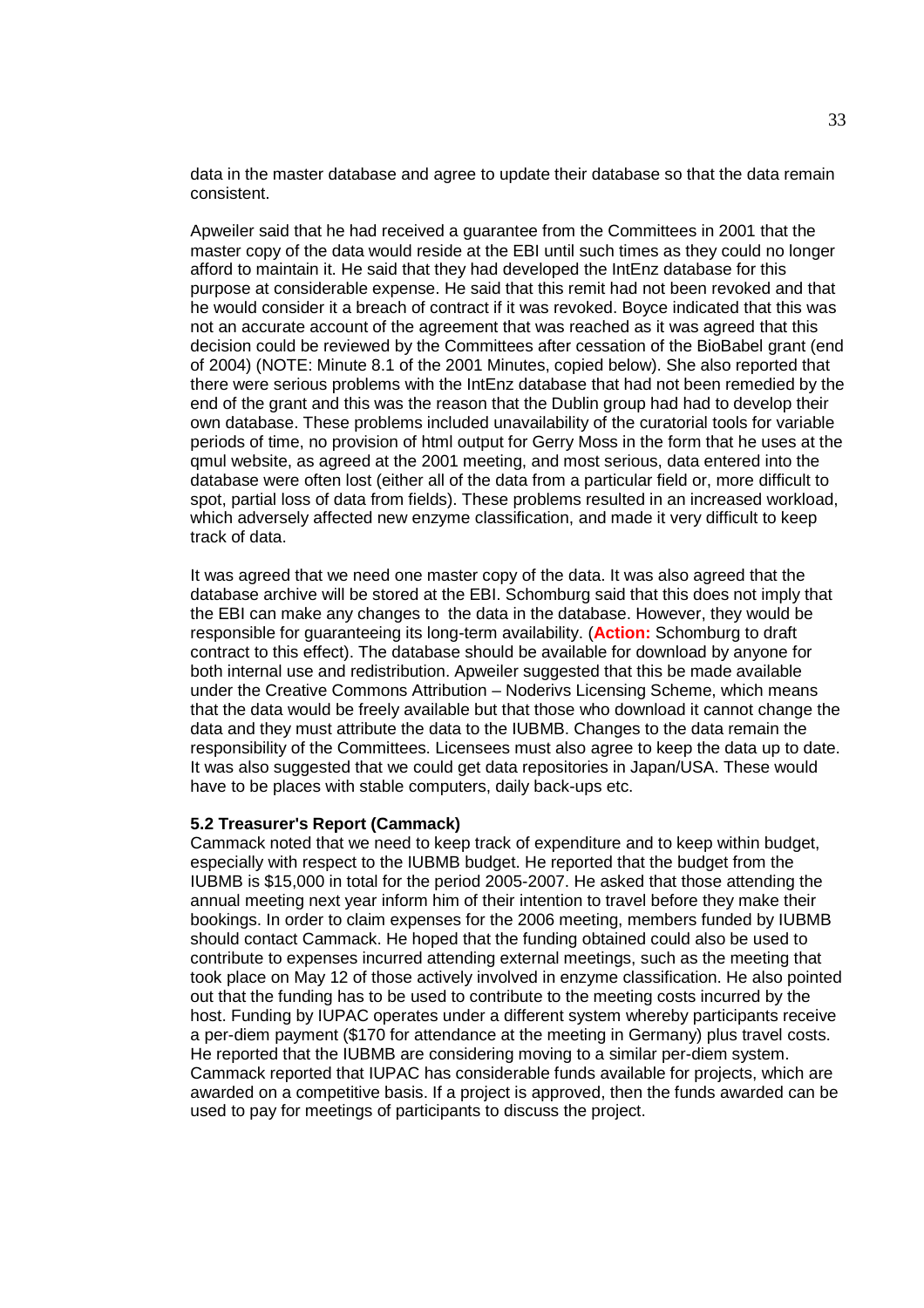data in the master database and agree to update their database so that the data remain consistent.

Apweiler said that he had received a guarantee from the Committees in 2001 that the master copy of the data would reside at the EBI until such times as they could no longer afford to maintain it. He said that they had developed the IntEnz database for this purpose at considerable expense. He said that this remit had not been revoked and that he would consider it a breach of contract if it was revoked. Boyce indicated that this was not an accurate account of the agreement that was reached as it was agreed that this decision could be reviewed by the Committees after cessation of the BioBabel grant (end of 2004) (NOTE: Minute 8.1 of the 2001 Minutes, copied below). She also reported that there were serious problems with the IntEnz database that had not been remedied by the end of the grant and this was the reason that the Dublin group had had to develop their own database. These problems included unavailability of the curatorial tools for variable periods of time, no provision of html output for Gerry Moss in the form that he uses at the qmul website, as agreed at the 2001 meeting, and most serious, data entered into the database were often lost (either all of the data from a particular field or, more difficult to spot, partial loss of data from fields). These problems resulted in an increased workload, which adversely affected new enzyme classification, and made it very difficult to keep track of data.

It was agreed that we need one master copy of the data. It was also agreed that the database archive will be stored at the EBI. Schomburg said that this does not imply that the EBI can make any changes to the data in the database. However, they would be responsible for guaranteeing its long-term availability. (**Action:** Schomburg to draft contract to this effect). The database should be available for download by anyone for both internal use and redistribution. Apweiler suggested that this be made available under the Creative Commons Attribution – Noderivs Licensing Scheme, which means that the data would be freely available but that those who download it cannot change the data and they must attribute the data to the IUBMB. Changes to the data remain the responsibility of the Committees. Licensees must also agree to keep the data up to date. It was also suggested that we could get data repositories in Japan/USA. These would have to be places with stable computers, daily back-ups etc.

**5.2 Treasurer's Report (Cammack)**
Cammack noted that we need to keep track of expenditure and to keep within budget, especially with respect to the IUBMB budget. He reported that the budget from the IUBMB is $15,000 in total for the period 2005-2007. He asked that those attending the annual meeting next year inform him of their intention to travel before they make their bookings. In order to claim expenses for the 2006 meeting, members funded by IUBMB should contact Cammack. He hoped that the funding obtained could also be used to contribute to expenses incurred attending external meetings, such as the meeting that took place on May 12 of those actively involved in enzyme classification. He also pointed out that the funding has to be used to contribute to the meeting costs incurred by the host. Funding by IUPAC operates under a different system whereby participants receive a per-diem payment ($170 for attendance at the meeting in Germany) plus travel costs. He reported that the IUBMB are considering moving to a similar per-diem system. Cammack reported that IUPAC has considerable funds available for projects, which are awarded on a competitive basis. If a project is approved, then the funds awarded can be used to pay for meetings of participants to discuss the project.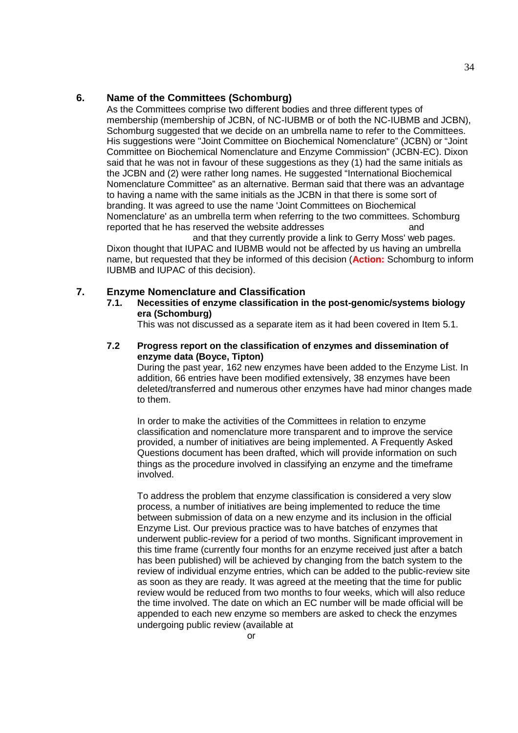## 6. Name of the Committees (Schomburg)

As the Committees comprise two different bodies and three different types of membership (membership of JCBN, of NC-IUBMB or of both the NC-IUBMB and JCBN), Schomburg suggested that we decide on an umbrella name to refer to the Committees. His suggestions were "Joint Committee on Biochemical Nomenclature" (JCBN) or "Joint Committee on Biochemical Nomenclature and Enzyme Commission" (JCBN-EC). Dixon said that he was not in favour of these suggestions as they (1) had the same initials as the JCBN and (2) were rather long names. He suggested "International Biochemical Nomenclature Committee" as an alternative. Berman said that there was an advantage to having a name with the same initials as the JCBN in that there is some sort of branding. It was agreed to use the name 'Joint Committees on Biochemical Nomenclature' as an umbrella term when referring to the two committees. Schomburg reported that he has reserved the website addresses and and that they currently provide a link to Gerry Moss' web pages. Dixon thought that IUPAC and IUBMB would not be affected by us having an umbrella name, but requested that they be informed of this decision (**Action:** Schomburg to inform IUBMB and IUPAC of this decision).

## 7. Enzyme Nomenclature and Classification

### 7.1. Necessities of enzyme classification in the post-genomic/systems biology era (Schomburg)

This was not discussed as a separate item as it had been covered in Item 5.1.

### 7.2 Progress report on the classification of enzymes and dissemination of enzyme data (Boyce, Tipton)

During the past year, 162 new enzymes have been added to the Enzyme List. In addition, 66 entries have been modified extensively, 38 enzymes have been deleted/transferred and numerous other enzymes have had minor changes made to them.

In order to make the activities of the Committees in relation to enzyme classification and nomenclature more transparent and to improve the service provided, a number of initiatives are being implemented. A Frequently Asked Questions document has been drafted, which will provide information on such things as the procedure involved in classifying an enzyme and the timeframe involved.

To address the problem that enzyme classification is considered a very slow process, a number of initiatives are being implemented to reduce the time between submission of data on a new enzyme and its inclusion in the official Enzyme List. Our previous practice was to have batches of enzymes that underwent public-review for a period of two months. Significant improvement in this time frame (currently four months for an enzyme received just after a batch has been published) will be achieved by changing from the batch system to the review of individual enzyme entries, which can be added to the public-review site as soon as they are ready. It was agreed at the meeting that the time for public review would be reduced from two months to four weeks, which will also reduce the time involved. The date on which an EC number will be made official will be appended to each new enzyme so members are asked to check the enzymes undergoing public review (available at

or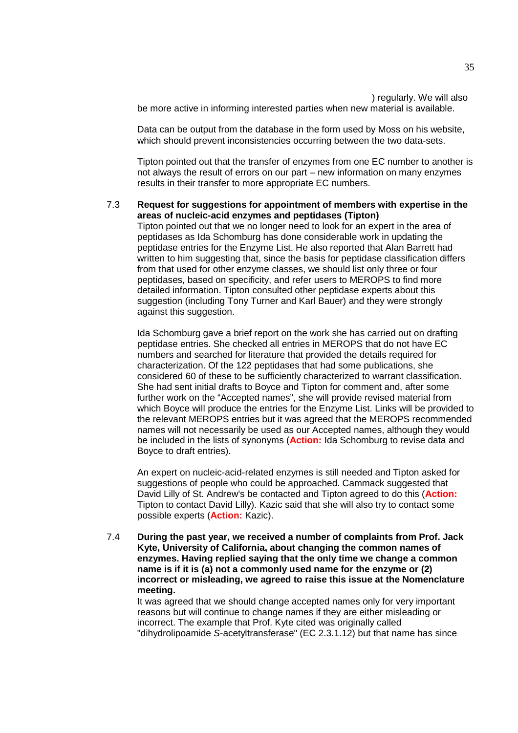) regularly. We will also be more active in informing interested parties when new material is available.

Data can be output from the database in the form used by Moss on his website, which should prevent inconsistencies occurring between the two data-sets.

Tipton pointed out that the transfer of enzymes from one EC number to another is not always the result of errors on our part – new information on many enzymes results in their transfer to more appropriate EC numbers.

7.3 **Request for suggestions for appointment of members with expertise in the areas of nucleic-acid enzymes and peptidases (Tipton)**

Tipton pointed out that we no longer need to look for an expert in the area of peptidases as Ida Schomburg has done considerable work in updating the peptidase entries for the Enzyme List. He also reported that Alan Barrett had written to him suggesting that, since the basis for peptidase classification differs from that used for other enzyme classes, we should list only three or four peptidases, based on specificity, and refer users to MEROPS to find more detailed information. Tipton consulted other peptidase experts about this suggestion (including Tony Turner and Karl Bauer) and they were strongly against this suggestion.

Ida Schomburg gave a brief report on the work she has carried out on drafting peptidase entries. She checked all entries in MEROPS that do not have EC numbers and searched for literature that provided the details required for characterization. Of the 122 peptidases that had some publications, she considered 60 of these to be sufficiently characterized to warrant classification. She had sent initial drafts to Boyce and Tipton for comment and, after some further work on the "Accepted names", she will provide revised material from which Boyce will produce the entries for the Enzyme List. Links will be provided to the relevant MEROPS entries but it was agreed that the MEROPS recommended names will not necessarily be used as our Accepted names, although they would be included in the lists of synonyms (**Action:** Ida Schomburg to revise data and Boyce to draft entries).

An expert on nucleic-acid-related enzymes is still needed and Tipton asked for suggestions of people who could be approached. Cammack suggested that David Lilly of St. Andrew's be contacted and Tipton agreed to do this (**Action:** Tipton to contact David Lilly). Kazic said that she will also try to contact some possible experts (**Action:** Kazic).

7.4 **During the past year, we received a number of complaints from Prof. Jack Kyte, University of California, about changing the common names of enzymes. Having replied saying that the only time we change a common name is if it is (a) not a commonly used name for the enzyme or (2) incorrect or misleading, we agreed to raise this issue at the Nomenclature meeting.**

It was agreed that we should change accepted names only for very important reasons but will continue to change names if they are either misleading or incorrect. The example that Prof. Kyte cited was originally called "dihydrolipoamide *S*-acetyltransferase" (EC 2.3.1.12) but that name has since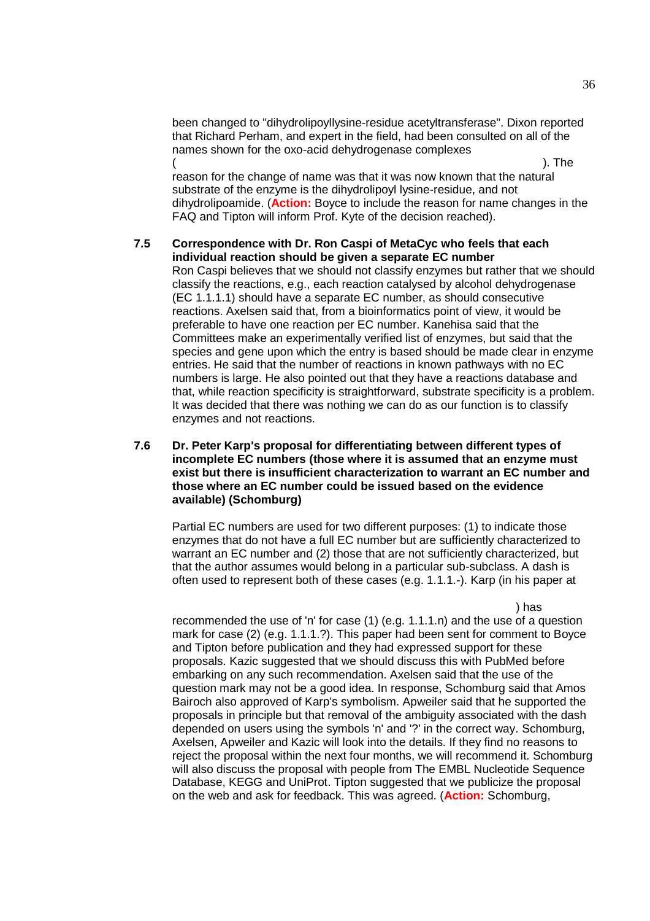been changed to "dihydrolipoyllysine-residue acetyltransferase". Dixon reported that Richard Perham, and expert in the field, had been consulted on all of the names shown for the oxo-acid dehydrogenase complexes ( ). The reason for the change of name was that it was now known that the natural substrate of the enzyme is the dihydrolipoyl lysine-residue, and not dihydrolipoamide. (**Action:** Boyce to include the reason for name changes in the FAQ and Tipton will inform Prof. Kyte of the decision reached).

**7.5 Correspondence with Dr. Ron Caspi of MetaCyc who feels that each individual reaction should be given a separate EC number**

Ron Caspi believes that we should not classify enzymes but rather that we should classify the reactions, e.g., each reaction catalysed by alcohol dehydrogenase (EC 1.1.1.1) should have a separate EC number, as should consecutive reactions. Axelsen said that, from a bioinformatics point of view, it would be preferable to have one reaction per EC number. Kanehisa said that the Committees make an experimentally verified list of enzymes, but said that the species and gene upon which the entry is based should be made clear in enzyme entries. He said that the number of reactions in known pathways with no EC numbers is large. He also pointed out that they have a reactions database and that, while reaction specificity is straightforward, substrate specificity is a problem. It was decided that there was nothing we can do as our function is to classify enzymes and not reactions.

**7.6 Dr. Peter Karp's proposal for differentiating between different types of incomplete EC numbers (those where it is assumed that an enzyme must exist but there is insufficient characterization to warrant an EC number and those where an EC number could be issued based on the evidence available) (Schomburg)**

Partial EC numbers are used for two different purposes: (1) to indicate those enzymes that do not have a full EC number but are sufficiently characterized to warrant an EC number and (2) those that are not sufficiently characterized, but that the author assumes would belong in a particular sub-subclass. A dash is often used to represent both of these cases (e.g. 1.1.1.-). Karp (in his paper at ) has recommended the use of 'n' for case (1) (e.g. 1.1.1.n) and the use of a question mark for case (2) (e.g. 1.1.1.?). This paper had been sent for comment to Boyce and Tipton before publication and they had expressed support for these proposals. Kazic suggested that we should discuss this with PubMed before embarking on any such recommendation. Axelsen said that the use of the question mark may not be a good idea. In response, Schomburg said that Amos Bairoch also approved of Karp's symbolism. Apweiler said that he supported the proposals in principle but that removal of the ambiguity associated with the dash depended on users using the symbols 'n' and '?' in the correct way. Schomburg, Axelsen, Apweiler and Kazic will look into the details. If they find no reasons to reject the proposal within the next four months, we will recommend it. Schomburg will also discuss the proposal with people from The EMBL Nucleotide Sequence Database, KEGG and UniProt. Tipton suggested that we publicize the proposal on the web and ask for feedback. This was agreed. (**Action:** Schomburg,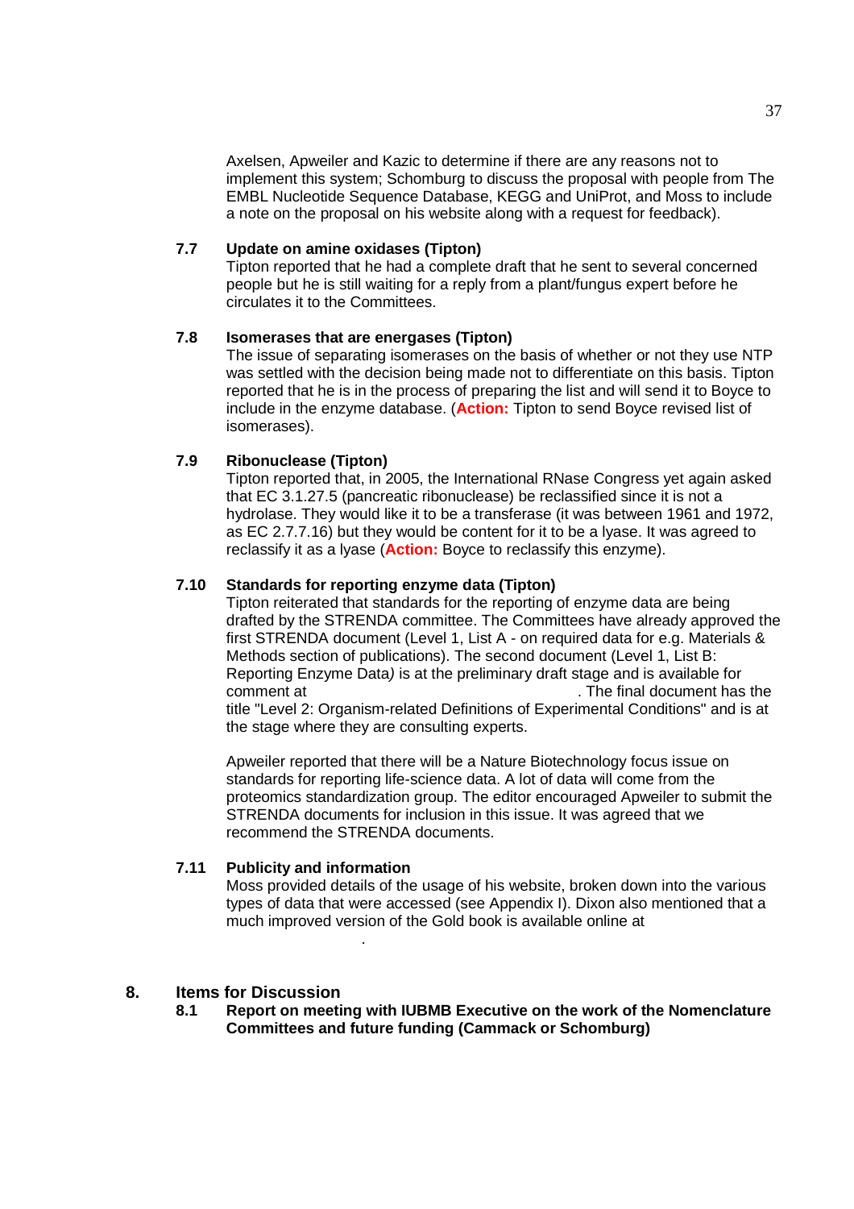Axelsen, Apweiler and Kazic to determine if there are any reasons not to implement this system; Schomburg to discuss the proposal with people from The EMBL Nucleotide Sequence Database, KEGG and UniProt, and Moss to include a note on the proposal on his website along with a request for feedback).

### 7.7 Update on amine oxidases (Tipton)

Tipton reported that he had a complete draft that he sent to several concerned people but he is still waiting for a reply from a plant/fungus expert before he circulates it to the Committees.

### 7.8 Isomerases that are energases (Tipton)

The issue of separating isomerases on the basis of whether or not they use NTP was settled with the decision being made not to differentiate on this basis. Tipton reported that he is in the process of preparing the list and will send it to Boyce to include in the enzyme database. (**Action:** Tipton to send Boyce revised list of isomerases).

### 7.9 Ribonuclease (Tipton)

Tipton reported that, in 2005, the International RNase Congress yet again asked that EC 3.1.27.5 (pancreatic ribonuclease) be reclassified since it is not a hydrolase. They would like it to be a transferase (it was between 1961 and 1972, as EC 2.7.7.16) but they would be content for it to be a lyase. It was agreed to reclassify it as a lyase (**Action:** Boyce to reclassify this enzyme).

### 7.10 Standards for reporting enzyme data (Tipton)

Tipton reiterated that standards for the reporting of enzyme data are being drafted by the STRENDA committee. The Committees have already approved the first STRENDA document (Level 1, List A - on required data for e.g. Materials & Methods section of publications). The second document (Level 1, List B: Reporting Enzyme Data*)* is at the preliminary draft stage and is available for comment at . The final document has the title "Level 2: Organism-related Definitions of Experimental Conditions" and is at the stage where they are consulting experts.

Apweiler reported that there will be a Nature Biotechnology focus issue on standards for reporting life-science data. A lot of data will come from the proteomics standardization group. The editor encouraged Apweiler to submit the STRENDA documents for inclusion in this issue. It was agreed that we recommend the STRENDA documents.

### 7.11 Publicity and information

Moss provided details of the usage of his website, broken down into the various types of data that were accessed (see Appendix I). Dixon also mentioned that a much improved version of the Gold book is available online at .

## 8. Items for Discussion

### 8.1 Report on meeting with IUBMB Executive on the work of the Nomenclature Committees and future funding (Cammack or Schomburg)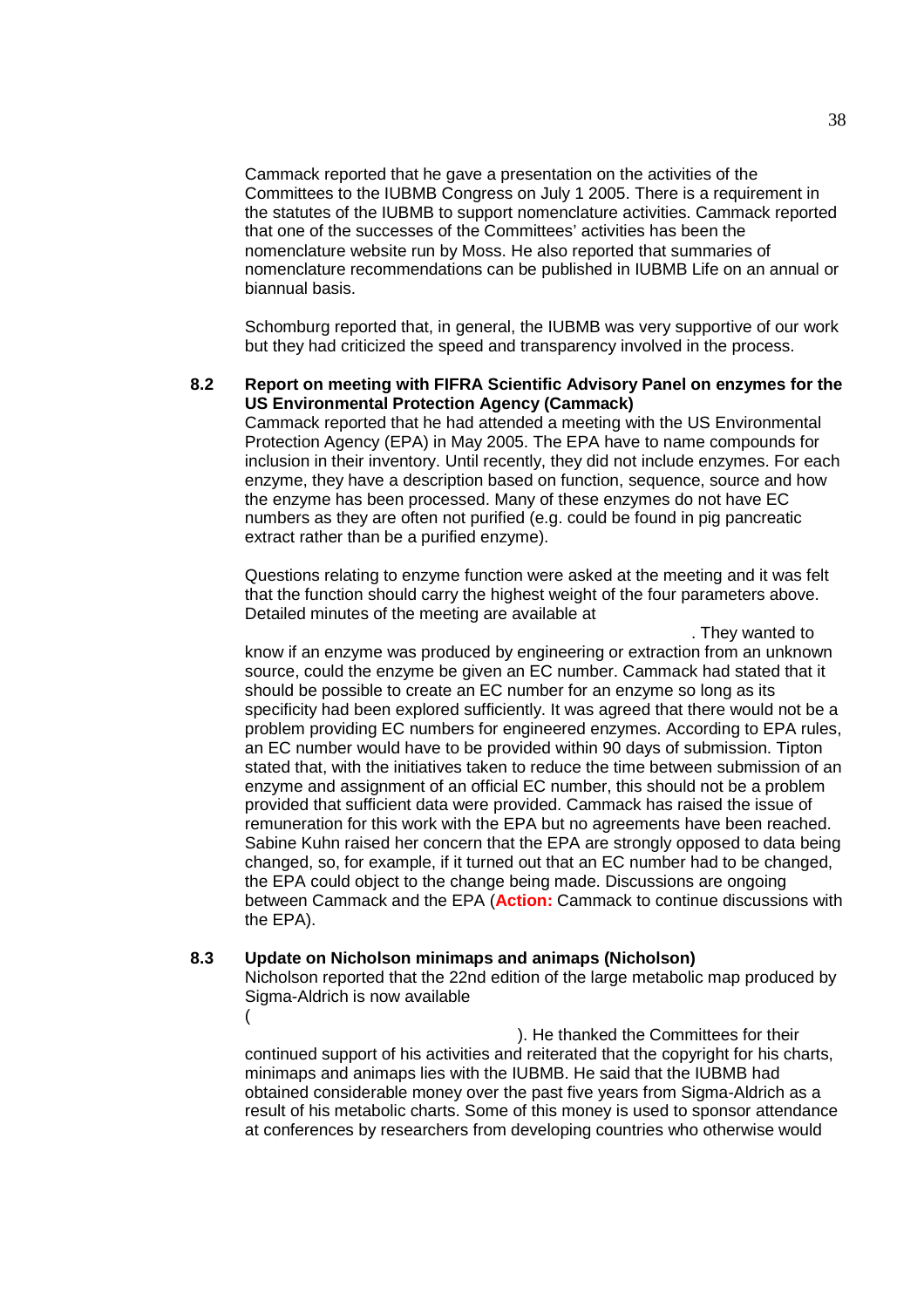Cammack reported that he gave a presentation on the activities of the Committees to the IUBMB Congress on July 1 2005. There is a requirement in the statutes of the IUBMB to support nomenclature activities. Cammack reported that one of the successes of the Committees' activities has been the nomenclature website run by Moss. He also reported that summaries of nomenclature recommendations can be published in IUBMB Life on an annual or biannual basis.

Schomburg reported that, in general, the IUBMB was very supportive of our work but they had criticized the speed and transparency involved in the process.

**8.2 Report on meeting with FIFRA Scientific Advisory Panel on enzymes for the US Environmental Protection Agency (Cammack)**

Cammack reported that he had attended a meeting with the US Environmental Protection Agency (EPA) in May 2005. The EPA have to name compounds for inclusion in their inventory. Until recently, they did not include enzymes. For each enzyme, they have a description based on function, sequence, source and how the enzyme has been processed. Many of these enzymes do not have EC numbers as they are often not purified (e.g. could be found in pig pancreatic extract rather than be a purified enzyme).

Questions relating to enzyme function were asked at the meeting and it was felt that the function should carry the highest weight of the four parameters above. Detailed minutes of the meeting are available at

. They wanted to know if an enzyme was produced by engineering or extraction from an unknown source, could the enzyme be given an EC number. Cammack had stated that it should be possible to create an EC number for an enzyme so long as its specificity had been explored sufficiently. It was agreed that there would not be a problem providing EC numbers for engineered enzymes. According to EPA rules, an EC number would have to be provided within 90 days of submission. Tipton stated that, with the initiatives taken to reduce the time between submission of an enzyme and assignment of an official EC number, this should not be a problem provided that sufficient data were provided. Cammack has raised the issue of remuneration for this work with the EPA but no agreements have been reached. Sabine Kuhn raised her concern that the EPA are strongly opposed to data being changed, so, for example, if it turned out that an EC number had to be changed, the EPA could object to the change being made. Discussions are ongoing between Cammack and the EPA (**Action:** Cammack to continue discussions with the EPA).

**8.3 Update on Nicholson minimaps and animaps (Nicholson)**

Nicholson reported that the 22nd edition of the large metabolic map produced by Sigma-Aldrich is now available

(

). He thanked the Committees for their continued support of his activities and reiterated that the copyright for his charts, minimaps and animaps lies with the IUBMB. He said that the IUBMB had obtained considerable money over the past five years from Sigma-Aldrich as a result of his metabolic charts. Some of this money is used to sponsor attendance at conferences by researchers from developing countries who otherwise would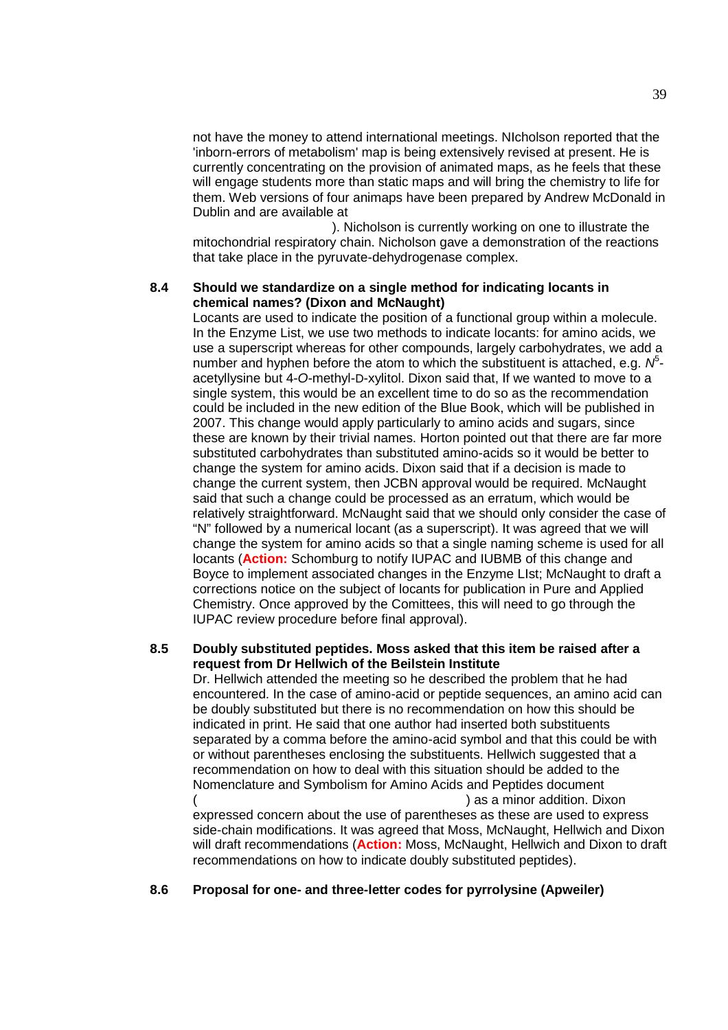not have the money to attend international meetings. NIcholson reported that the 'inborn-errors of metabolism' map is being extensively revised at present. He is currently concentrating on the provision of animated maps, as he feels that these will engage students more than static maps and will bring the chemistry to life for them. Web versions of four animaps have been prepared by Andrew McDonald in Dublin and are available at ). Nicholson is currently working on one to illustrate the mitochondrial respiratory chain. Nicholson gave a demonstration of the reactions that take place in the pyruvate-dehydrogenase complex.

**8.4 Should we standardize on a single method for indicating locants in chemical names? (Dixon and McNaught)**

Locants are used to indicate the position of a functional group within a molecule. In the Enzyme List, we use two methods to indicate locants: for amino acids, we use a superscript whereas for other compounds, largely carbohydrates, we add a number and hyphen before the atom to which the substituent is attached, e.g. $N^5$-acetyllysine but 4-*O*-methyl-D-xylitol. Dixon said that, If we wanted to move to a single system, this would be an excellent time to do so as the recommendation could be included in the new edition of the Blue Book, which will be published in 2007. This change would apply particularly to amino acids and sugars, since these are known by their trivial names. Horton pointed out that there are far more substituted carbohydrates than substituted amino-acids so it would be better to change the system for amino acids. Dixon said that if a decision is made to change the current system, then JCBN approval would be required. McNaught said that such a change could be processed as an erratum, which would be relatively straightforward. McNaught said that we should only consider the case of "N" followed by a numerical locant (as a superscript). It was agreed that we will change the system for amino acids so that a single naming scheme is used for all locants (**Action:** Schomburg to notify IUPAC and IUBMB of this change and Boyce to implement associated changes in the Enzyme LIst; McNaught to draft a corrections notice on the subject of locants for publication in Pure and Applied Chemistry. Once approved by the Comittees, this will need to go through the IUPAC review procedure before final approval).

**8.5 Doubly substituted peptides. Moss asked that this item be raised after a request from Dr Hellwich of the Beilstein Institute**

Dr. Hellwich attended the meeting so he described the problem that he had encountered. In the case of amino-acid or peptide sequences, an amino acid can be doubly substituted but there is no recommendation on how this should be indicated in print. He said that one author had inserted both substituents separated by a comma before the amino-acid symbol and that this could be with or without parentheses enclosing the substituents. Hellwich suggested that a recommendation on how to deal with this situation should be added to the Nomenclature and Symbolism for Amino Acids and Peptides document ( ) as a minor addition. Dixon expressed concern about the use of parentheses as these are used to express side-chain modifications. It was agreed that Moss, McNaught, Hellwich and Dixon will draft recommendations (**Action:** Moss, McNaught, Hellwich and Dixon to draft recommendations on how to indicate doubly substituted peptides).

**8.6 Proposal for one- and three-letter codes for pyrrolysine (Apweiler)**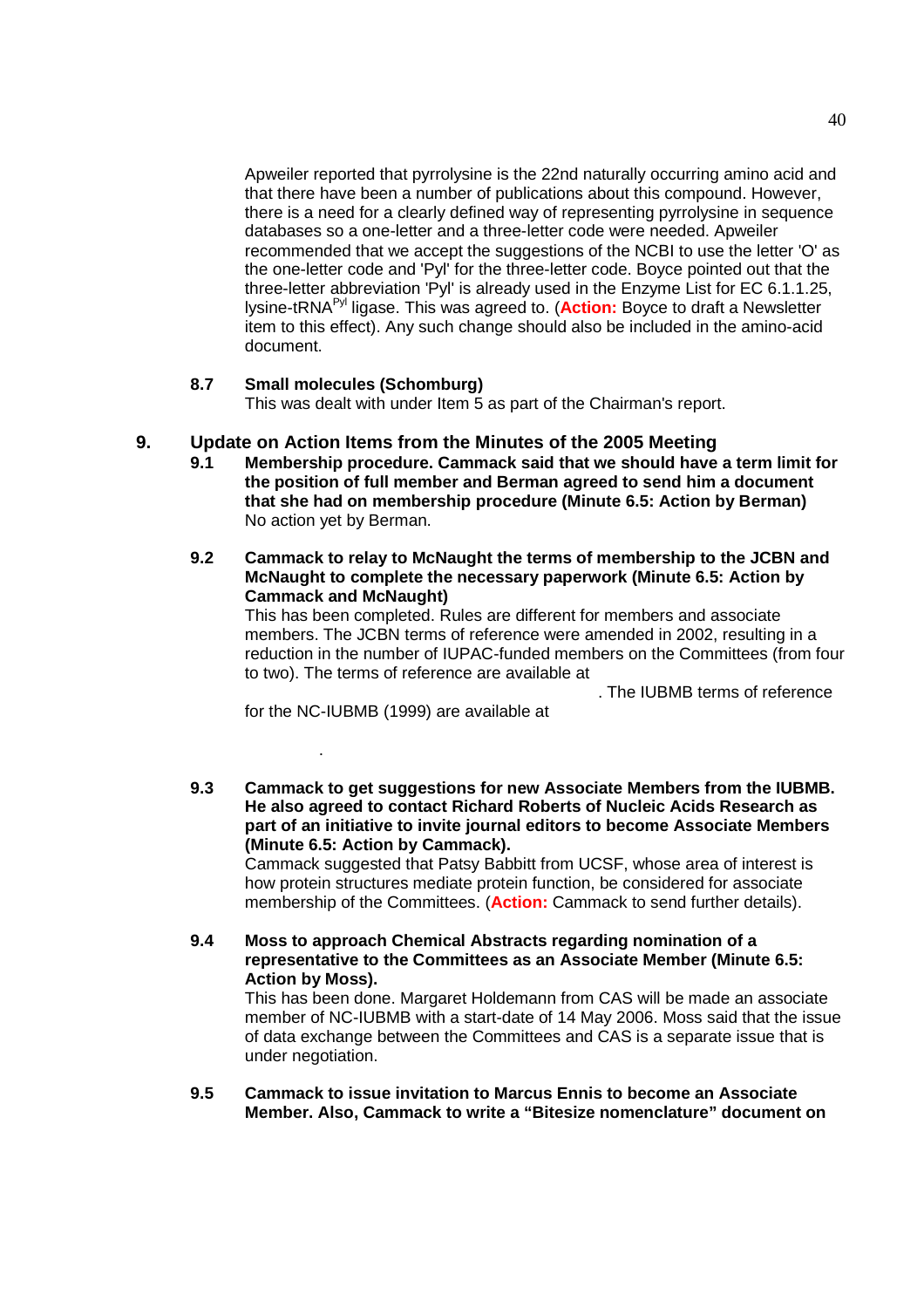Apweiler reported that pyrrolysine is the 22nd naturally occurring amino acid and that there have been a number of publications about this compound. However, there is a need for a clearly defined way of representing pyrrolysine in sequence databases so a one-letter and a three-letter code were needed. Apweiler recommended that we accept the suggestions of the NCBI to use the letter 'O' as the one-letter code and 'Pyl' for the three-letter code. Boyce pointed out that the three-letter abbreviation 'Pyl' is already used in the Enzyme List for EC 6.1.1.25, lysine-tRNA$^{Pyl}$ ligase. This was agreed to. (**Action:** Boyce to draft a Newsletter item to this effect). Any such change should also be included in the amino-acid document.

**8.7 Small molecules (Schomburg)**

This was dealt with under Item 5 as part of the Chairman's report.

## 9. Update on Action Items from the Minutes of the 2005 Meeting

**9.1 Membership procedure. Cammack said that we should have a term limit for the position of full member and Berman agreed to send him a document that she had on membership procedure (Minute 6.5: Action by Berman)**

No action yet by Berman.

**9.2 Cammack to relay to McNaught the terms of membership to the JCBN and McNaught to complete the necessary paperwork (Minute 6.5: Action by Cammack and McNaught)**

This has been completed. Rules are different for members and associate members. The JCBN terms of reference were amended in 2002, resulting in a reduction in the number of IUPAC-funded members on the Committees (from four to two). The terms of reference are available at . The IUBMB terms of reference for the NC-IUBMB (1999) are available at .

**9.3 Cammack to get suggestions for new Associate Members from the IUBMB. He also agreed to contact Richard Roberts of Nucleic Acids Research as part of an initiative to invite journal editors to become Associate Members (Minute 6.5: Action by Cammack).**

Cammack suggested that Patsy Babbitt from UCSF, whose area of interest is how protein structures mediate protein function, be considered for associate membership of the Committees. (**Action:** Cammack to send further details).

**9.4 Moss to approach Chemical Abstracts regarding nomination of a representative to the Committees as an Associate Member (Minute 6.5: Action by Moss).**

This has been done. Margaret Holdemann from CAS will be made an associate member of NC-IUBMB with a start-date of 14 May 2006. Moss said that the issue of data exchange between the Committees and CAS is a separate issue that is under negotiation.

**9.5 Cammack to issue invitation to Marcus Ennis to become an Associate Member. Also, Cammack to write a "Bitesize nomenclature" document on**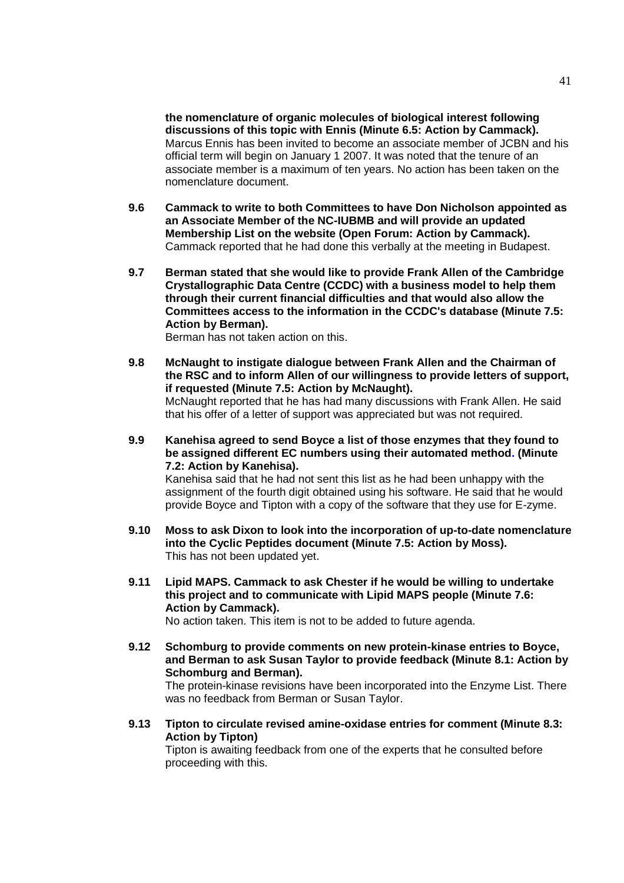**the nomenclature of organic molecules of biological interest following discussions of this topic with Ennis (Minute 6.5: Action by Cammack).**
Marcus Ennis has been invited to become an associate member of JCBN and his official term will begin on January 1 2007. It was noted that the tenure of an associate member is a maximum of ten years. No action has been taken on the nomenclature document.

**9.6 Cammack to write to both Committees to have Don Nicholson appointed as an Associate Member of the NC-IUBMB and will provide an updated Membership List on the website (Open Forum: Action by Cammack).**
Cammack reported that he had done this verbally at the meeting in Budapest.

**9.7 Berman stated that she would like to provide Frank Allen of the Cambridge Crystallographic Data Centre (CCDC) with a business model to help them through their current financial difficulties and that would also allow the Committees access to the information in the CCDC's database (Minute 7.5: Action by Berman).**
Berman has not taken action on this.

**9.8 McNaught to instigate dialogue between Frank Allen and the Chairman of the RSC and to inform Allen of our willingness to provide letters of support, if requested (Minute 7.5: Action by McNaught).**
McNaught reported that he has had many discussions with Frank Allen. He said that his offer of a letter of support was appreciated but was not required.

**9.9 Kanehisa agreed to send Boyce a list of those enzymes that they found to be assigned different EC numbers using their automated method. (Minute 7.2: Action by Kanehisa).**
Kanehisa said that he had not sent this list as he had been unhappy with the assignment of the fourth digit obtained using his software. He said that he would provide Boyce and Tipton with a copy of the software that they use for E-zyme.

**9.10 Moss to ask Dixon to look into the incorporation of up-to-date nomenclature into the Cyclic Peptides document (Minute 7.5: Action by Moss).**
This has not been updated yet.

**9.11 Lipid MAPS. Cammack to ask Chester if he would be willing to undertake this project and to communicate with Lipid MAPS people (Minute 7.6: Action by Cammack).**
No action taken. This item is not to be added to future agenda.

**9.12 Schomburg to provide comments on new protein-kinase entries to Boyce, and Berman to ask Susan Taylor to provide feedback (Minute 8.1: Action by Schomburg and Berman).**
The protein-kinase revisions have been incorporated into the Enzyme List. There was no feedback from Berman or Susan Taylor.

**9.13 Tipton to circulate revised amine-oxidase entries for comment (Minute 8.3: Action by Tipton)**
Tipton is awaiting feedback from one of the experts that he consulted before proceeding with this.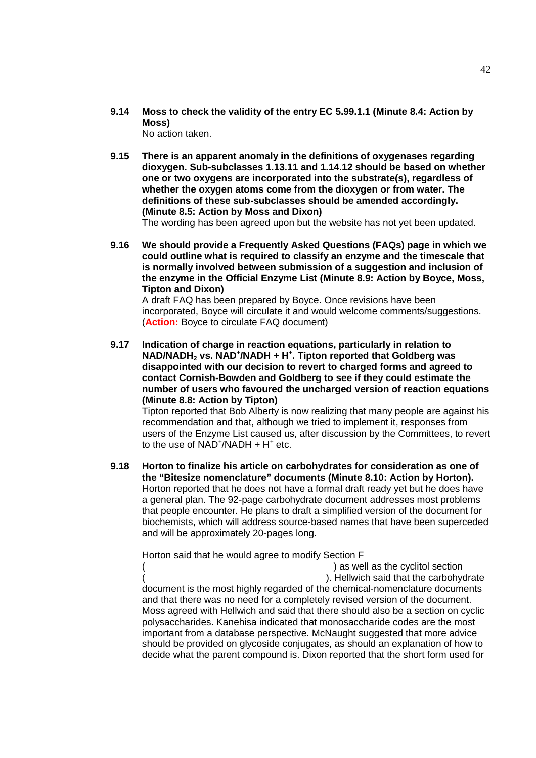**9.14 Moss to check the validity of the entry EC 5.99.1.1 (Minute 8.4: Action by Moss)**

No action taken.

**9.15 There is an apparent anomaly in the definitions of oxygenases regarding dioxygen. Sub-subclasses 1.13.11 and 1.14.12 should be based on whether one or two oxygens are incorporated into the substrate(s), regardless of whether the oxygen atoms come from the dioxygen or from water. The definitions of these sub-subclasses should be amended accordingly. (Minute 8.5: Action by Moss and Dixon)**

The wording has been agreed upon but the website has not yet been updated.

**9.16 We should provide a Frequently Asked Questions (FAQs) page in which we could outline what is required to classify an enzyme and the timescale that is normally involved between submission of a suggestion and inclusion of the enzyme in the Official Enzyme List (Minute 8.9: Action by Boyce, Moss, Tipton and Dixon)**

A draft FAQ has been prepared by Boyce. Once revisions have been incorporated, Boyce will circulate it and would welcome comments/suggestions. (**Action:** Boyce to circulate FAQ document)

**9.17 Indication of charge in reaction equations, particularly in relation to NAD/NADH$_2$ vs. NAD$^+$/NADH + H$^+$. Tipton reported that Goldberg was disappointed with our decision to revert to charged forms and agreed to contact Cornish-Bowden and Goldberg to see if they could estimate the number of users who favoured the uncharged version of reaction equations (Minute 8.8: Action by Tipton)**

Tipton reported that Bob Alberty is now realizing that many people are against his recommendation and that, although we tried to implement it, responses from users of the Enzyme List caused us, after discussion by the Committees, to revert to the use of NAD$^+$/NADH + H$^+$ etc.

**9.18 Horton to finalize his article on carbohydrates for consideration as one of the "Bitesize nomenclature" documents (Minute 8.10: Action by Horton).**

Horton reported that he does not have a formal draft ready yet but he does have a general plan. The 92-page carbohydrate document addresses most problems that people encounter. He plans to draft a simplified version of the document for biochemists, which will address source-based names that have been superceded and will be approximately 20-pages long.

Horton said that he would agree to modify Section F ( ) as well as the cyclitol section ( ). Hellwich said that the carbohydrate document is the most highly regarded of the chemical-nomenclature documents and that there was no need for a completely revised version of the document. Moss agreed with Hellwich and said that there should also be a section on cyclic polysaccharides. Kanehisa indicated that monosaccharide codes are the most important from a database perspective. McNaught suggested that more advice should be provided on glycoside conjugates, as should an explanation of how to decide what the parent compound is. Dixon reported that the short form used for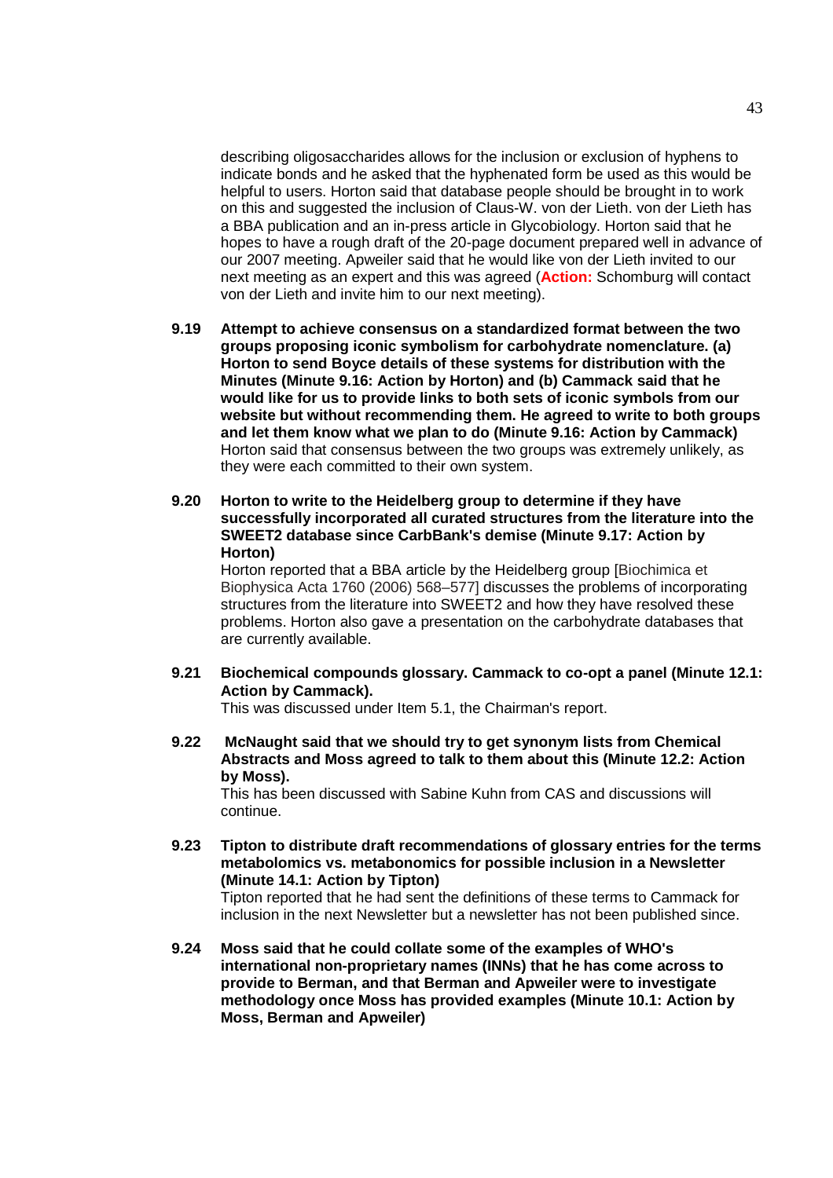describing oligosaccharides allows for the inclusion or exclusion of hyphens to indicate bonds and he asked that the hyphenated form be used as this would be helpful to users. Horton said that database people should be brought in to work on this and suggested the inclusion of Claus-W. von der Lieth. von der Lieth has a BBA publication and an in-press article in Glycobiology. Horton said that he hopes to have a rough draft of the 20-page document prepared well in advance of our 2007 meeting. Apweiler said that he would like von der Lieth invited to our next meeting as an expert and this was agreed (**Action:** Schomburg will contact von der Lieth and invite him to our next meeting).

**9.19 Attempt to achieve consensus on a standardized format between the two groups proposing iconic symbolism for carbohydrate nomenclature. (a) Horton to send Boyce details of these systems for distribution with the Minutes (Minute 9.16: Action by Horton) and (b) Cammack said that he would like for us to provide links to both sets of iconic symbols from our website but without recommending them. He agreed to write to both groups and let them know what we plan to do (Minute 9.16: Action by Cammack)**
Horton said that consensus between the two groups was extremely unlikely, as they were each committed to their own system.

**9.20 Horton to write to the Heidelberg group to determine if they have successfully incorporated all curated structures from the literature into the SWEET2 database since CarbBank's demise (Minute 9.17: Action by Horton)**
Horton reported that a BBA article by the Heidelberg group [Biochimica et Biophysica Acta 1760 (2006) 568–577] discusses the problems of incorporating structures from the literature into SWEET2 and how they have resolved these problems. Horton also gave a presentation on the carbohydrate databases that are currently available.

**9.21 Biochemical compounds glossary. Cammack to co-opt a panel (Minute 12.1: Action by Cammack).**
This was discussed under Item 5.1, the Chairman's report.

**9.22 McNaught said that we should try to get synonym lists from Chemical Abstracts and Moss agreed to talk to them about this (Minute 12.2: Action by Moss).**
This has been discussed with Sabine Kuhn from CAS and discussions will continue.

**9.23 Tipton to distribute draft recommendations of glossary entries for the terms metabolomics vs. metabonomics for possible inclusion in a Newsletter (Minute 14.1: Action by Tipton)**
Tipton reported that he had sent the definitions of these terms to Cammack for inclusion in the next Newsletter but a newsletter has not been published since.

**9.24 Moss said that he could collate some of the examples of WHO's international non-proprietary names (INNs) that he has come across to provide to Berman, and that Berman and Apweiler were to investigate methodology once Moss has provided examples (Minute 10.1: Action by Moss, Berman and Apweiler)**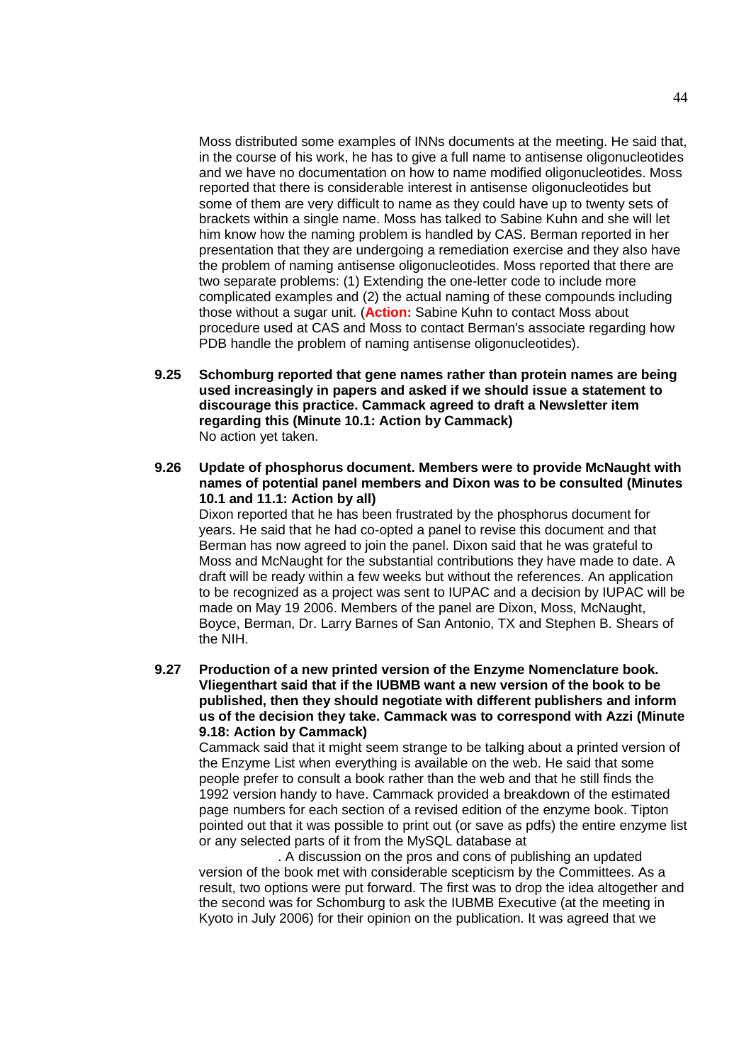Moss distributed some examples of INNs documents at the meeting. He said that, in the course of his work, he has to give a full name to antisense oligonucleotides and we have no documentation on how to name modified oligonucleotides. Moss reported that there is considerable interest in antisense oligonucleotides but some of them are very difficult to name as they could have up to twenty sets of brackets within a single name. Moss has talked to Sabine Kuhn and she will let him know how the naming problem is handled by CAS. Berman reported in her presentation that they are undergoing a remediation exercise and they also have the problem of naming antisense oligonucleotides. Moss reported that there are two separate problems: (1) Extending the one-letter code to include more complicated examples and (2) the actual naming of these compounds including those without a sugar unit. (**Action:** Sabine Kuhn to contact Moss about procedure used at CAS and Moss to contact Berman's associate regarding how PDB handle the problem of naming antisense oligonucleotides).

**9.25 Schomburg reported that gene names rather than protein names are being used increasingly in papers and asked if we should issue a statement to discourage this practice. Cammack agreed to draft a Newsletter item regarding this (Minute 10.1: Action by Cammack)**

No action yet taken.

**9.26 Update of phosphorus document. Members were to provide McNaught with names of potential panel members and Dixon was to be consulted (Minutes 10.1 and 11.1: Action by all)**

Dixon reported that he has been frustrated by the phosphorus document for years. He said that he had co-opted a panel to revise this document and that Berman has now agreed to join the panel. Dixon said that he was grateful to Moss and McNaught for the substantial contributions they have made to date. A draft will be ready within a few weeks but without the references. An application to be recognized as a project was sent to IUPAC and a decision by IUPAC will be made on May 19 2006. Members of the panel are Dixon, Moss, McNaught, Boyce, Berman, Dr. Larry Barnes of San Antonio, TX and Stephen B. Shears of the NIH.

**9.27 Production of a new printed version of the Enzyme Nomenclature book. Vliegenthart said that if the IUBMB want a new version of the book to be published, then they should negotiate with different publishers and inform us of the decision they take. Cammack was to correspond with Azzi (Minute 9.18: Action by Cammack)**

Cammack said that it might seem strange to be talking about a printed version of the Enzyme List when everything is available on the web. He said that some people prefer to consult a book rather than the web and that he still finds the 1992 version handy to have. Cammack provided a breakdown of the estimated page numbers for each section of a revised edition of the enzyme book. Tipton pointed out that it was possible to print out (or save as pdfs) the entire enzyme list or any selected parts of it from the MySQL database at

. A discussion on the pros and cons of publishing an updated version of the book met with considerable scepticism by the Committees. As a result, two options were put forward. The first was to drop the idea altogether and the second was for Schomburg to ask the IUBMB Executive (at the meeting in Kyoto in July 2006) for their opinion on the publication. It was agreed that we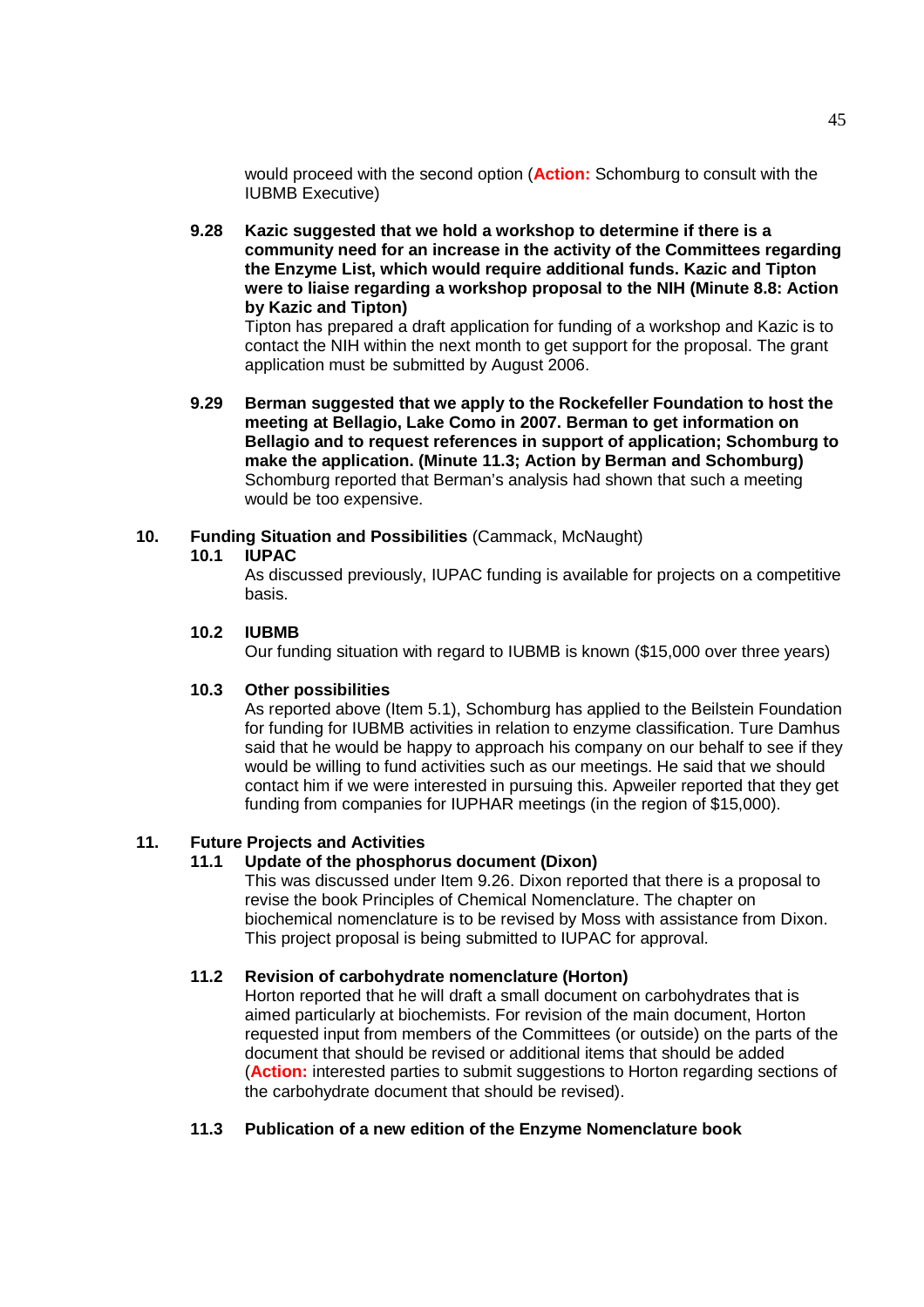would proceed with the second option (**Action:** Schomburg to consult with the IUBMB Executive)

**9.28 Kazic suggested that we hold a workshop to determine if there is a community need for an increase in the activity of the Committees regarding the Enzyme List, which would require additional funds. Kazic and Tipton were to liaise regarding a workshop proposal to the NIH (Minute 8.8: Action by Kazic and Tipton)**

Tipton has prepared a draft application for funding of a workshop and Kazic is to contact the NIH within the next month to get support for the proposal. The grant application must be submitted by August 2006.

**9.29 Berman suggested that we apply to the Rockefeller Foundation to host the meeting at Bellagio, Lake Como in 2007. Berman to get information on Bellagio and to request references in support of application; Schomburg to make the application. (Minute 11.3; Action by Berman and Schomburg)**

Schomburg reported that Berman's analysis had shown that such a meeting would be too expensive.

## 10. Funding Situation and Possibilities (Cammack, McNaught)

### 10.1 IUPAC

As discussed previously, IUPAC funding is available for projects on a competitive basis.

### 10.2 IUBMB

Our funding situation with regard to IUBMB is known ($15,000 over three years)

### 10.3 Other possibilities

As reported above (Item 5.1), Schomburg has applied to the Beilstein Foundation for funding for IUBMB activities in relation to enzyme classification. Ture Damhus said that he would be happy to approach his company on our behalf to see if they would be willing to fund activities such as our meetings. He said that we should contact him if we were interested in pursuing this. Apweiler reported that they get funding from companies for IUPHAR meetings (in the region of $15,000).

## 11. Future Projects and Activities

### 11.1 Update of the phosphorus document (Dixon)

This was discussed under Item 9.26. Dixon reported that there is a proposal to revise the book Principles of Chemical Nomenclature. The chapter on biochemical nomenclature is to be revised by Moss with assistance from Dixon. This project proposal is being submitted to IUPAC for approval.

### 11.2 Revision of carbohydrate nomenclature (Horton)

Horton reported that he will draft a small document on carbohydrates that is aimed particularly at biochemists. For revision of the main document, Horton requested input from members of the Committees (or outside) on the parts of the document that should be revised or additional items that should be added (**Action:** interested parties to submit suggestions to Horton regarding sections of the carbohydrate document that should be revised).

### 11.3 Publication of a new edition of the Enzyme Nomenclature book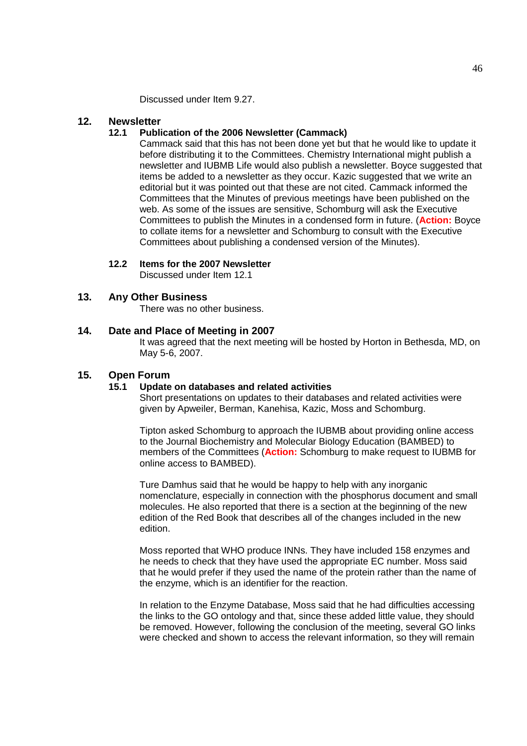Discussed under Item 9.27.

## 12. Newsletter

### 12.1 Publication of the 2006 Newsletter (Cammack)

Cammack said that this has not been done yet but that he would like to update it before distributing it to the Committees. Chemistry International might publish a newsletter and IUBMB Life would also publish a newsletter. Boyce suggested that items be added to a newsletter as they occur. Kazic suggested that we write an editorial but it was pointed out that these are not cited. Cammack informed the Committees that the Minutes of previous meetings have been published on the web. As some of the issues are sensitive, Schomburg will ask the Executive Committees to publish the Minutes in a condensed form in future. (**Action:** Boyce to collate items for a newsletter and Schomburg to consult with the Executive Committees about publishing a condensed version of the Minutes).

### 12.2 Items for the 2007 Newsletter

Discussed under Item 12.1

## 13. Any Other Business

There was no other business.

## 14. Date and Place of Meeting in 2007

It was agreed that the next meeting will be hosted by Horton in Bethesda, MD, on May 5-6, 2007.

## 15. Open Forum

### 15.1 Update on databases and related activities

Short presentations on updates to their databases and related activities were given by Apweiler, Berman, Kanehisa, Kazic, Moss and Schomburg.

Tipton asked Schomburg to approach the IUBMB about providing online access to the Journal Biochemistry and Molecular Biology Education (BAMBED) to members of the Committees (**Action:** Schomburg to make request to IUBMB for online access to BAMBED).

Ture Damhus said that he would be happy to help with any inorganic nomenclature, especially in connection with the phosphorus document and small molecules. He also reported that there is a section at the beginning of the new edition of the Red Book that describes all of the changes included in the new edition.

Moss reported that WHO produce INNs. They have included 158 enzymes and he needs to check that they have used the appropriate EC number. Moss said that he would prefer if they used the name of the protein rather than the name of the enzyme, which is an identifier for the reaction.

In relation to the Enzyme Database, Moss said that he had difficulties accessing the links to the GO ontology and that, since these added little value, they should be removed. However, following the conclusion of the meeting, several GO links were checked and shown to access the relevant information, so they will remain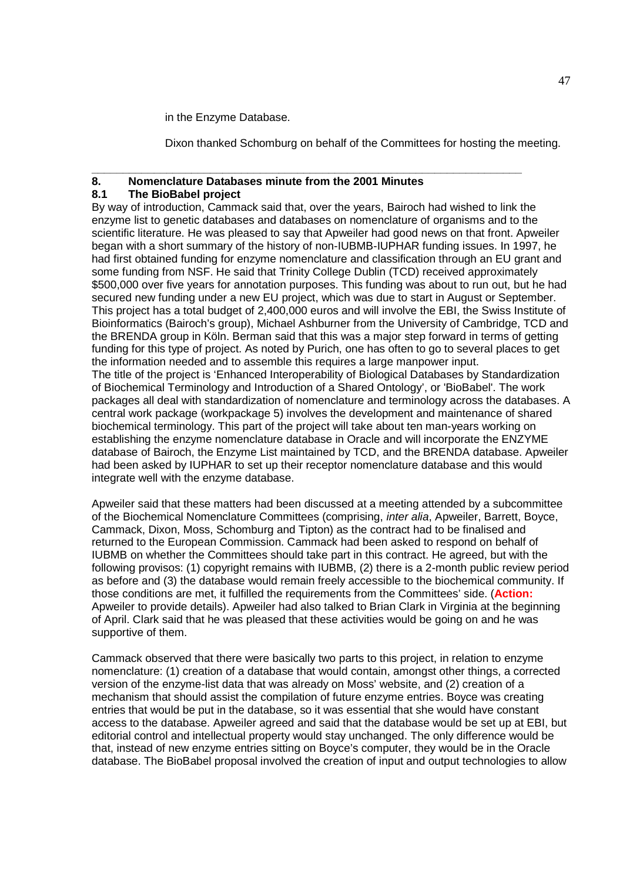in the Enzyme Database.

Dixon thanked Schomburg on behalf of the Committees for hosting the meeting.

---

## 8. Nomenclature Databases minute from the 2001 Minutes

### 8.1 The BioBabel project

By way of introduction, Cammack said that, over the years, Bairoch had wished to link the enzyme list to genetic databases and databases on nomenclature of organisms and to the scientific literature. He was pleased to say that Apweiler had good news on that front. Apweiler began with a short summary of the history of non-IUBMB-IUPHAR funding issues. In 1997, he had first obtained funding for enzyme nomenclature and classification through an EU grant and some funding from NSF. He said that Trinity College Dublin (TCD) received approximately $500,000 over five years for annotation purposes. This funding was about to run out, but he had secured new funding under a new EU project, which was due to start in August or September. This project has a total budget of 2,400,000 euros and will involve the EBI, the Swiss Institute of Bioinformatics (Bairoch's group), Michael Ashburner from the University of Cambridge, TCD and the BRENDA group in Köln. Berman said that this was a major step forward in terms of getting funding for this type of project. As noted by Purich, one has often to go to several places to get the information needed and to assemble this requires a large manpower input.
The title of the project is 'Enhanced Interoperability of Biological Databases by Standardization of Biochemical Terminology and Introduction of a Shared Ontology', or 'BioBabel'. The work packages all deal with standardization of nomenclature and terminology across the databases. A central work package (workpackage 5) involves the development and maintenance of shared biochemical terminology. This part of the project will take about ten man-years working on establishing the enzyme nomenclature database in Oracle and will incorporate the ENZYME database of Bairoch, the Enzyme List maintained by TCD, and the BRENDA database. Apweiler had been asked by IUPHAR to set up their receptor nomenclature database and this would integrate well with the enzyme database.

Apweiler said that these matters had been discussed at a meeting attended by a subcommittee of the Biochemical Nomenclature Committees (comprising, *inter alia*, Apweiler, Barrett, Boyce, Cammack, Dixon, Moss, Schomburg and Tipton) as the contract had to be finalised and returned to the European Commission. Cammack had been asked to respond on behalf of IUBMB on whether the Committees should take part in this contract. He agreed, but with the following provisos: (1) copyright remains with IUBMB, (2) there is a 2-month public review period as before and (3) the database would remain freely accessible to the biochemical community. If those conditions are met, it fulfilled the requirements from the Committees' side. (**Action:** Apweiler to provide details). Apweiler had also talked to Brian Clark in Virginia at the beginning of April. Clark said that he was pleased that these activities would be going on and he was supportive of them.

Cammack observed that there were basically two parts to this project, in relation to enzyme nomenclature: (1) creation of a database that would contain, amongst other things, a corrected version of the enzyme-list data that was already on Moss' website, and (2) creation of a mechanism that should assist the compilation of future enzyme entries. Boyce was creating entries that would be put in the database, so it was essential that she would have constant access to the database. Apweiler agreed and said that the database would be set up at EBI, but editorial control and intellectual property would stay unchanged. The only difference would be that, instead of new enzyme entries sitting on Boyce's computer, they would be in the Oracle database. The BioBabel proposal involved the creation of input and output technologies to allow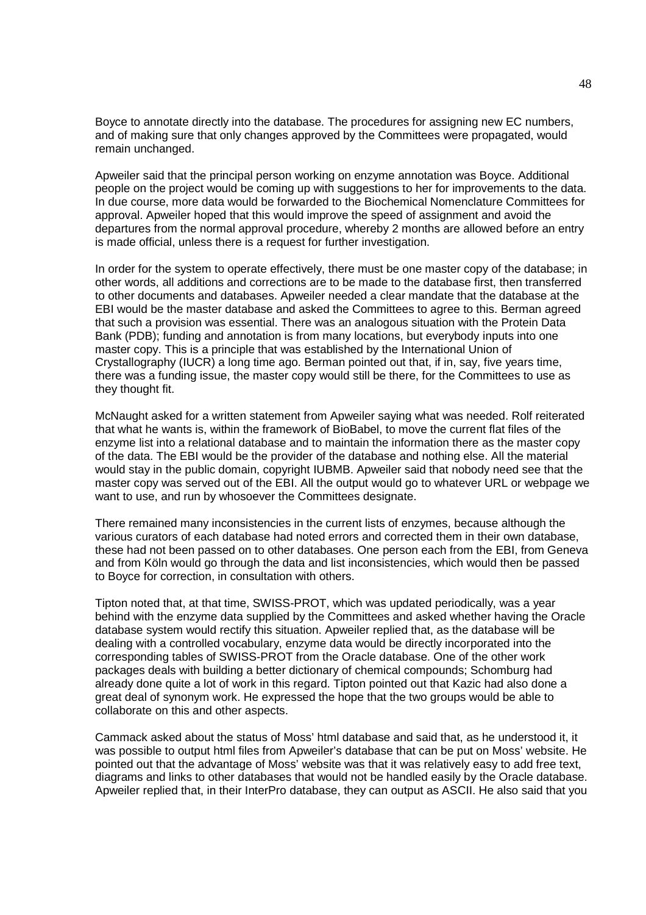Boyce to annotate directly into the database. The procedures for assigning new EC numbers, and of making sure that only changes approved by the Committees were propagated, would remain unchanged.

Apweiler said that the principal person working on enzyme annotation was Boyce. Additional people on the project would be coming up with suggestions to her for improvements to the data. In due course, more data would be forwarded to the Biochemical Nomenclature Committees for approval. Apweiler hoped that this would improve the speed of assignment and avoid the departures from the normal approval procedure, whereby 2 months are allowed before an entry is made official, unless there is a request for further investigation.

In order for the system to operate effectively, there must be one master copy of the database; in other words, all additions and corrections are to be made to the database first, then transferred to other documents and databases. Apweiler needed a clear mandate that the database at the EBI would be the master database and asked the Committees to agree to this. Berman agreed that such a provision was essential. There was an analogous situation with the Protein Data Bank (PDB); funding and annotation is from many locations, but everybody inputs into one master copy. This is a principle that was established by the International Union of Crystallography (IUCR) a long time ago. Berman pointed out that, if in, say, five years time, there was a funding issue, the master copy would still be there, for the Committees to use as they thought fit.

McNaught asked for a written statement from Apweiler saying what was needed. Rolf reiterated that what he wants is, within the framework of BioBabel, to move the current flat files of the enzyme list into a relational database and to maintain the information there as the master copy of the data. The EBI would be the provider of the database and nothing else. All the material would stay in the public domain, copyright IUBMB. Apweiler said that nobody need see that the master copy was served out of the EBI. All the output would go to whatever URL or webpage we want to use, and run by whosoever the Committees designate.

There remained many inconsistencies in the current lists of enzymes, because although the various curators of each database had noted errors and corrected them in their own database, these had not been passed on to other databases. One person each from the EBI, from Geneva and from Köln would go through the data and list inconsistencies, which would then be passed to Boyce for correction, in consultation with others.

Tipton noted that, at that time, SWISS-PROT, which was updated periodically, was a year behind with the enzyme data supplied by the Committees and asked whether having the Oracle database system would rectify this situation. Apweiler replied that, as the database will be dealing with a controlled vocabulary, enzyme data would be directly incorporated into the corresponding tables of SWISS-PROT from the Oracle database. One of the other work packages deals with building a better dictionary of chemical compounds; Schomburg had already done quite a lot of work in this regard. Tipton pointed out that Kazic had also done a great deal of synonym work. He expressed the hope that the two groups would be able to collaborate on this and other aspects.

Cammack asked about the status of Moss' html database and said that, as he understood it, it was possible to output html files from Apweiler's database that can be put on Moss' website. He pointed out that the advantage of Moss' website was that it was relatively easy to add free text, diagrams and links to other databases that would not be handled easily by the Oracle database. Apweiler replied that, in their InterPro database, they can output as ASCII. He also said that you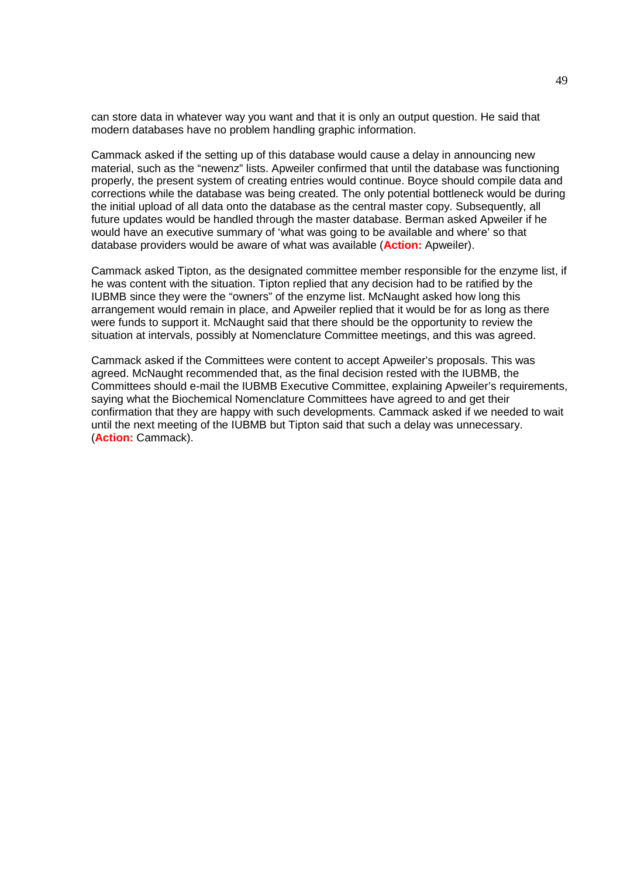can store data in whatever way you want and that it is only an output question. He said that modern databases have no problem handling graphic information.

Cammack asked if the setting up of this database would cause a delay in announcing new material, such as the "newenz" lists. Apweiler confirmed that until the database was functioning properly, the present system of creating entries would continue. Boyce should compile data and corrections while the database was being created. The only potential bottleneck would be during the initial upload of all data onto the database as the central master copy. Subsequently, all future updates would be handled through the master database. Berman asked Apweiler if he would have an executive summary of 'what was going to be available and where' so that database providers would be aware of what was available (**Action:** Apweiler).

Cammack asked Tipton, as the designated committee member responsible for the enzyme list, if he was content with the situation. Tipton replied that any decision had to be ratified by the IUBMB since they were the "owners" of the enzyme list. McNaught asked how long this arrangement would remain in place, and Apweiler replied that it would be for as long as there were funds to support it. McNaught said that there should be the opportunity to review the situation at intervals, possibly at Nomenclature Committee meetings, and this was agreed.

Cammack asked if the Committees were content to accept Apweiler's proposals. This was agreed. McNaught recommended that, as the final decision rested with the IUBMB, the Committees should e-mail the IUBMB Executive Committee, explaining Apweiler's requirements, saying what the Biochemical Nomenclature Committees have agreed to and get their confirmation that they are happy with such developments. Cammack asked if we needed to wait until the next meeting of the IUBMB but Tipton said that such a delay was unnecessary. (**Action:** Cammack).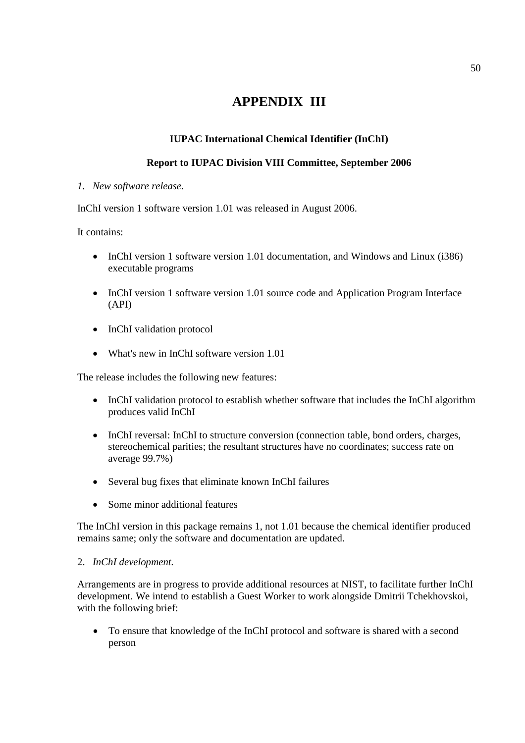# APPENDIX III

### IUPAC International Chemical Identifier (InChI)

### Report to IUPAC Division VIII Committee, September 2006

*1. New software release.*

InChI version 1 software version 1.01 was released in August 2006.

It contains:

- InChI version 1 software version 1.01 documentation, and Windows and Linux (i386) executable programs
- InChI version 1 software version 1.01 source code and Application Program Interface (API)
- InChI validation protocol
- What's new in InChI software version 1.01

The release includes the following new features:

- InChI validation protocol to establish whether software that includes the InChI algorithm produces valid InChI
- InChI reversal: InChI to structure conversion (connection table, bond orders, charges, stereochemical parities; the resultant structures have no coordinates; success rate on average 99.7%)
- Several bug fixes that eliminate known InChI failures
- Some minor additional features

The InChI version in this package remains 1, not 1.01 because the chemical identifier produced remains same; only the software and documentation are updated.

2. *InChI development.*

Arrangements are in progress to provide additional resources at NIST, to facilitate further InChI development. We intend to establish a Guest Worker to work alongside Dmitrii Tchekhovskoi, with the following brief:

- To ensure that knowledge of the InChI protocol and software is shared with a second person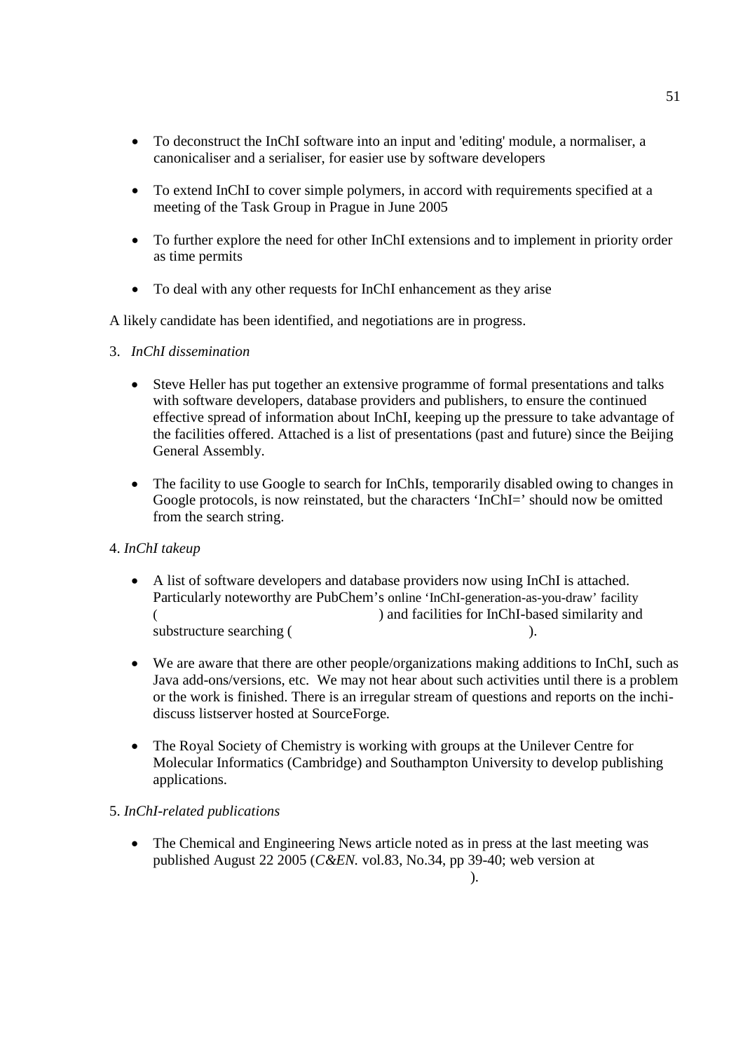- To deconstruct the InChI software into an input and 'editing' module, a normaliser, a canonicaliser and a serialiser, for easier use by software developers

- To extend InChI to cover simple polymers, in accord with requirements specified at a meeting of the Task Group in Prague in June 2005

- To further explore the need for other InChI extensions and to implement in priority order as time permits

- To deal with any other requests for InChI enhancement as they arise

A likely candidate has been identified, and negotiations are in progress.

3. *InChI dissemination*

- Steve Heller has put together an extensive programme of formal presentations and talks with software developers, database providers and publishers, to ensure the continued effective spread of information about InChI, keeping up the pressure to take advantage of the facilities offered. Attached is a list of presentations (past and future) since the Beijing General Assembly.

- The facility to use Google to search for InChIs, temporarily disabled owing to changes in Google protocols, is now reinstated, but the characters 'InChI=' should now be omitted from the search string.

4. *InChI takeup*

- A list of software developers and database providers now using InChI is attached. Particularly noteworthy are PubChem's online 'InChI-generation-as-you-draw' facility ( ) and facilities for InChI-based similarity and substructure searching ( ).

- We are aware that there are other people/organizations making additions to InChI, such as Java add-ons/versions, etc. We may not hear about such activities until there is a problem or the work is finished. There is an irregular stream of questions and reports on the inchi-discuss listserver hosted at SourceForge.

- The Royal Society of Chemistry is working with groups at the Unilever Centre for Molecular Informatics (Cambridge) and Southampton University to develop publishing applications.

5. *InChI-related publications*

- The Chemical and Engineering News article noted as in press at the last meeting was published August 22 2005 (*C&EN.* vol.83, No.34, pp 39-40; web version at ).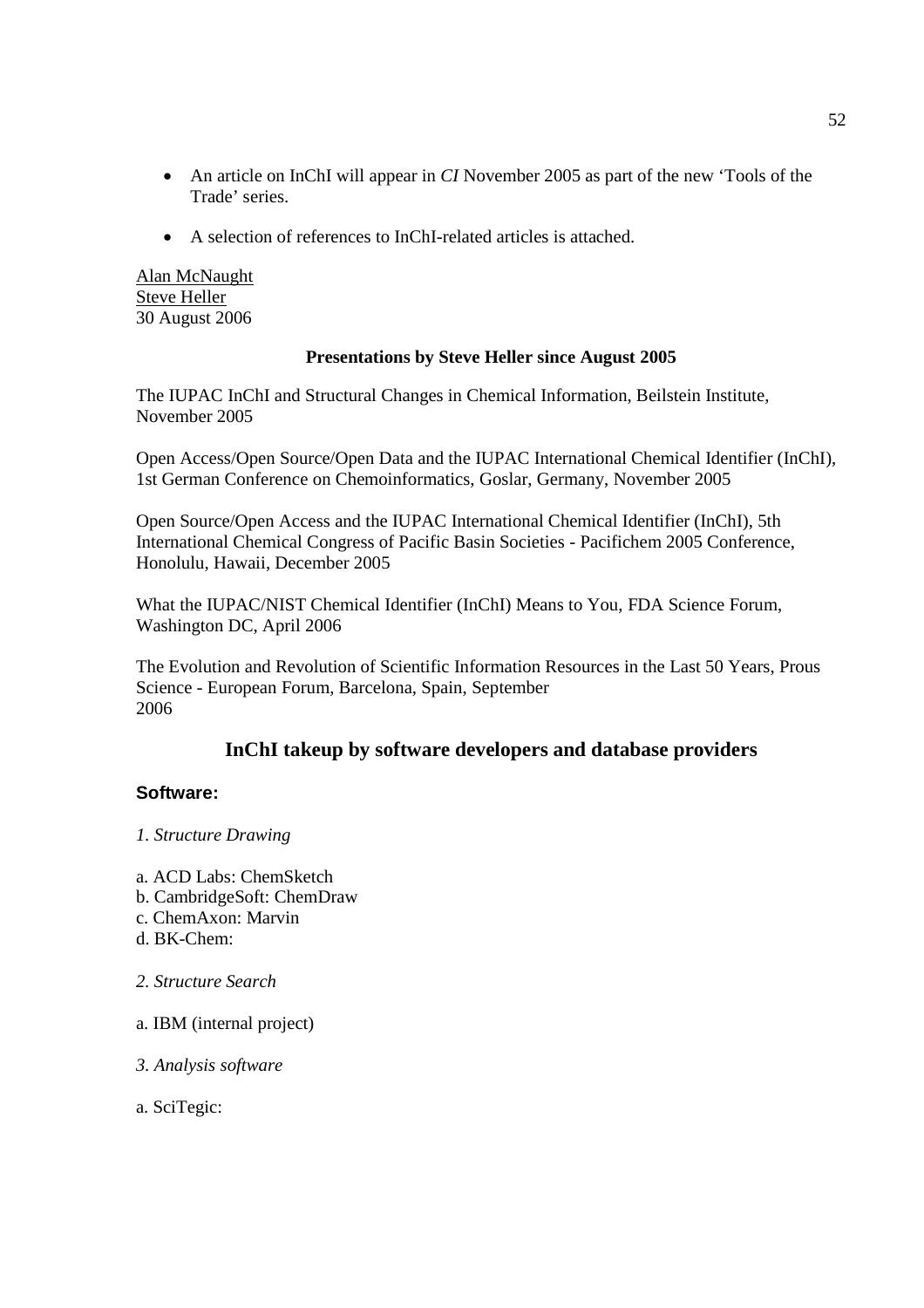- An article on InChI will appear in *CI* November 2005 as part of the new 'Tools of the Trade' series.

- A selection of references to InChI-related articles is attached.

Alan McNaught
Steve Heller
30 August 2006

**Presentations by Steve Heller since August 2005**

The IUPAC InChI and Structural Changes in Chemical Information, Beilstein Institute, November 2005

Open Access/Open Source/Open Data and the IUPAC International Chemical Identifier (InChI), 1st German Conference on Chemoinformatics, Goslar, Germany, November 2005

Open Source/Open Access and the IUPAC International Chemical Identifier (InChI), 5th International Chemical Congress of Pacific Basin Societies - Pacifichem 2005 Conference, Honolulu, Hawaii, December 2005

What the IUPAC/NIST Chemical Identifier (InChI) Means to You, FDA Science Forum, Washington DC, April 2006

The Evolution and Revolution of Scientific Information Resources in the Last 50 Years, Prous Science - European Forum, Barcelona, Spain, September 2006

## InChI takeup by software developers and database providers

### Software:

*1. Structure Drawing*

a. ACD Labs: ChemSketch
b. CambridgeSoft: ChemDraw
c. ChemAxon: Marvin
d. BK-Chem:

*2. Structure Search*

a. IBM (internal project)

*3. Analysis software*

a. SciTegic: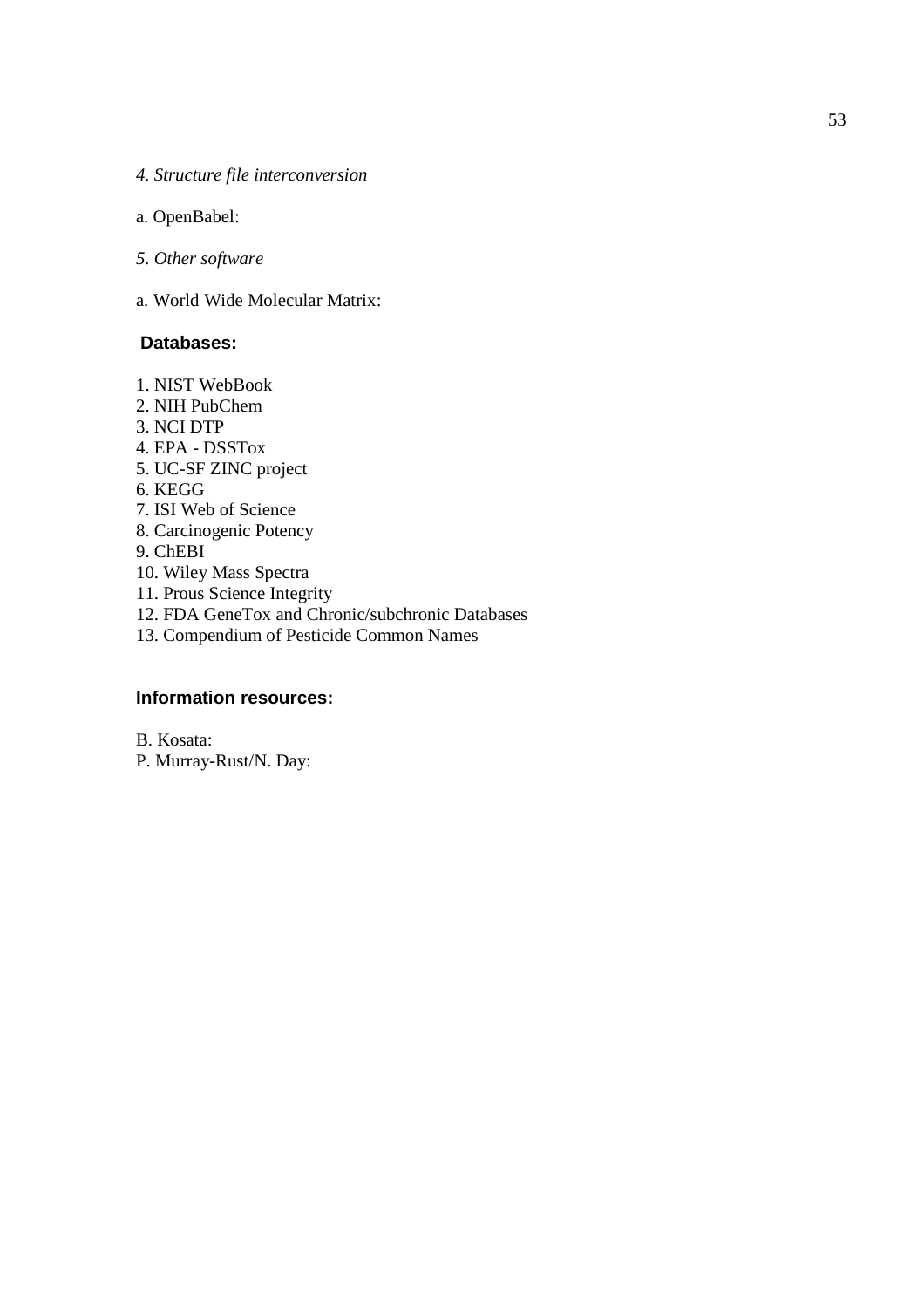*4. Structure file interconversion*

a. OpenBabel:

*5. Other software*

a. World Wide Molecular Matrix:

**Databases:**

1. NIST WebBook
2. NIH PubChem
3. NCI DTP
4. EPA - DSSTox
5. UC-SF ZINC project
6. KEGG
7. ISI Web of Science
8. Carcinogenic Potency
9. ChEBI
10. Wiley Mass Spectra
11. Prous Science Integrity
12. FDA GeneTox and Chronic/subchronic Databases
13. Compendium of Pesticide Common Names

**Information resources:**

B. Kosata:
P. Murray-Rust/N. Day: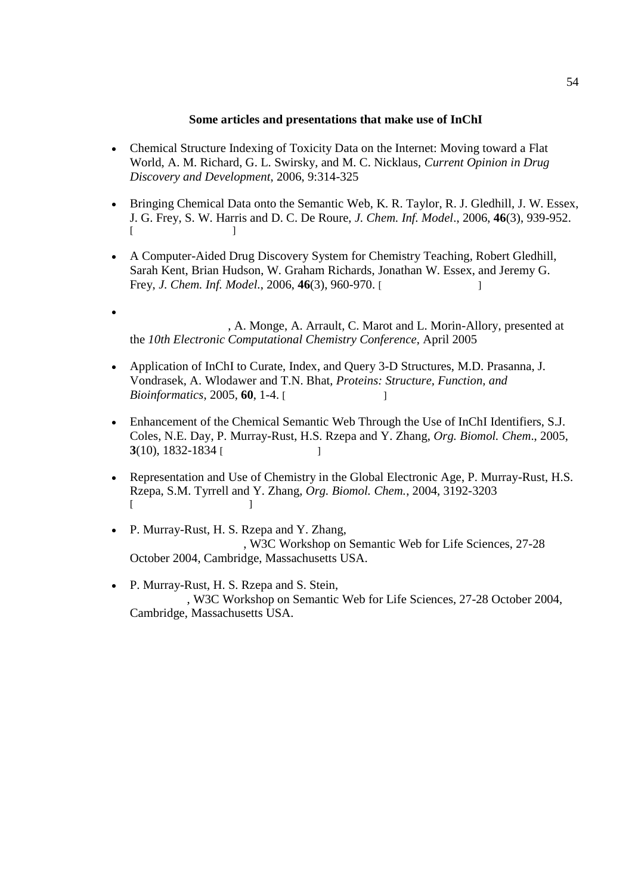**Some articles and presentations that make use of InChI**

- Chemical Structure Indexing of Toxicity Data on the Internet: Moving toward a Flat World, A. M. Richard, G. L. Swirsky, and M. C. Nicklaus, *Current Opinion in Drug Discovery and Development*, 2006, 9:314-325

- Bringing Chemical Data onto the Semantic Web, K. R. Taylor, R. J. Gledhill, J. W. Essex, J. G. Frey, S. W. Harris and D. C. De Roure, *J. Chem. Inf. Model*., 2006, **46**(3), 939-952. [ ]

- A Computer-Aided Drug Discovery System for Chemistry Teaching, Robert Gledhill, Sarah Kent, Brian Hudson, W. Graham Richards, Jonathan W. Essex, and Jeremy G. Frey, *J. Chem. Inf. Model.*, 2006, **46**(3), 960-970. [ ]

- , A. Monge, A. Arrault, C. Marot and L. Morin-Allory, presented at the *10th Electronic Computational Chemistry Conference*, April 2005

- Application of InChI to Curate, Index, and Query 3-D Structures, M.D. Prasanna, J. Vondrasek, A. Wlodawer and T.N. Bhat, *Proteins: Structure, Function, and Bioinformatics*, 2005, **60**, 1-4. [ ]

- Enhancement of the Chemical Semantic Web Through the Use of InChI Identifiers, S.J. Coles, N.E. Day, P. Murray-Rust, H.S. Rzepa and Y. Zhang, *Org. Biomol. Chem*., 2005, **3**(10), 1832-1834 [ ]

- Representation and Use of Chemistry in the Global Electronic Age, P. Murray-Rust, H.S. Rzepa, S.M. Tyrrell and Y. Zhang, *Org. Biomol. Chem.*, 2004, 3192-3203 [ ]

- P. Murray-Rust, H. S. Rzepa and Y. Zhang, , W3C Workshop on Semantic Web for Life Sciences, 27-28 October 2004, Cambridge, Massachusetts USA.

- P. Murray-Rust, H. S. Rzepa and S. Stein, , W3C Workshop on Semantic Web for Life Sciences, 27-28 October 2004, Cambridge, Massachusetts USA.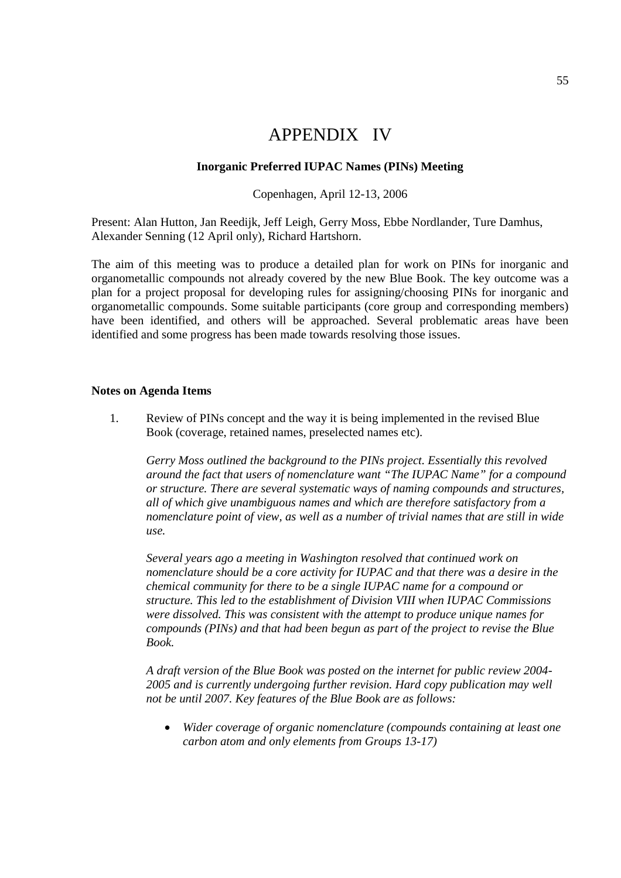# APPENDIX IV

**Inorganic Preferred IUPAC Names (PINs) Meeting**

Copenhagen, April 12-13, 2006

Present: Alan Hutton, Jan Reedijk, Jeff Leigh, Gerry Moss, Ebbe Nordlander, Ture Damhus, Alexander Senning (12 April only), Richard Hartshorn.

The aim of this meeting was to produce a detailed plan for work on PINs for inorganic and organometallic compounds not already covered by the new Blue Book. The key outcome was a plan for a project proposal for developing rules for assigning/choosing PINs for inorganic and organometallic compounds. Some suitable participants (core group and corresponding members) have been identified, and others will be approached. Several problematic areas have been identified and some progress has been made towards resolving those issues.

**Notes on Agenda Items**

1. Review of PINs concept and the way it is being implemented in the revised Blue Book (coverage, retained names, preselected names etc).

   *Gerry Moss outlined the background to the PINs project. Essentially this revolved around the fact that users of nomenclature want "The IUPAC Name" for a compound or structure. There are several systematic ways of naming compounds and structures, all of which give unambiguous names and which are therefore satisfactory from a nomenclature point of view, as well as a number of trivial names that are still in wide use.*

   *Several years ago a meeting in Washington resolved that continued work on nomenclature should be a core activity for IUPAC and that there was a desire in the chemical community for there to be a single IUPAC name for a compound or structure. This led to the establishment of Division VIII when IUPAC Commissions were dissolved. This was consistent with the attempt to produce unique names for compounds (PINs) and that had been begun as part of the project to revise the Blue Book.*

   *A draft version of the Blue Book was posted on the internet for public review 2004-2005 and is currently undergoing further revision. Hard copy publication may well not be until 2007. Key features of the Blue Book are as follows:*

   - *Wider coverage of organic nomenclature (compounds containing at least one carbon atom and only elements from Groups 13-17)*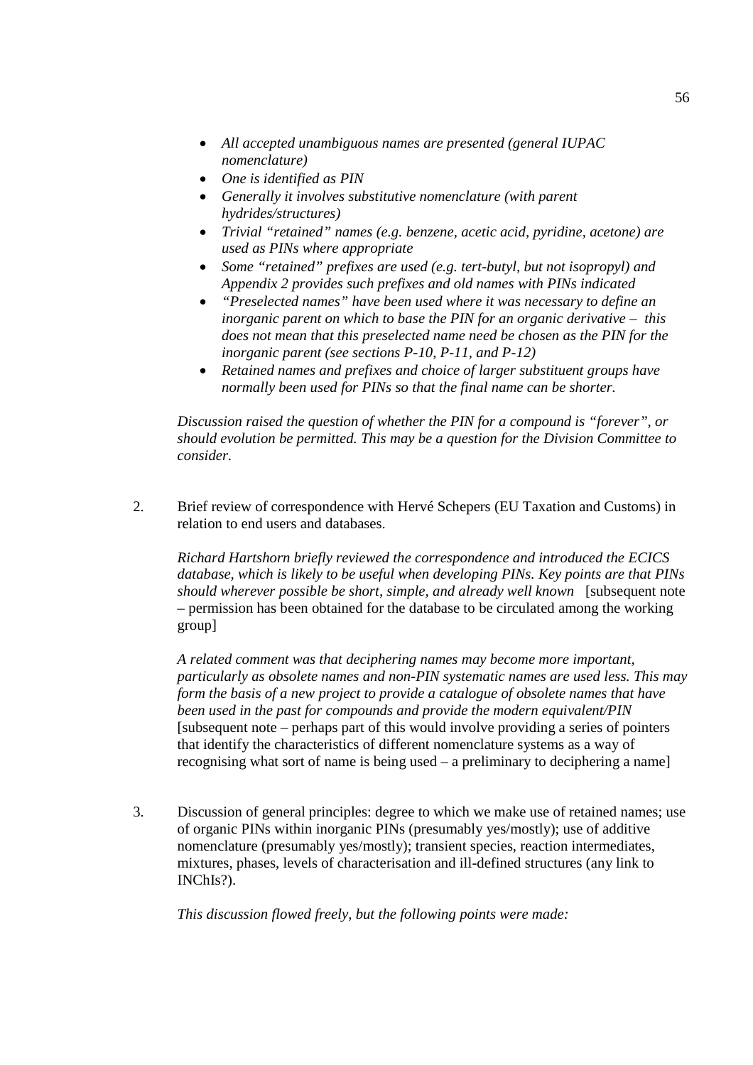- *All accepted unambiguous names are presented (general IUPAC nomenclature)*
- *One is identified as PIN*
- *Generally it involves substitutive nomenclature (with parent hydrides/structures)*
- *Trivial "retained" names (e.g. benzene, acetic acid, pyridine, acetone) are used as PINs where appropriate*
- *Some "retained" prefixes are used (e.g. tert-butyl, but not isopropyl) and Appendix 2 provides such prefixes and old names with PINs indicated*
- *"Preselected names" have been used where it was necessary to define an inorganic parent on which to base the PIN for an organic derivative – this does not mean that this preselected name need be chosen as the PIN for the inorganic parent (see sections P-10, P-11, and P-12)*
- *Retained names and prefixes and choice of larger substituent groups have normally been used for PINs so that the final name can be shorter.*

*Discussion raised the question of whether the PIN for a compound is "forever", or should evolution be permitted. This may be a question for the Division Committee to consider.*

2. Brief review of correspondence with Hervé Schepers (EU Taxation and Customs) in relation to end users and databases.

   *Richard Hartshorn briefly reviewed the correspondence and introduced the ECICS database, which is likely to be useful when developing PINs. Key points are that PINs should wherever possible be short, simple, and already well known* [subsequent note – permission has been obtained for the database to be circulated among the working group]

   *A related comment was that deciphering names may become more important, particularly as obsolete names and non-PIN systematic names are used less. This may form the basis of a new project to provide a catalogue of obsolete names that have been used in the past for compounds and provide the modern equivalent/PIN* [subsequent note – perhaps part of this would involve providing a series of pointers that identify the characteristics of different nomenclature systems as a way of recognising what sort of name is being used – a preliminary to deciphering a name]

3. Discussion of general principles: degree to which we make use of retained names; use of organic PINs within inorganic PINs (presumably yes/mostly); use of additive nomenclature (presumably yes/mostly); transient species, reaction intermediates, mixtures, phases, levels of characterisation and ill-defined structures (any link to INChIs?).

   *This discussion flowed freely, but the following points were made:*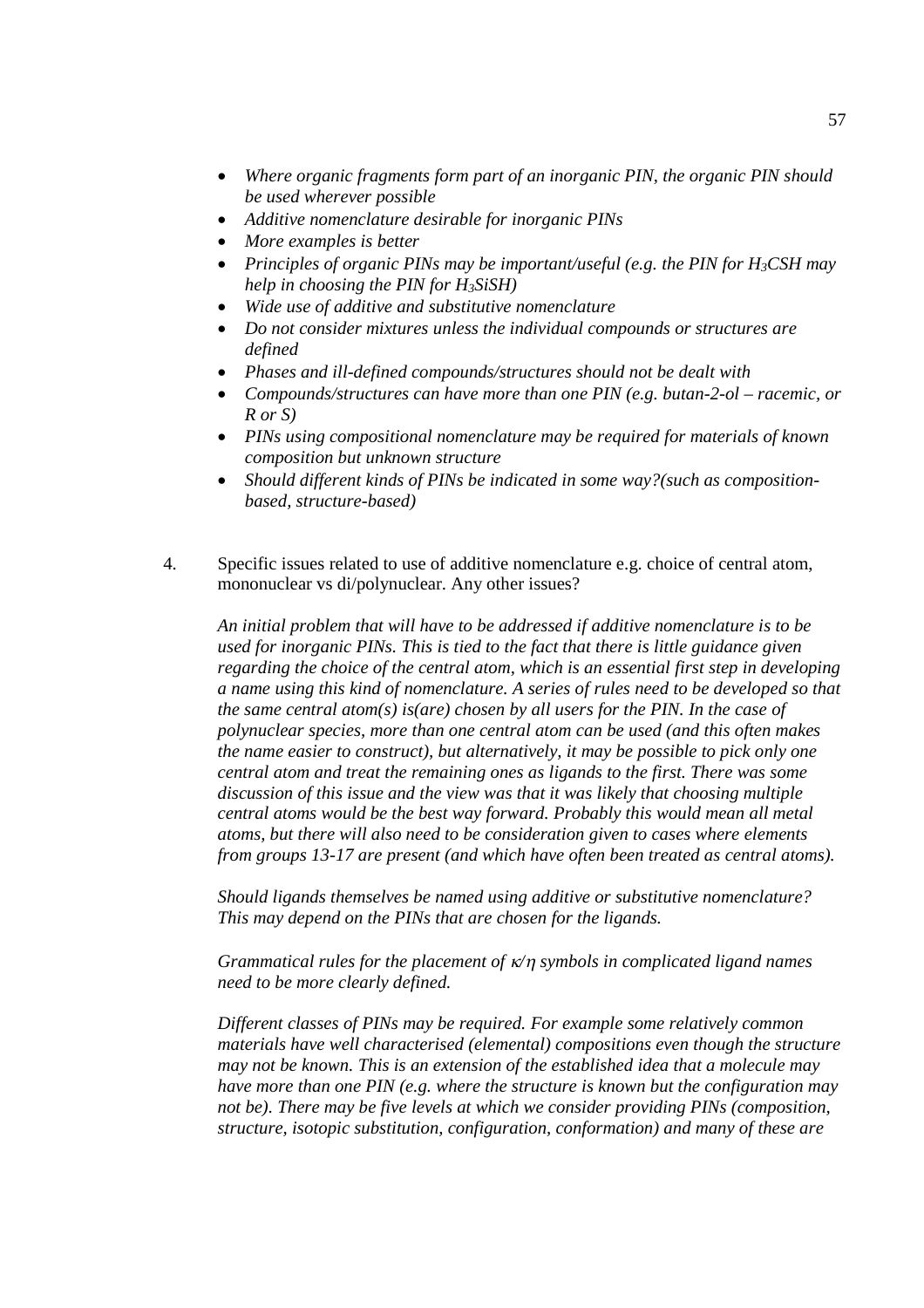- *Where organic fragments form part of an inorganic PIN, the organic PIN should be used wherever possible*
- *Additive nomenclature desirable for inorganic PINs*
- *More examples is better*
- *Principles of organic PINs may be important/useful (e.g. the PIN for $H_3CSH$ may help in choosing the PIN for $H_3SiSH$)*
- *Wide use of additive and substitutive nomenclature*
- *Do not consider mixtures unless the individual compounds or structures are defined*
- *Phases and ill-defined compounds/structures should not be dealt with*
- *Compounds/structures can have more than one PIN (e.g. butan-2-ol – racemic, or R or S)*
- *PINs using compositional nomenclature may be required for materials of known composition but unknown structure*
- *Should different kinds of PINs be indicated in some way?(such as composition-based, structure-based)*

4. Specific issues related to use of additive nomenclature e.g. choice of central atom, mononuclear vs di/polynuclear. Any other issues?

   *An initial problem that will have to be addressed if additive nomenclature is to be used for inorganic PINs. This is tied to the fact that there is little guidance given regarding the choice of the central atom, which is an essential first step in developing a name using this kind of nomenclature. A series of rules need to be developed so that the same central atom(s) is(are) chosen by all users for the PIN. In the case of polynuclear species, more than one central atom can be used (and this often makes the name easier to construct), but alternatively, it may be possible to pick only one central atom and treat the remaining ones as ligands to the first. There was some discussion of this issue and the view was that it was likely that choosing multiple central atoms would be the best way forward. Probably this would mean all metal atoms, but there will also need to be consideration given to cases where elements from groups 13-17 are present (and which have often been treated as central atoms).*

   *Should ligands themselves be named using additive or substitutive nomenclature? This may depend on the PINs that are chosen for the ligands.*

   *Grammatical rules for the placement of $\kappa/\eta$ symbols in complicated ligand names need to be more clearly defined.*

   *Different classes of PINs may be required. For example some relatively common materials have well characterised (elemental) compositions even though the structure may not be known. This is an extension of the established idea that a molecule may have more than one PIN (e.g. where the structure is known but the configuration may not be). There may be five levels at which we consider providing PINs (composition, structure, isotopic substitution, configuration, conformation) and many of these are*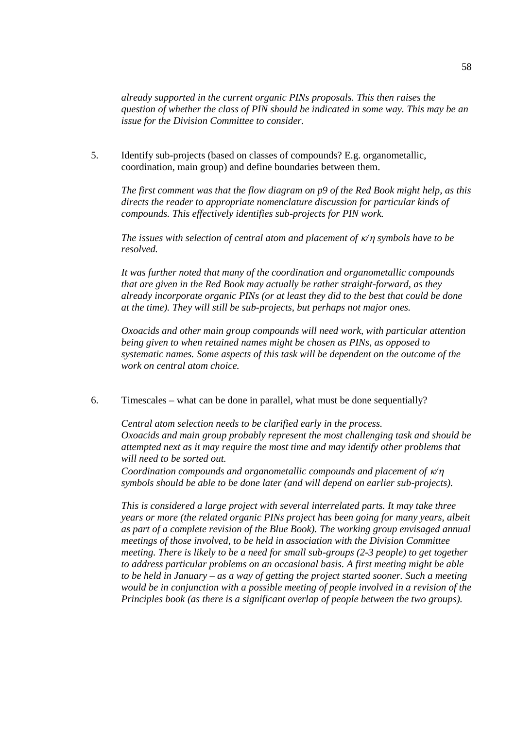*already supported in the current organic PINs proposals. This then raises the question of whether the class of PIN should be indicated in some way. This may be an issue for the Division Committee to consider.*

5. Identify sub-projects (based on classes of compounds? E.g. organometallic, coordination, main group) and define boundaries between them.

   *The first comment was that the flow diagram on p9 of the Red Book might help, as this directs the reader to appropriate nomenclature discussion for particular kinds of compounds. This effectively identifies sub-projects for PIN work.*

   *The issues with selection of central atom and placement of $\kappa/\eta$ symbols have to be resolved.*

   *It was further noted that many of the coordination and organometallic compounds that are given in the Red Book may actually be rather straight-forward, as they already incorporate organic PINs (or at least they did to the best that could be done at the time). They will still be sub-projects, but perhaps not major ones.*

   *Oxoacids and other main group compounds will need work, with particular attention being given to when retained names might be chosen as PINs, as opposed to systematic names. Some aspects of this task will be dependent on the outcome of the work on central atom choice.*

6. Timescales – what can be done in parallel, what must be done sequentially?

   *Central atom selection needs to be clarified early in the process.*
   *Oxoacids and main group probably represent the most challenging task and should be attempted next as it may require the most time and may identify other problems that will need to be sorted out.*
   *Coordination compounds and organometallic compounds and placement of $\kappa/\eta$ symbols should be able to be done later (and will depend on earlier sub-projects).*

   *This is considered a large project with several interrelated parts. It may take three years or more (the related organic PINs project has been going for many years, albeit as part of a complete revision of the Blue Book). The working group envisaged annual meetings of those involved, to be held in association with the Division Committee meeting. There is likely to be a need for small sub-groups (2-3 people) to get together to address particular problems on an occasional basis. A first meeting might be able to be held in January – as a way of getting the project started sooner. Such a meeting would be in conjunction with a possible meeting of people involved in a revision of the Principles book (as there is a significant overlap of people between the two groups).*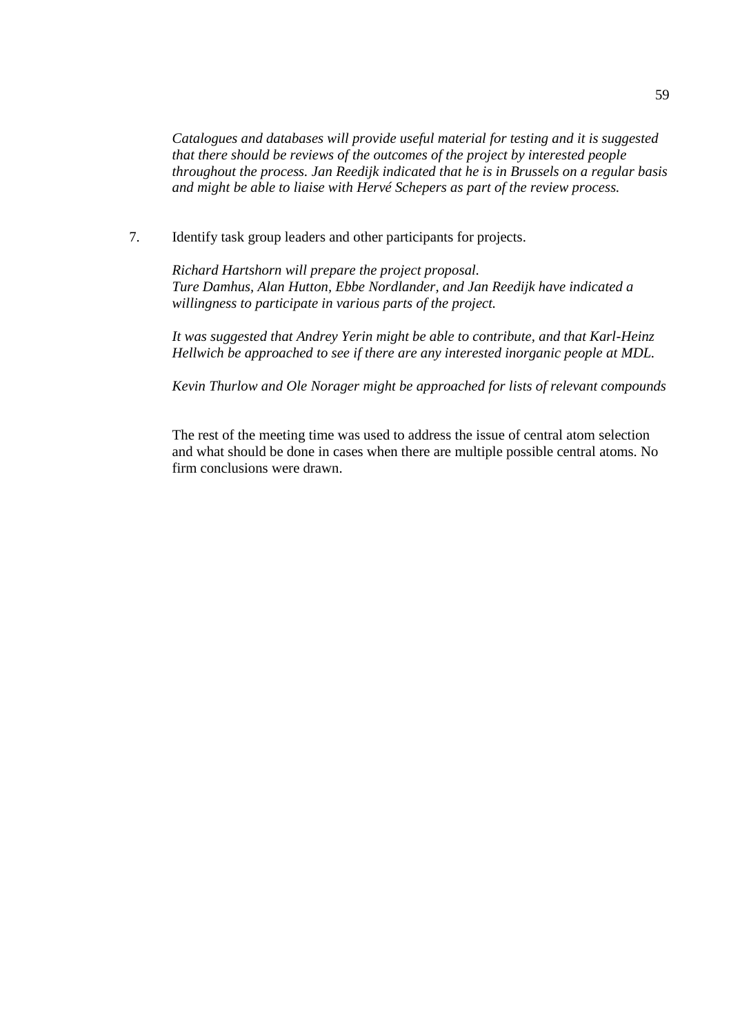*Catalogues and databases will provide useful material for testing and it is suggested that there should be reviews of the outcomes of the project by interested people throughout the process. Jan Reedijk indicated that he is in Brussels on a regular basis and might be able to liaise with Hervé Schepers as part of the review process.*

7. Identify task group leaders and other participants for projects.

   *Richard Hartshorn will prepare the project proposal.*
   *Ture Damhus, Alan Hutton, Ebbe Nordlander, and Jan Reedijk have indicated a willingness to participate in various parts of the project.*

   *It was suggested that Andrey Yerin might be able to contribute, and that Karl-Heinz Hellwich be approached to see if there are any interested inorganic people at MDL.*

   *Kevin Thurlow and Ole Norager might be approached for lists of relevant compounds*

The rest of the meeting time was used to address the issue of central atom selection and what should be done in cases when there are multiple possible central atoms. No firm conclusions were drawn.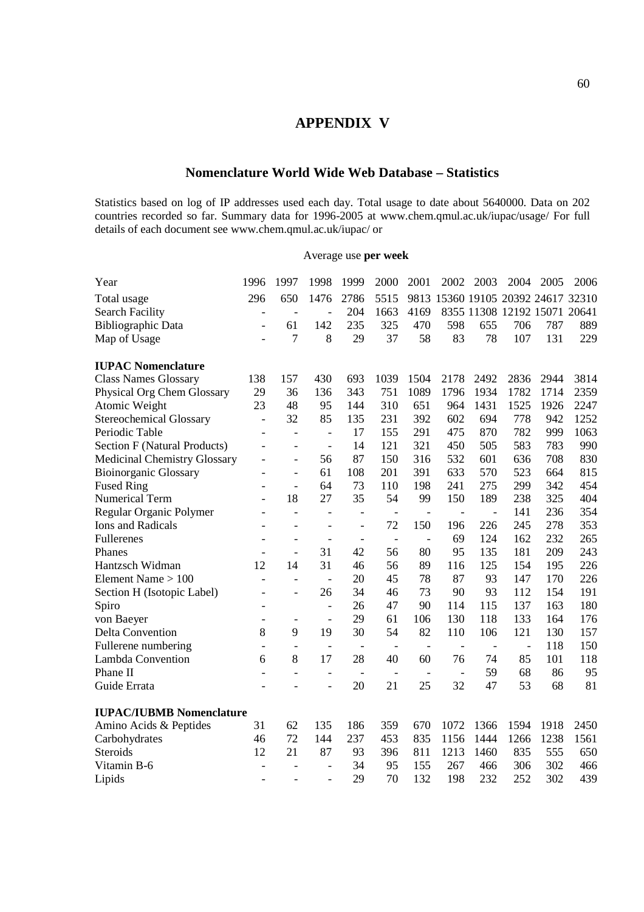# APPENDIX V

## Nomenclature World Wide Web Database – Statistics

Statistics based on log of IP addresses used each day. Total usage to date about 5640000. Data on 202 countries recorded so far. Summary data for 1996-2005 at www.chem.qmul.ac.uk/iupac/usage/ For full details of each document see www.chem.qmul.ac.uk/iupac/ or

Average use **per week**

| Year | 1996 | 1997 | 1998 | 1999 | 2000 | 2001 | 2002 | 2003 | 2004 | 2005 | 2006 |
|---|---|---|---|---|---|---|---|---|---|---|---|
| Total usage | 296 | 650 | 1476 | 2786 | 5515 | 9813 | 15360 | 19105 | 20392 | 24617 | 32310 |
| Search Facility | - | - | - | 204 | 1663 | 4169 | 8355 | 11308 | 12192 | 15071 | 20641 |
| Bibliographic Data | - | 61 | 142 | 235 | 325 | 470 | 598 | 655 | 706 | 787 | 889 |
| Map of Usage | - | 7 | 8 | 29 | 37 | 58 | 83 | 78 | 107 | 131 | 229 |
| **IUPAC Nomenclature** | | | | | | | | | | | |
| Class Names Glossary | 138 | 157 | 430 | 693 | 1039 | 1504 | 2178 | 2492 | 2836 | 2944 | 3814 |
| Physical Org Chem Glossary | 29 | 36 | 136 | 343 | 751 | 1089 | 1796 | 1934 | 1782 | 1714 | 2359 |
| Atomic Weight | 23 | 48 | 95 | 144 | 310 | 651 | 964 | 1431 | 1525 | 1926 | 2247 |
| Stereochemical Glossary | - | 32 | 85 | 135 | 231 | 392 | 602 | 694 | 778 | 942 | 1252 |
| Periodic Table | - | - | - | 17 | 155 | 291 | 475 | 870 | 782 | 999 | 1063 |
| Section F (Natural Products) | - | - | - | 14 | 121 | 321 | 450 | 505 | 583 | 783 | 990 |
| Medicinal Chemistry Glossary | - | - | 56 | 87 | 150 | 316 | 532 | 601 | 636 | 708 | 830 |
| Bioinorganic Glossary | - | - | 61 | 108 | 201 | 391 | 633 | 570 | 523 | 664 | 815 |
| Fused Ring | - | - | 64 | 73 | 110 | 198 | 241 | 275 | 299 | 342 | 454 |
| Numerical Term | - | 18 | 27 | 35 | 54 | 99 | 150 | 189 | 238 | 325 | 404 |
| Regular Organic Polymer | - | - | - | - | - | - | - | - | 141 | 236 | 354 |
| Ions and Radicals | - | - | - | - | 72 | 150 | 196 | 226 | 245 | 278 | 353 |
| Fullerenes | - | - | - | - | - | - | 69 | 124 | 162 | 232 | 265 |
| Phanes | - | - | 31 | 42 | 56 | 80 | 95 | 135 | 181 | 209 | 243 |
| Hantzsch Widman | 12 | 14 | 31 | 46 | 56 | 89 | 116 | 125 | 154 | 195 | 226 |
| Element Name > 100 | - | - | - | 20 | 45 | 78 | 87 | 93 | 147 | 170 | 226 |
| Section H (Isotopic Label) | - | - | 26 | 34 | 46 | 73 | 90 | 93 | 112 | 154 | 191 |
| Spiro | - | | - | 26 | 47 | 90 | 114 | 115 | 137 | 163 | 180 |
| von Baeyer | - | - | - | 29 | 61 | 106 | 130 | 118 | 133 | 164 | 176 |
| Delta Convention | 8 | 9 | 19 | 30 | 54 | 82 | 110 | 106 | 121 | 130 | 157 |
| Fullerene numbering | - | - | - | - | - | - | - | - | - | 118 | 150 |
| Lambda Convention | 6 | 8 | 17 | 28 | 40 | 60 | 76 | 74 | 85 | 101 | 118 |
| Phane II | - | - | - | - | - | - | - | 59 | 68 | 86 | 95 |
| Guide Errata | - | - | - | 20 | 21 | 25 | 32 | 47 | 53 | 68 | 81 |
| **IUPAC/IUBMB Nomenclature** | | | | | | | | | | | |
| Amino Acids & Peptides | 31 | 62 | 135 | 186 | 359 | 670 | 1072 | 1366 | 1594 | 1918 | 2450 |
| Carbohydrates | 46 | 72 | 144 | 237 | 453 | 835 | 1156 | 1444 | 1266 | 1238 | 1561 |
| Steroids | 12 | 21 | 87 | 93 | 396 | 811 | 1213 | 1460 | 835 | 555 | 650 |
| Vitamin B-6 | - | - | - | 34 | 95 | 155 | 267 | 466 | 306 | 302 | 466 |
| Lipids | - | - | - | 29 | 70 | 132 | 198 | 232 | 252 | 302 | 439 |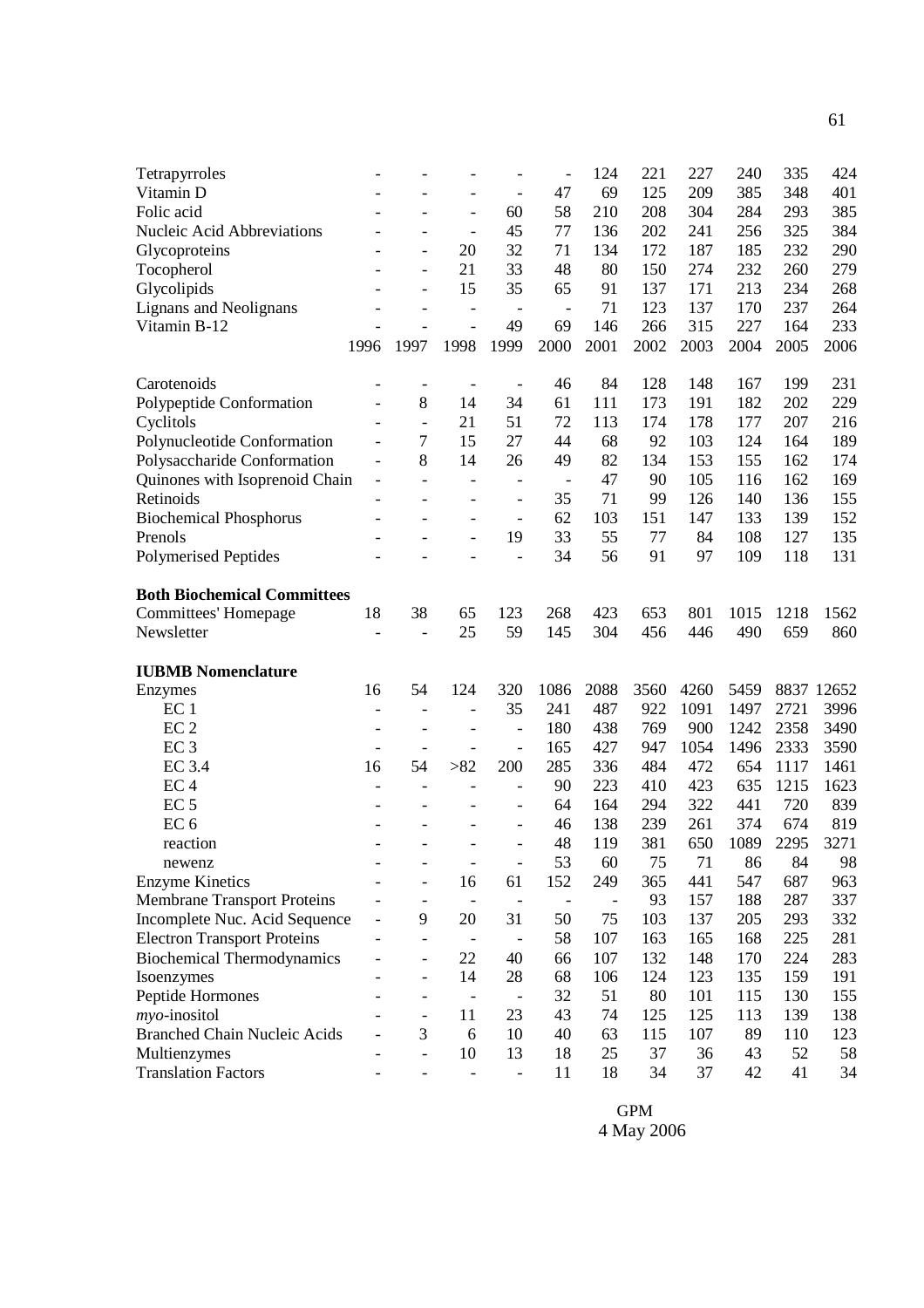| | | | | | | | | | | | |
|---|---|---|---|---|---|---|---|---|---|---|---|
| Tetrapyrroles | - | - | - | - | - | 124 | 221 | 227 | 240 | 335 | 424 |
| Vitamin D | - | - | - | - | 47 | 69 | 125 | 209 | 385 | 348 | 401 |
| Folic acid | - | - | - | 60 | 58 | 210 | 208 | 304 | 284 | 293 | 385 |
| Nucleic Acid Abbreviations | - | - | - | 45 | 77 | 136 | 202 | 241 | 256 | 325 | 384 |
| Glycoproteins | - | - | 20 | 32 | 71 | 134 | 172 | 187 | 185 | 232 | 290 |
| Tocopherol | - | - | 21 | 33 | 48 | 80 | 150 | 274 | 232 | 260 | 279 |
| Glycolipids | - | - | 15 | 35 | 65 | 91 | 137 | 171 | 213 | 234 | 268 |
| Lignans and Neolignans | - | - | - | - | - | 71 | 123 | 137 | 170 | 237 | 264 |
| Vitamin B-12 | - | - | - | 49 | 69 | 146 | 266 | 315 | 227 | 164 | 233 |
| | 1996 | 1997 | 1998 | 1999 | 2000 | 2001 | 2002 | 2003 | 2004 | 2005 | 2006 |
| Carotenoids | - | - | - | - | 46 | 84 | 128 | 148 | 167 | 199 | 231 |
| Polypeptide Conformation | - | 8 | 14 | 34 | 61 | 111 | 173 | 191 | 182 | 202 | 229 |
| Cyclitols | - | - | 21 | 51 | 72 | 113 | 174 | 178 | 177 | 207 | 216 |
| Polynucleotide Conformation | - | 7 | 15 | 27 | 44 | 68 | 92 | 103 | 124 | 164 | 189 |
| Polysaccharide Conformation | - | 8 | 14 | 26 | 49 | 82 | 134 | 153 | 155 | 162 | 174 |
| Quinones with Isoprenoid Chain | - | - | - | - | - | 47 | 90 | 105 | 116 | 162 | 169 |
| Retinoids | - | - | - | - | 35 | 71 | 99 | 126 | 140 | 136 | 155 |
| Biochemical Phosphorus | - | - | - | - | 62 | 103 | 151 | 147 | 133 | 139 | 152 |
| Prenols | - | - | - | 19 | 33 | 55 | 77 | 84 | 108 | 127 | 135 |
| Polymerised Peptides | - | - | - | - | 34 | 56 | 91 | 97 | 109 | 118 | 131 |
| **Both Biochemical Committees** | | | | | | | | | | | |
| Committees' Homepage | 18 | 38 | 65 | 123 | 268 | 423 | 653 | 801 | 1015 | 1218 | 1562 |
| Newsletter | - | - | 25 | 59 | 145 | 304 | 456 | 446 | 490 | 659 | 860 |
| **IUBMB Nomenclature** | | | | | | | | | | | |
| Enzymes | 16 | 54 | 124 | 320 | 1086 | 2088 | 3560 | 4260 | 5459 | 8837 | 12652 |
| EC 1 | - | - | - | 35 | 241 | 487 | 922 | 1091 | 1497 | 2721 | 3996 |
| EC 2 | - | - | - | - | 180 | 438 | 769 | 900 | 1242 | 2358 | 3490 |
| EC 3 | - | - | - | - | 165 | 427 | 947 | 1054 | 1496 | 2333 | 3590 |
| EC 3.4 | 16 | 54 | >82 | 200 | 285 | 336 | 484 | 472 | 654 | 1117 | 1461 |
| EC 4 | - | - | - | - | 90 | 223 | 410 | 423 | 635 | 1215 | 1623 |
| EC 5 | - | - | - | - | 64 | 164 | 294 | 322 | 441 | 720 | 839 |
| EC 6 | - | - | - | - | 46 | 138 | 239 | 261 | 374 | 674 | 819 |
| reaction | - | - | - | - | 48 | 119 | 381 | 650 | 1089 | 2295 | 3271 |
| newenz | - | - | - | - | 53 | 60 | 75 | 71 | 86 | 84 | 98 |
| Enzyme Kinetics | - | - | 16 | 61 | 152 | 249 | 365 | 441 | 547 | 687 | 963 |
| Membrane Transport Proteins | - | - | - | - | - | - | 93 | 157 | 188 | 287 | 337 |
| Incomplete Nuc. Acid Sequence | - | 9 | 20 | 31 | 50 | 75 | 103 | 137 | 205 | 293 | 332 |
| Electron Transport Proteins | - | - | - | - | 58 | 107 | 163 | 165 | 168 | 225 | 281 |
| Biochemical Thermodynamics | - | - | 22 | 40 | 66 | 107 | 132 | 148 | 170 | 224 | 283 |
| Isoenzymes | - | - | 14 | 28 | 68 | 106 | 124 | 123 | 135 | 159 | 191 |
| Peptide Hormones | - | - | - | - | 32 | 51 | 80 | 101 | 115 | 130 | 155 |
| *myo*-inositol | - | - | 11 | 23 | 43 | 74 | 125 | 125 | 113 | 139 | 138 |
| Branched Chain Nucleic Acids | - | 3 | 6 | 10 | 40 | 63 | 115 | 107 | 89 | 110 | 123 |
| Multienzymes | - | - | 10 | 13 | 18 | 25 | 37 | 36 | 43 | 52 | 58 |
| Translation Factors | - | - | - | - | 11 | 18 | 34 | 37 | 42 | 41 | 34 |

GPM
4 May 2006